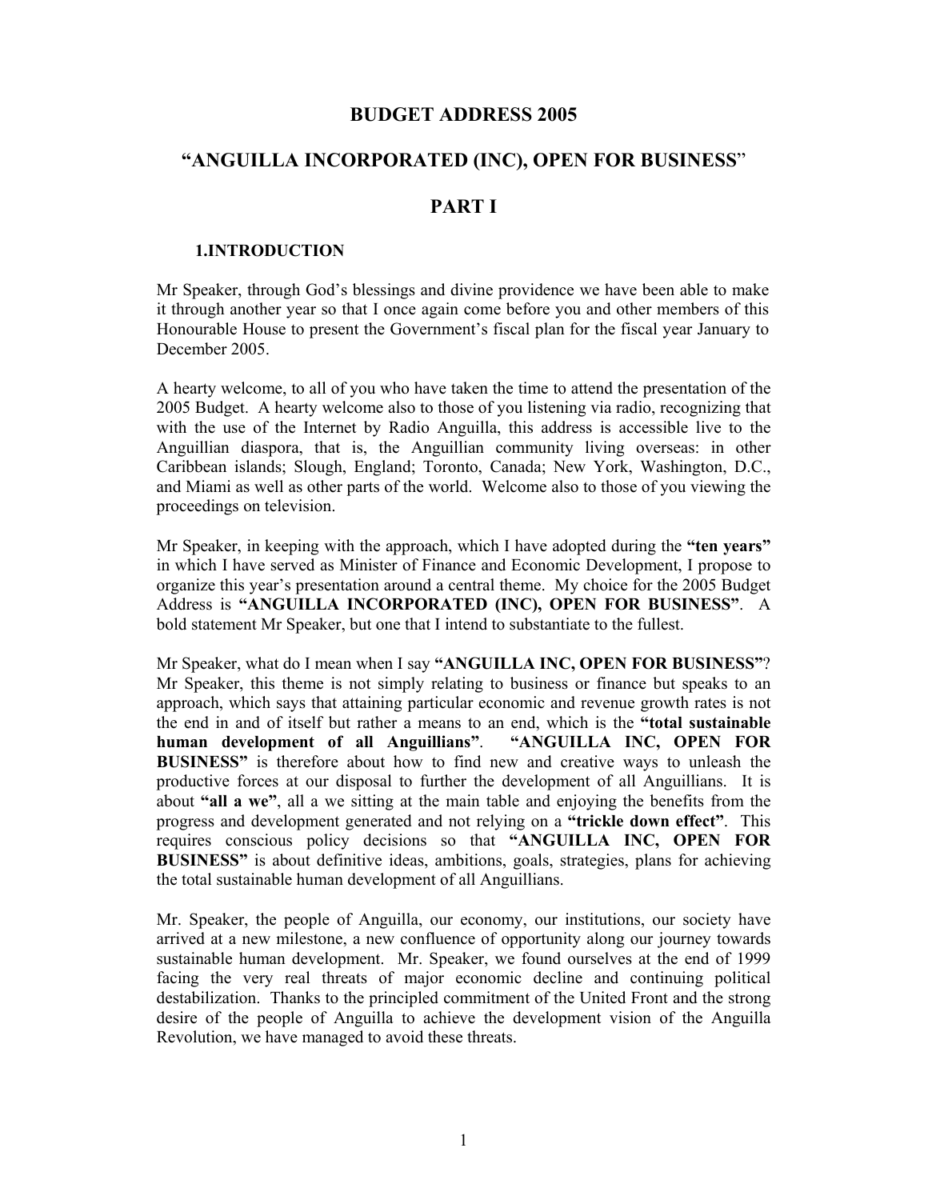# BUDGET ADDRESS 2005

# "ANGUILLA INCORPORATED (INC), OPEN FOR BUSINESS"

# PART I

## 1.INTRODUCTION

Mr Speaker, through God's blessings and divine providence we have been able to make it through another year so that I once again come before you and other members of this Honourable House to present the Government's fiscal plan for the fiscal year January to December 2005.

A hearty welcome, to all of you who have taken the time to attend the presentation of the 2005 Budget. A hearty welcome also to those of you listening via radio, recognizing that with the use of the Internet by Radio Anguilla, this address is accessible live to the Anguillian diaspora, that is, the Anguillian community living overseas: in other Caribbean islands; Slough, England; Toronto, Canada; New York, Washington, D.C., and Miami as well as other parts of the world. Welcome also to those of you viewing the proceedings on television.

Mr Speaker, in keeping with the approach, which I have adopted during the **"ten years"** in which I have served as Minister of Finance and Economic Development, I propose to organize this year's presentation around a central theme. My choice for the 2005 Budget Address is **"ANGUILLA INCORPORATED (INC), OPEN FOR BUSINESS"**. A bold statement Mr Speaker, but one that I intend to substantiate to the fullest.

Mr Speaker, what do I mean when I say **"ANGUILLA INC, OPEN FOR BUSINESS"**? Mr Speaker, this theme is not simply relating to business or finance but speaks to an approach, which says that attaining particular economic and revenue growth rates is not the end in and of itself but rather a means to an end, which is the **"total sustainable human development of all Anguillians"**. **"ANGUILLA INC, OPEN FOR BUSINESS"** is therefore about how to find new and creative ways to unleash the productive forces at our disposal to further the development of all Anguillians. It is about **"all a we"**, all a we sitting at the main table and enjoying the benefits from the progress and development generated and not relying on a **"trickle down effect"**. This requires conscious policy decisions so that **"ANGUILLA INC, OPEN FOR BUSINESS"** is about definitive ideas, ambitions, goals, strategies, plans for achieving the total sustainable human development of all Anguillians.

Mr. Speaker, the people of Anguilla, our economy, our institutions, our society have arrived at a new milestone, a new confluence of opportunity along our journey towards sustainable human development. Mr. Speaker, we found ourselves at the end of 1999 facing the very real threats of major economic decline and continuing political destabilization. Thanks to the principled commitment of the United Front and the strong desire of the people of Anguilla to achieve the development vision of the Anguilla Revolution, we have managed to avoid these threats.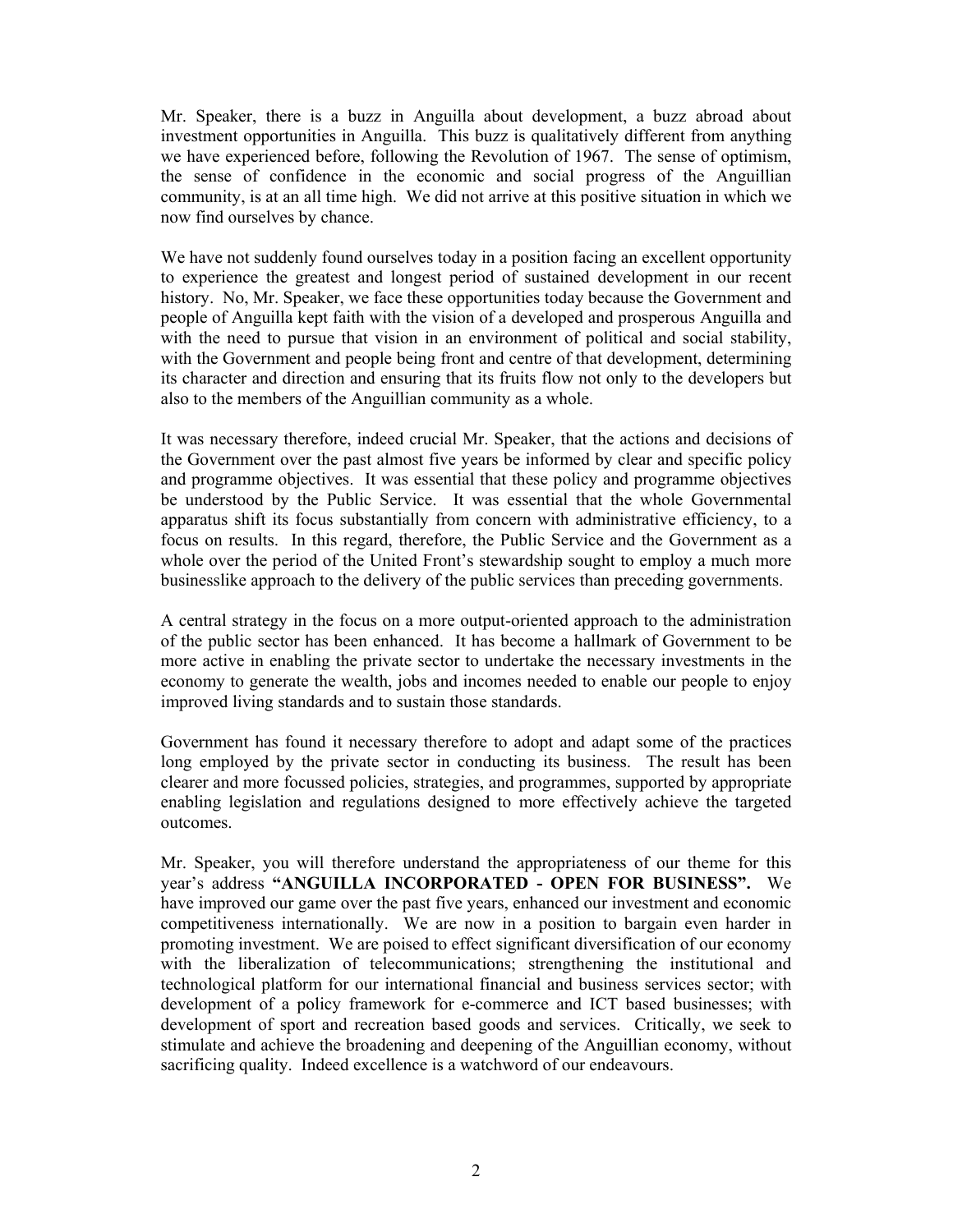Mr. Speaker, there is a buzz in Anguilla about development, a buzz abroad about investment opportunities in Anguilla. This buzz is qualitatively different from anything we have experienced before, following the Revolution of 1967. The sense of optimism, the sense of confidence in the economic and social progress of the Anguillian community, is at an all time high. We did not arrive at this positive situation in which we now find ourselves by chance.

We have not suddenly found ourselves today in a position facing an excellent opportunity to experience the greatest and longest period of sustained development in our recent history. No, Mr. Speaker, we face these opportunities today because the Government and people of Anguilla kept faith with the vision of a developed and prosperous Anguilla and with the need to pursue that vision in an environment of political and social stability, with the Government and people being front and centre of that development, determining its character and direction and ensuring that its fruits flow not only to the developers but also to the members of the Anguillian community as a whole.

It was necessary therefore, indeed crucial Mr. Speaker, that the actions and decisions of the Government over the past almost five years be informed by clear and specific policy and programme objectives. It was essential that these policy and programme objectives be understood by the Public Service. It was essential that the whole Governmental apparatus shift its focus substantially from concern with administrative efficiency, to a focus on results. In this regard, therefore, the Public Service and the Government as a whole over the period of the United Front's stewardship sought to employ a much more businesslike approach to the delivery of the public services than preceding governments.

A central strategy in the focus on a more output-oriented approach to the administration of the public sector has been enhanced. It has become a hallmark of Government to be more active in enabling the private sector to undertake the necessary investments in the economy to generate the wealth, jobs and incomes needed to enable our people to enjoy improved living standards and to sustain those standards.

Government has found it necessary therefore to adopt and adapt some of the practices long employed by the private sector in conducting its business. The result has been clearer and more focussed policies, strategies, and programmes, supported by appropriate enabling legislation and regulations designed to more effectively achieve the targeted outcomes.

Mr. Speaker, you will therefore understand the appropriateness of our theme for this year's address **"ANGUILLA INCORPORATED - OPEN FOR BUSINESS".** We have improved our game over the past five years, enhanced our investment and economic competitiveness internationally. We are now in a position to bargain even harder in promoting investment. We are poised to effect significant diversification of our economy with the liberalization of telecommunications; strengthening the institutional and technological platform for our international financial and business services sector; with development of a policy framework for e-commerce and ICT based businesses; with development of sport and recreation based goods and services. Critically, we seek to stimulate and achieve the broadening and deepening of the Anguillian economy, without sacrificing quality. Indeed excellence is a watchword of our endeavours.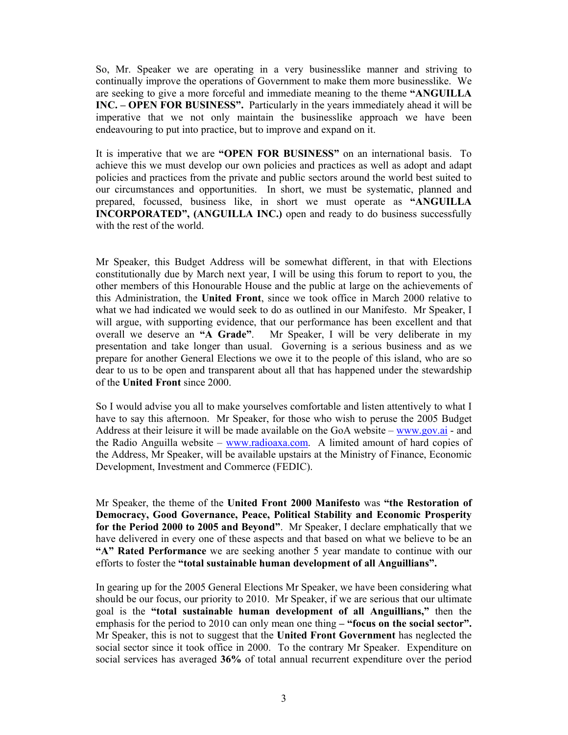So, Mr. Speaker we are operating in a very businesslike manner and striving to continually improve the operations of Government to make them more businesslike. We are seeking to give a more forceful and immediate meaning to the theme **"ANGUILLA INC. – OPEN FOR BUSINESS".** Particularly in the years immediately ahead it will be imperative that we not only maintain the businesslike approach we have been endeavouring to put into practice, but to improve and expand on it.

It is imperative that we are **"OPEN FOR BUSINESS"** on an international basis. To achieve this we must develop our own policies and practices as well as adopt and adapt policies and practices from the private and public sectors around the world best suited to our circumstances and opportunities. In short, we must be systematic, planned and prepared, focussed, business like, in short we must operate as **"ANGUILLA INCORPORATED", (ANGUILLA INC.)** open and ready to do business successfully with the rest of the world.

Mr Speaker, this Budget Address will be somewhat different, in that with Elections constitutionally due by March next year, I will be using this forum to report to you, the other members of this Honourable House and the public at large on the achievements of this Administration, the **United Front**, since we took office in March 2000 relative to what we had indicated we would seek to do as outlined in our Manifesto. Mr Speaker, I will argue, with supporting evidence, that our performance has been excellent and that overall we deserve an **"A Grade"**. Mr Speaker, I will be very deliberate in my presentation and take longer than usual. Governing is a serious business and as we prepare for another General Elections we owe it to the people of this island, who are so dear to us to be open and transparent about all that has happened under the stewardship of the **United Front** since 2000.

So I would advise you all to make yourselves comfortable and listen attentively to what I have to say this afternoon. Mr Speaker, for those who wish to peruse the 2005 Budget Address at their leisure it will be made available on the GoA website – www.gov.ai - and the Radio Anguilla website – www.radioaxa.com. A limited amount of hard copies of the Address, Mr Speaker, will be available upstairs at the Ministry of Finance, Economic Development, Investment and Commerce (FEDIC).

Mr Speaker, the theme of the **United Front 2000 Manifesto** was **"the Restoration of Democracy, Good Governance, Peace, Political Stability and Economic Prosperity for the Period 2000 to 2005 and Beyond"**. Mr Speaker, I declare emphatically that we have delivered in every one of these aspects and that based on what we believe to be an **"A" Rated Performance** we are seeking another 5 year mandate to continue with our efforts to foster the **"total sustainable human development of all Anguillians".**

In gearing up for the 2005 General Elections Mr Speaker, we have been considering what should be our focus, our priority to 2010. Mr Speaker, if we are serious that our ultimate goal is the **"total sustainable human development of all Anguillians,"** then the emphasis for the period to 2010 can only mean one thing **– "focus on the social sector".** Mr Speaker, this is not to suggest that the **United Front Government** has neglected the social sector since it took office in 2000. To the contrary Mr Speaker. Expenditure on social services has averaged **36%** of total annual recurrent expenditure over the period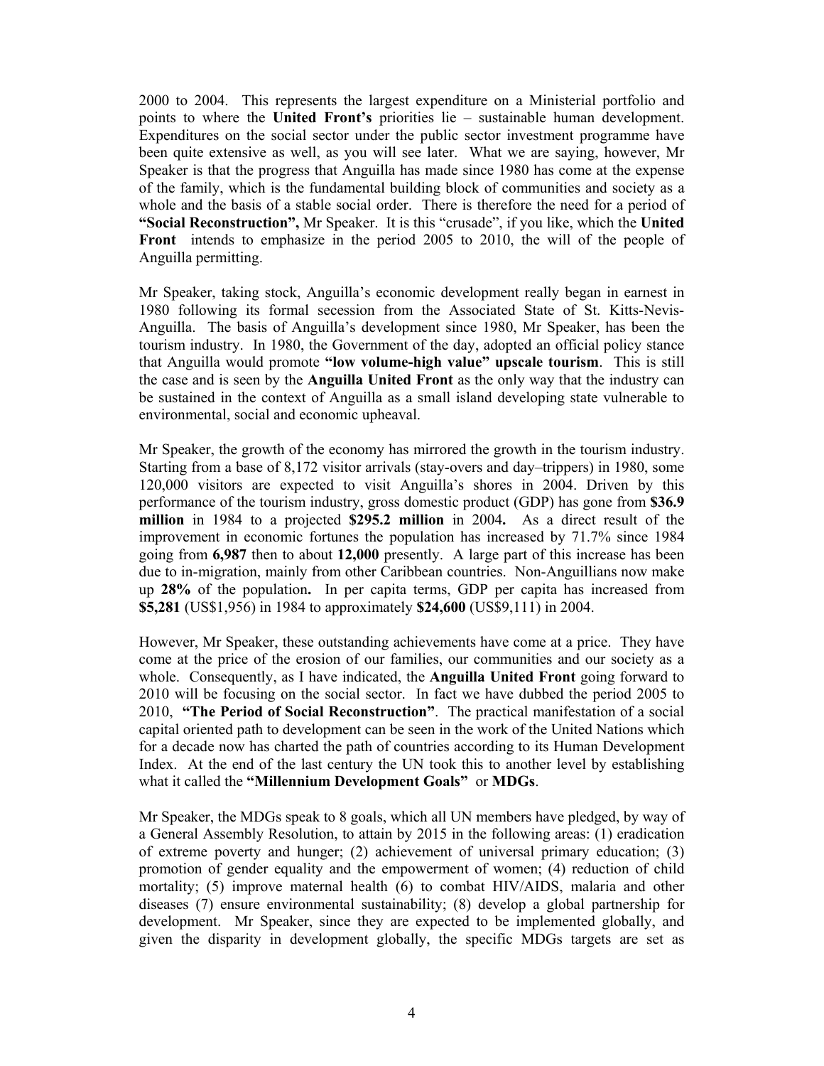2000 to 2004. This represents the largest expenditure on a Ministerial portfolio and points to where the **United Front's** priorities lie – sustainable human development. Expenditures on the social sector under the public sector investment programme have been quite extensive as well, as you will see later. What we are saying, however, Mr Speaker is that the progress that Anguilla has made since 1980 has come at the expense of the family, which is the fundamental building block of communities and society as a whole and the basis of a stable social order. There is therefore the need for a period of **"Social Reconstruction",** Mr Speaker. It is this "crusade", if you like, which the **United Front** intends to emphasize in the period 2005 to 2010, the will of the people of Anguilla permitting.

Mr Speaker, taking stock, Anguilla's economic development really began in earnest in 1980 following its formal secession from the Associated State of St. Kitts-Nevis-Anguilla. The basis of Anguilla's development since 1980, Mr Speaker, has been the tourism industry. In 1980, the Government of the day, adopted an official policy stance that Anguilla would promote **"low volume-high value" upscale tourism**. This is still the case and is seen by the **Anguilla United Front** as the only way that the industry can be sustained in the context of Anguilla as a small island developing state vulnerable to environmental, social and economic upheaval.

Mr Speaker, the growth of the economy has mirrored the growth in the tourism industry. Starting from a base of 8,172 visitor arrivals (stay-overs and day–trippers) in 1980, some 120,000 visitors are expected to visit Anguilla's shores in 2004. Driven by this performance of the tourism industry, gross domestic product (GDP) has gone from **$36.9 million** in 1984 to a projected **$295.2 million** in 2004**.** As a direct result of the improvement in economic fortunes the population has increased by 71.7% since 1984 going from **6,987** then to about **12,000** presently. A large part of this increase has been due to in-migration, mainly from other Caribbean countries. Non-Anguillians now make up **28%** of the population**.** In per capita terms, GDP per capita has increased from **$5,281** (US$1,956) in 1984 to approximately **$24,600** (US$9,111) in 2004.

However, Mr Speaker, these outstanding achievements have come at a price. They have come at the price of the erosion of our families, our communities and our society as a whole. Consequently, as I have indicated, the **Anguilla United Front** going forward to 2010 will be focusing on the social sector. In fact we have dubbed the period 2005 to 2010, **"The Period of Social Reconstruction"**. The practical manifestation of a social capital oriented path to development can be seen in the work of the United Nations which for a decade now has charted the path of countries according to its Human Development Index. At the end of the last century the UN took this to another level by establishing what it called the **"Millennium Development Goals"** or **MDGs**.

Mr Speaker, the MDGs speak to 8 goals, which all UN members have pledged, by way of a General Assembly Resolution, to attain by 2015 in the following areas: (1) eradication of extreme poverty and hunger; (2) achievement of universal primary education; (3) promotion of gender equality and the empowerment of women; (4) reduction of child mortality; (5) improve maternal health (6) to combat HIV/AIDS, malaria and other diseases (7) ensure environmental sustainability; (8) develop a global partnership for development. Mr Speaker, since they are expected to be implemented globally, and given the disparity in development globally, the specific MDGs targets are set as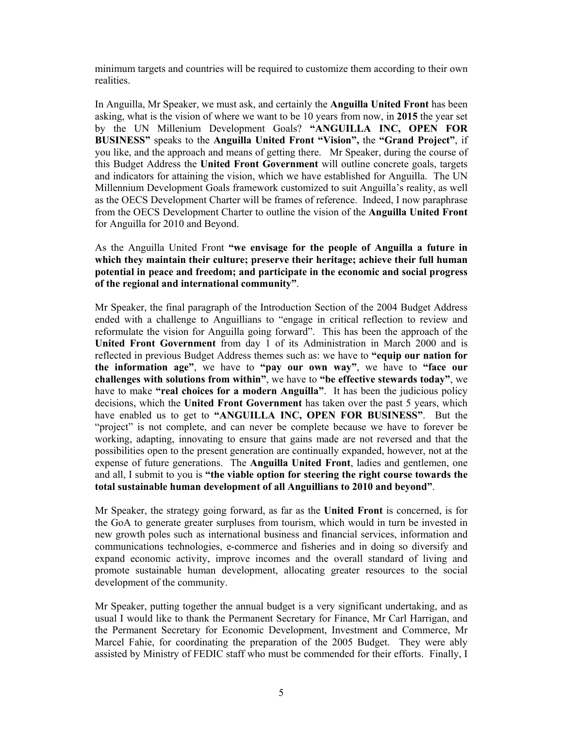minimum targets and countries will be required to customize them according to their own realities.

In Anguilla, Mr Speaker, we must ask, and certainly the **Anguilla United Front** has been asking, what is the vision of where we want to be 10 years from now, in **2015** the year set by the UN Millenium Development Goals? **"ANGUILLA INC, OPEN FOR BUSINESS"** speaks to the **Anguilla United Front "Vision",** the **"Grand Project"**, if you like, and the approach and means of getting there. Mr Speaker, during the course of this Budget Address the **United Front Government** will outline concrete goals, targets and indicators for attaining the vision, which we have established for Anguilla. The UN Millennium Development Goals framework customized to suit Anguilla's reality, as well as the OECS Development Charter will be frames of reference. Indeed, I now paraphrase from the OECS Development Charter to outline the vision of the **Anguilla United Front** for Anguilla for 2010 and Beyond.

As the Anguilla United Front **"we envisage for the people of Anguilla a future in which they maintain their culture; preserve their heritage; achieve their full human potential in peace and freedom; and participate in the economic and social progress of the regional and international community"**.

Mr Speaker, the final paragraph of the Introduction Section of the 2004 Budget Address ended with a challenge to Anguillians to "engage in critical reflection to review and reformulate the vision for Anguilla going forward". This has been the approach of the **United Front Government** from day 1 of its Administration in March 2000 and is reflected in previous Budget Address themes such as: we have to **"equip our nation for the information age"**, we have to **"pay our own way"**, we have to **"face our challenges with solutions from within"**, we have to **"be effective stewards today"**, we have to make **"real choices for a modern Anguilla"**. It has been the judicious policy decisions, which the **United Front Government** has taken over the past 5 years, which have enabled us to get to **"ANGUILLA INC, OPEN FOR BUSINESS"**. But the "project" is not complete, and can never be complete because we have to forever be working, adapting, innovating to ensure that gains made are not reversed and that the possibilities open to the present generation are continually expanded, however, not at the expense of future generations. The **Anguilla United Front**, ladies and gentlemen, one and all, I submit to you is **"the viable option for steering the right course towards the total sustainable human development of all Anguillians to 2010 and beyond"**.

Mr Speaker, the strategy going forward, as far as the **United Front** is concerned, is for the GoA to generate greater surpluses from tourism, which would in turn be invested in new growth poles such as international business and financial services, information and communications technologies, e-commerce and fisheries and in doing so diversify and expand economic activity, improve incomes and the overall standard of living and promote sustainable human development, allocating greater resources to the social development of the community.

Mr Speaker, putting together the annual budget is a very significant undertaking, and as usual I would like to thank the Permanent Secretary for Finance, Mr Carl Harrigan, and the Permanent Secretary for Economic Development, Investment and Commerce, Mr Marcel Fahie, for coordinating the preparation of the 2005 Budget. They were ably assisted by Ministry of FEDIC staff who must be commended for their efforts. Finally, I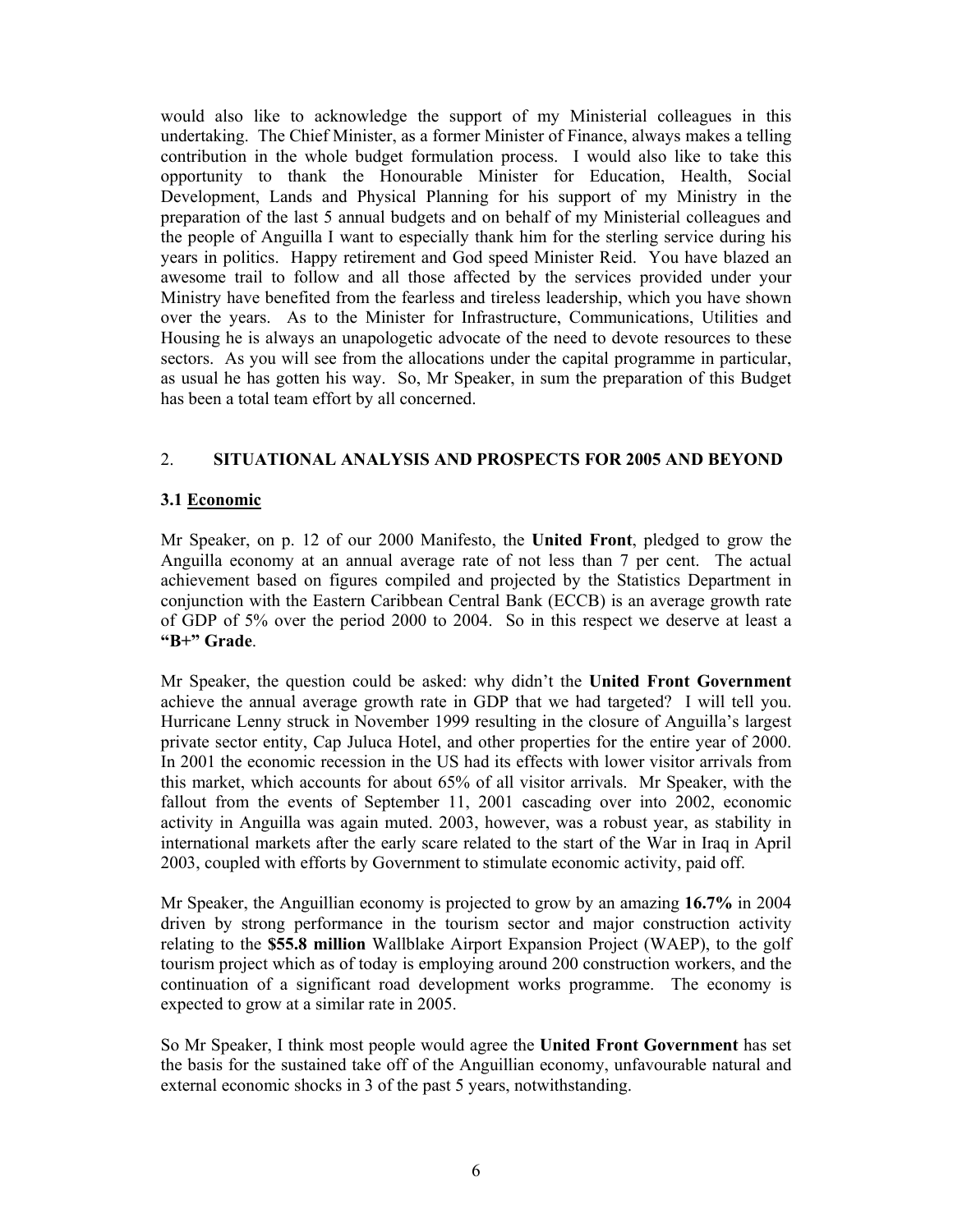would also like to acknowledge the support of my Ministerial colleagues in this undertaking. The Chief Minister, as a former Minister of Finance, always makes a telling contribution in the whole budget formulation process. I would also like to take this opportunity to thank the Honourable Minister for Education, Health, Social Development, Lands and Physical Planning for his support of my Ministry in the preparation of the last 5 annual budgets and on behalf of my Ministerial colleagues and the people of Anguilla I want to especially thank him for the sterling service during his years in politics. Happy retirement and God speed Minister Reid. You have blazed an awesome trail to follow and all those affected by the services provided under your Ministry have benefited from the fearless and tireless leadership, which you have shown over the years. As to the Minister for Infrastructure, Communications, Utilities and Housing he is always an unapologetic advocate of the need to devote resources to these sectors. As you will see from the allocations under the capital programme in particular, as usual he has gotten his way. So, Mr Speaker, in sum the preparation of this Budget has been a total team effort by all concerned.

## 2. SITUATIONAL ANALYSIS AND PROSPECTS FOR 2005 AND BEYOND

### 3.1 Economic

Mr Speaker, on p. 12 of our 2000 Manifesto, the **United Front**, pledged to grow the Anguilla economy at an annual average rate of not less than 7 per cent. The actual achievement based on figures compiled and projected by the Statistics Department in conjunction with the Eastern Caribbean Central Bank (ECCB) is an average growth rate of GDP of 5% over the period 2000 to 2004. So in this respect we deserve at least a **"B+" Grade**.

Mr Speaker, the question could be asked: why didn't the **United Front Government** achieve the annual average growth rate in GDP that we had targeted? I will tell you. Hurricane Lenny struck in November 1999 resulting in the closure of Anguilla's largest private sector entity, Cap Juluca Hotel, and other properties for the entire year of 2000. In 2001 the economic recession in the US had its effects with lower visitor arrivals from this market, which accounts for about 65% of all visitor arrivals. Mr Speaker, with the fallout from the events of September 11, 2001 cascading over into 2002, economic activity in Anguilla was again muted. 2003, however, was a robust year, as stability in international markets after the early scare related to the start of the War in Iraq in April 2003, coupled with efforts by Government to stimulate economic activity, paid off.

Mr Speaker, the Anguillian economy is projected to grow by an amazing **16.7%** in 2004 driven by strong performance in the tourism sector and major construction activity relating to the **$55.8 million** Wallblake Airport Expansion Project (WAEP), to the golf tourism project which as of today is employing around 200 construction workers, and the continuation of a significant road development works programme. The economy is expected to grow at a similar rate in 2005.

So Mr Speaker, I think most people would agree the **United Front Government** has set the basis for the sustained take off of the Anguillian economy, unfavourable natural and external economic shocks in 3 of the past 5 years, notwithstanding.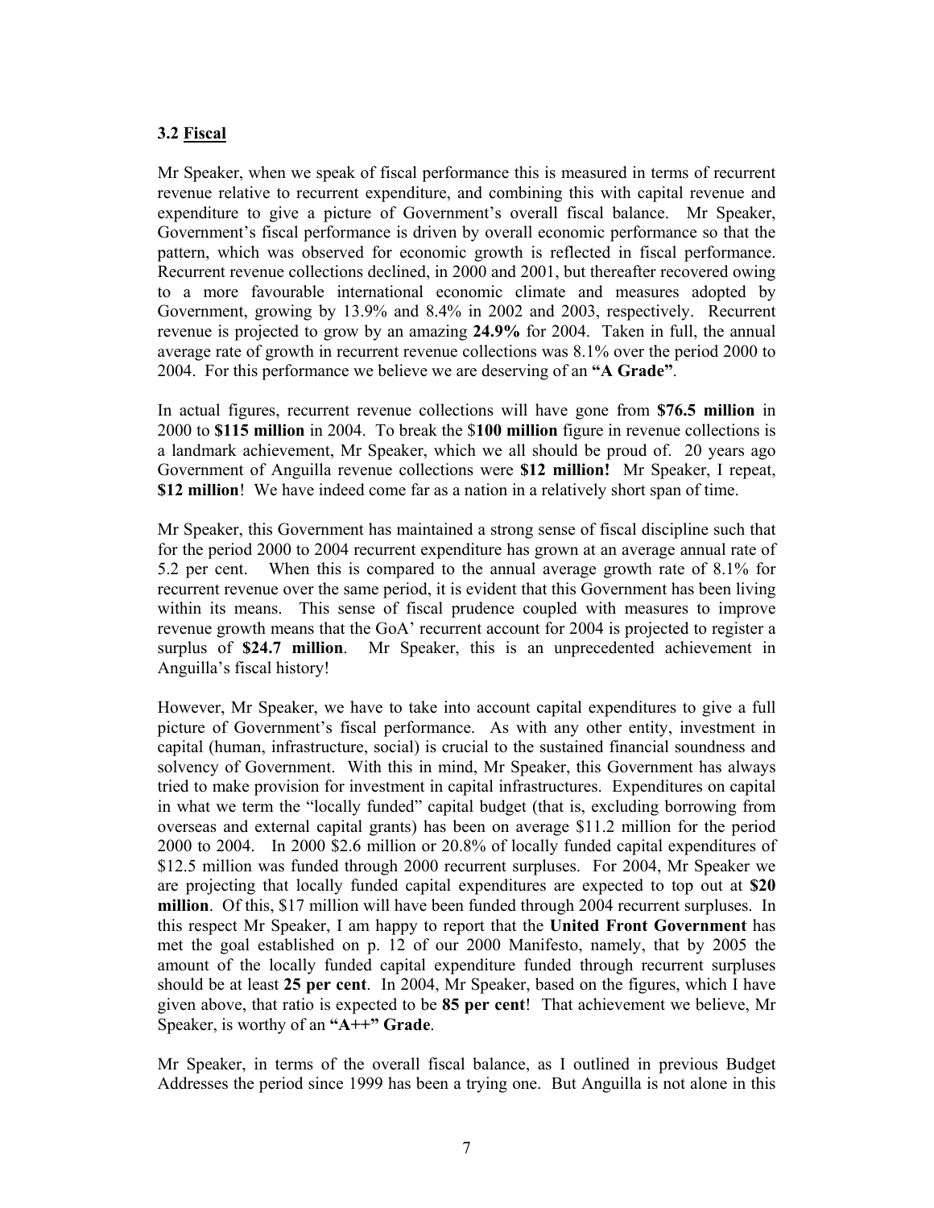### 3.2 Fiscal

Mr Speaker, when we speak of fiscal performance this is measured in terms of recurrent revenue relative to recurrent expenditure, and combining this with capital revenue and expenditure to give a picture of Government's overall fiscal balance. Mr Speaker, Government's fiscal performance is driven by overall economic performance so that the pattern, which was observed for economic growth is reflected in fiscal performance. Recurrent revenue collections declined, in 2000 and 2001, but thereafter recovered owing to a more favourable international economic climate and measures adopted by Government, growing by 13.9% and 8.4% in 2002 and 2003, respectively. Recurrent revenue is projected to grow by an amazing **24.9%** for 2004. Taken in full, the annual average rate of growth in recurrent revenue collections was 8.1% over the period 2000 to 2004. For this performance we believe we are deserving of an **"A Grade"**.

In actual figures, recurrent revenue collections will have gone from **$76.5 million** in 2000 to **$115 million** in 2004. To break the $**100 million** figure in revenue collections is a landmark achievement, Mr Speaker, which we all should be proud of. 20 years ago Government of Anguilla revenue collections were **$12 million!** Mr Speaker, I repeat, **$12 million**! We have indeed come far as a nation in a relatively short span of time.

Mr Speaker, this Government has maintained a strong sense of fiscal discipline such that for the period 2000 to 2004 recurrent expenditure has grown at an average annual rate of 5.2 per cent. When this is compared to the annual average growth rate of 8.1% for recurrent revenue over the same period, it is evident that this Government has been living within its means. This sense of fiscal prudence coupled with measures to improve revenue growth means that the GoA' recurrent account for 2004 is projected to register a surplus of **$24.7 million**. Mr Speaker, this is an unprecedented achievement in Anguilla's fiscal history!

However, Mr Speaker, we have to take into account capital expenditures to give a full picture of Government's fiscal performance. As with any other entity, investment in capital (human, infrastructure, social) is crucial to the sustained financial soundness and solvency of Government. With this in mind, Mr Speaker, this Government has always tried to make provision for investment in capital infrastructures. Expenditures on capital in what we term the "locally funded" capital budget (that is, excluding borrowing from overseas and external capital grants) has been on average $11.2 million for the period 2000 to 2004. In 2000 $2.6 million or 20.8% of locally funded capital expenditures of $12.5 million was funded through 2000 recurrent surpluses. For 2004, Mr Speaker we are projecting that locally funded capital expenditures are expected to top out at **$20 million**. Of this, $17 million will have been funded through 2004 recurrent surpluses. In this respect Mr Speaker, I am happy to report that the **United Front Government** has met the goal established on p. 12 of our 2000 Manifesto, namely, that by 2005 the amount of the locally funded capital expenditure funded through recurrent surpluses should be at least **25 per cent**. In 2004, Mr Speaker, based on the figures, which I have given above, that ratio is expected to be **85 per cent**! That achievement we believe, Mr Speaker, is worthy of an **"A++" Grade**.

Mr Speaker, in terms of the overall fiscal balance, as I outlined in previous Budget Addresses the period since 1999 has been a trying one. But Anguilla is not alone in this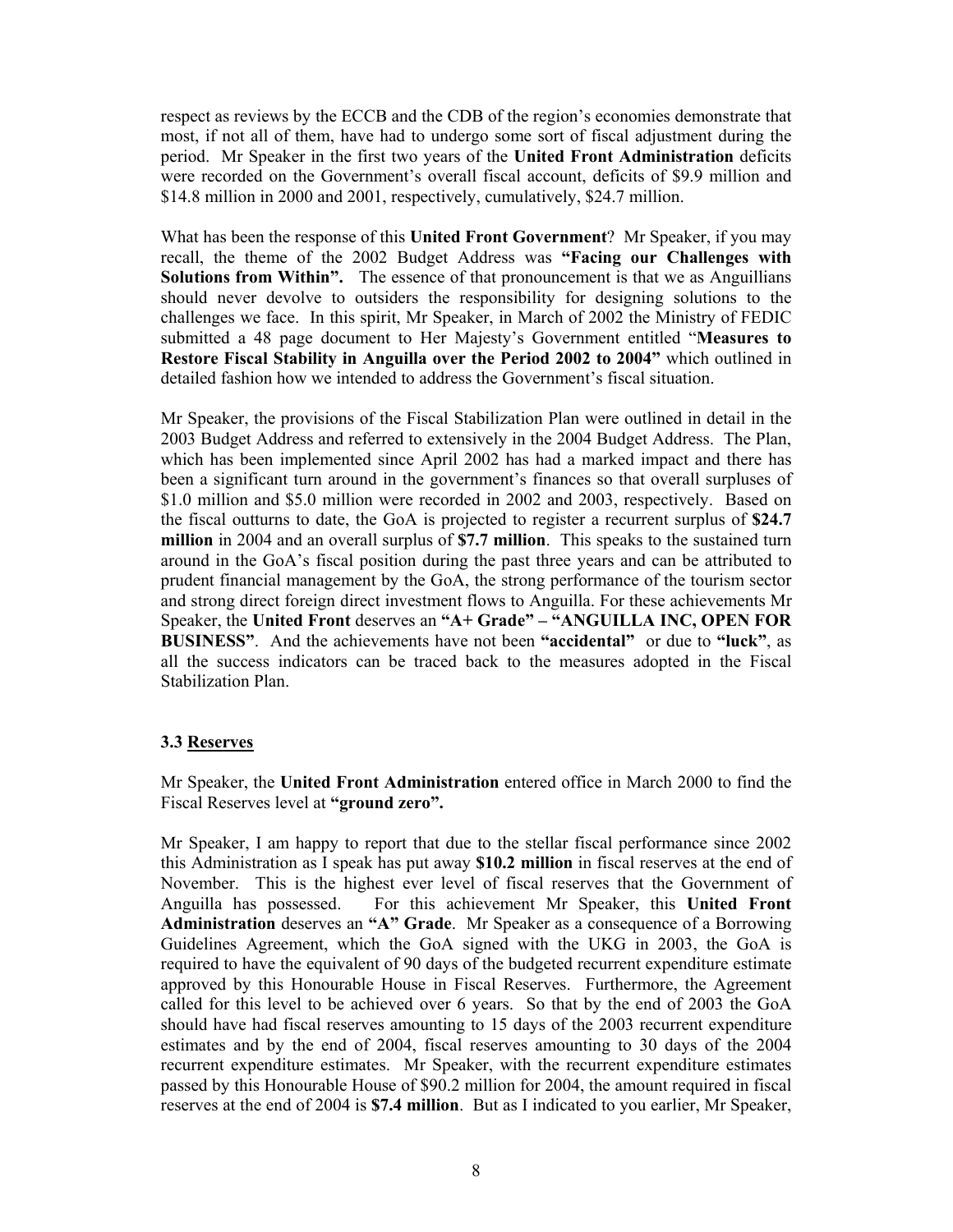respect as reviews by the ECCB and the CDB of the region's economies demonstrate that most, if not all of them, have had to undergo some sort of fiscal adjustment during the period. Mr Speaker in the first two years of the **United Front Administration** deficits were recorded on the Government's overall fiscal account, deficits of $9.9 million and $14.8 million in 2000 and 2001, respectively, cumulatively, $24.7 million.

What has been the response of this **United Front Government**? Mr Speaker, if you may recall, the theme of the 2002 Budget Address was **"Facing our Challenges with Solutions from Within".** The essence of that pronouncement is that we as Anguillians should never devolve to outsiders the responsibility for designing solutions to the challenges we face. In this spirit, Mr Speaker, in March of 2002 the Ministry of FEDIC submitted a 48 page document to Her Majesty's Government entitled "**Measures to Restore Fiscal Stability in Anguilla over the Period 2002 to 2004"** which outlined in detailed fashion how we intended to address the Government's fiscal situation.

Mr Speaker, the provisions of the Fiscal Stabilization Plan were outlined in detail in the 2003 Budget Address and referred to extensively in the 2004 Budget Address. The Plan, which has been implemented since April 2002 has had a marked impact and there has been a significant turn around in the government's finances so that overall surpluses of $1.0 million and $5.0 million were recorded in 2002 and 2003, respectively. Based on the fiscal outturns to date, the GoA is projected to register a recurrent surplus of **$24.7 million** in 2004 and an overall surplus of **$7.7 million**. This speaks to the sustained turn around in the GoA's fiscal position during the past three years and can be attributed to prudent financial management by the GoA, the strong performance of the tourism sector and strong direct foreign direct investment flows to Anguilla. For these achievements Mr Speaker, the **United Front** deserves an **"A+ Grade" – "ANGUILLA INC, OPEN FOR BUSINESS"**. And the achievements have not been **"accidental"** or due to **"luck"**, as all the success indicators can be traced back to the measures adopted in the Fiscal Stabilization Plan.

### 3.3 Reserves

Mr Speaker, the **United Front Administration** entered office in March 2000 to find the Fiscal Reserves level at **"ground zero".**

Mr Speaker, I am happy to report that due to the stellar fiscal performance since 2002 this Administration as I speak has put away **$10.2 million** in fiscal reserves at the end of November. This is the highest ever level of fiscal reserves that the Government of Anguilla has possessed. For this achievement Mr Speaker, this **United Front Administration** deserves an **"A" Grade**. Mr Speaker as a consequence of a Borrowing Guidelines Agreement, which the GoA signed with the UKG in 2003, the GoA is required to have the equivalent of 90 days of the budgeted recurrent expenditure estimate approved by this Honourable House in Fiscal Reserves. Furthermore, the Agreement called for this level to be achieved over 6 years. So that by the end of 2003 the GoA should have had fiscal reserves amounting to 15 days of the 2003 recurrent expenditure estimates and by the end of 2004, fiscal reserves amounting to 30 days of the 2004 recurrent expenditure estimates. Mr Speaker, with the recurrent expenditure estimates passed by this Honourable House of $90.2 million for 2004, the amount required in fiscal reserves at the end of 2004 is **$7.4 million**. But as I indicated to you earlier, Mr Speaker,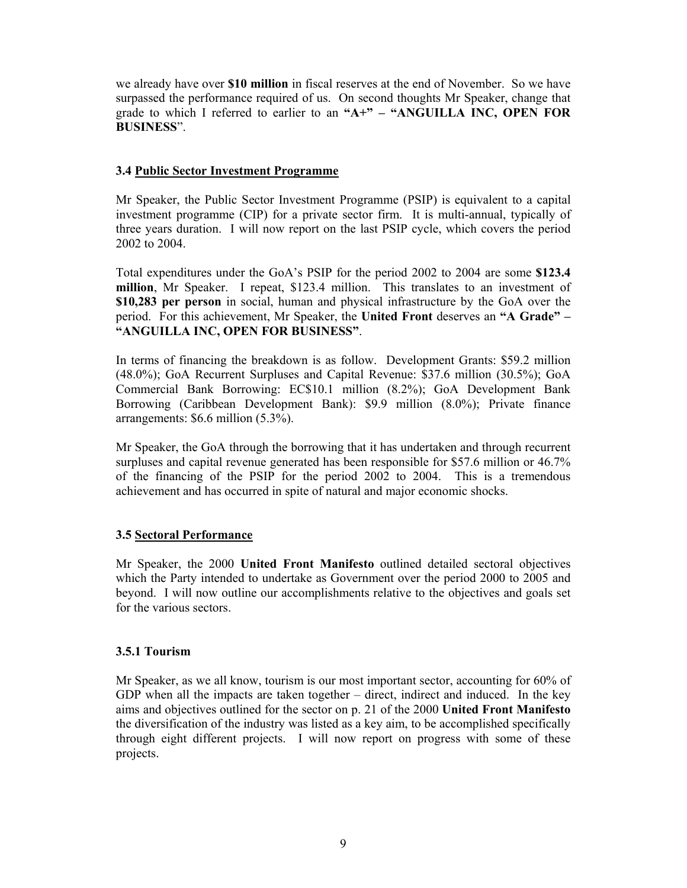we already have over **$10 million** in fiscal reserves at the end of November. So we have surpassed the performance required of us. On second thoughts Mr Speaker, change that grade to which I referred to earlier to an **"A+" – "ANGUILLA INC, OPEN FOR BUSINESS**".

### 3.4 Public Sector Investment Programme

Mr Speaker, the Public Sector Investment Programme (PSIP) is equivalent to a capital investment programme (CIP) for a private sector firm. It is multi-annual, typically of three years duration. I will now report on the last PSIP cycle, which covers the period 2002 to 2004.

Total expenditures under the GoA's PSIP for the period 2002 to 2004 are some **$123.4 million**, Mr Speaker. I repeat, $123.4 million. This translates to an investment of **$10,283 per person** in social, human and physical infrastructure by the GoA over the period. For this achievement, Mr Speaker, the **United Front** deserves an **"A Grade" – "ANGUILLA INC, OPEN FOR BUSINESS"**.

In terms of financing the breakdown is as follow. Development Grants: $59.2 million (48.0%); GoA Recurrent Surpluses and Capital Revenue: $37.6 million (30.5%); GoA Commercial Bank Borrowing: EC$10.1 million (8.2%); GoA Development Bank Borrowing (Caribbean Development Bank): $9.9 million (8.0%); Private finance arrangements: $6.6 million (5.3%).

Mr Speaker, the GoA through the borrowing that it has undertaken and through recurrent surpluses and capital revenue generated has been responsible for $57.6 million or 46.7% of the financing of the PSIP for the period 2002 to 2004. This is a tremendous achievement and has occurred in spite of natural and major economic shocks.

### 3.5 Sectoral Performance

Mr Speaker, the 2000 **United Front Manifesto** outlined detailed sectoral objectives which the Party intended to undertake as Government over the period 2000 to 2005 and beyond. I will now outline our accomplishments relative to the objectives and goals set for the various sectors.

#### 3.5.1 Tourism

Mr Speaker, as we all know, tourism is our most important sector, accounting for 60% of GDP when all the impacts are taken together – direct, indirect and induced. In the key aims and objectives outlined for the sector on p. 21 of the 2000 **United Front Manifesto** the diversification of the industry was listed as a key aim, to be accomplished specifically through eight different projects. I will now report on progress with some of these projects.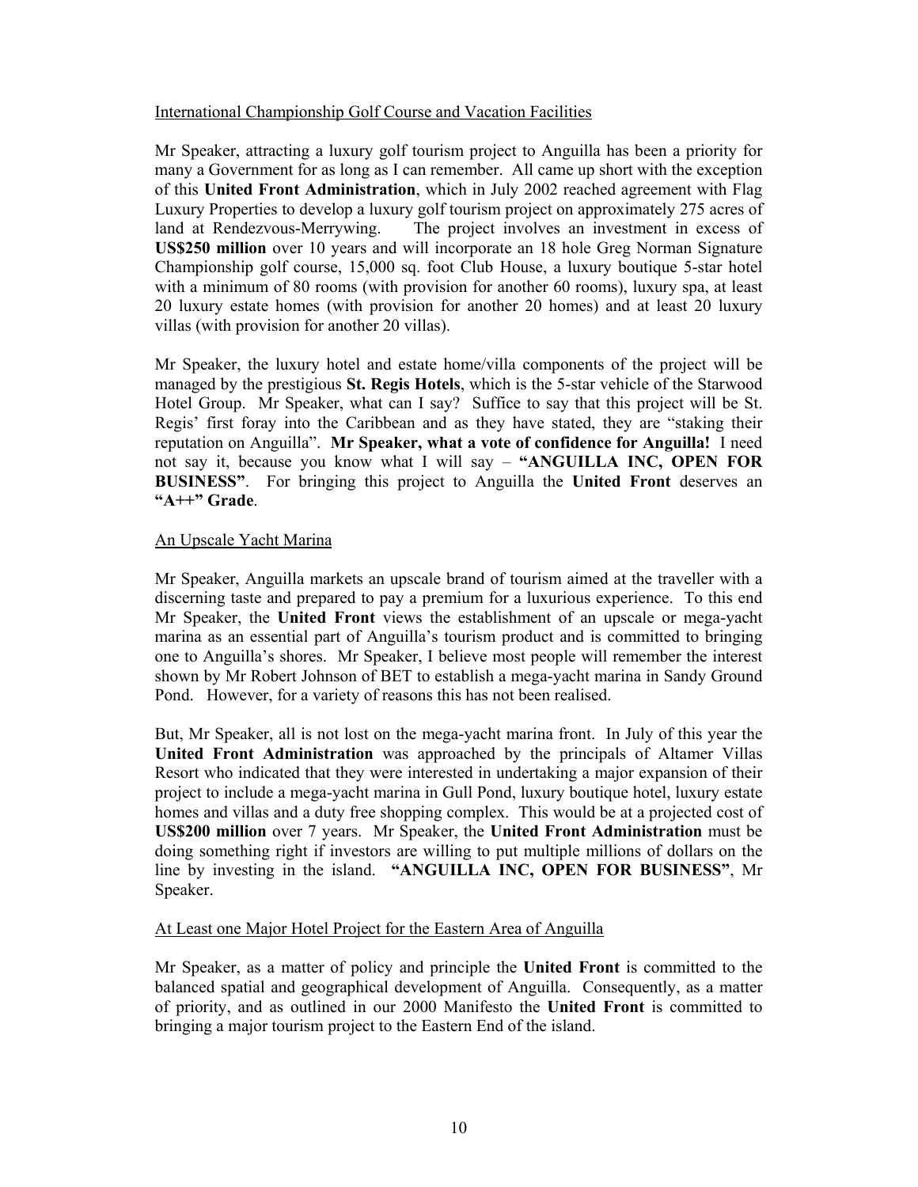International Championship Golf Course and Vacation Facilities

Mr Speaker, attracting a luxury golf tourism project to Anguilla has been a priority for many a Government for as long as I can remember. All came up short with the exception of this **United Front Administration**, which in July 2002 reached agreement with Flag Luxury Properties to develop a luxury golf tourism project on approximately 275 acres of land at Rendezvous-Merrywing. The project involves an investment in excess of **US$250 million** over 10 years and will incorporate an 18 hole Greg Norman Signature Championship golf course, 15,000 sq. foot Club House, a luxury boutique 5-star hotel with a minimum of 80 rooms (with provision for another 60 rooms), luxury spa, at least 20 luxury estate homes (with provision for another 20 homes) and at least 20 luxury villas (with provision for another 20 villas).

Mr Speaker, the luxury hotel and estate home/villa components of the project will be managed by the prestigious **St. Regis Hotels**, which is the 5-star vehicle of the Starwood Hotel Group. Mr Speaker, what can I say? Suffice to say that this project will be St. Regis' first foray into the Caribbean and as they have stated, they are "staking their reputation on Anguilla". **Mr Speaker, what a vote of confidence for Anguilla!** I need not say it, because you know what I will say – **"ANGUILLA INC, OPEN FOR BUSINESS"**. For bringing this project to Anguilla the **United Front** deserves an **"A++" Grade**.

An Upscale Yacht Marina

Mr Speaker, Anguilla markets an upscale brand of tourism aimed at the traveller with a discerning taste and prepared to pay a premium for a luxurious experience. To this end Mr Speaker, the **United Front** views the establishment of an upscale or mega-yacht marina as an essential part of Anguilla's tourism product and is committed to bringing one to Anguilla's shores. Mr Speaker, I believe most people will remember the interest shown by Mr Robert Johnson of BET to establish a mega-yacht marina in Sandy Ground Pond. However, for a variety of reasons this has not been realised.

But, Mr Speaker, all is not lost on the mega-yacht marina front. In July of this year the **United Front Administration** was approached by the principals of Altamer Villas Resort who indicated that they were interested in undertaking a major expansion of their project to include a mega-yacht marina in Gull Pond, luxury boutique hotel, luxury estate homes and villas and a duty free shopping complex. This would be at a projected cost of **US$200 million** over 7 years. Mr Speaker, the **United Front Administration** must be doing something right if investors are willing to put multiple millions of dollars on the line by investing in the island. **"ANGUILLA INC, OPEN FOR BUSINESS"**, Mr Speaker.

At Least one Major Hotel Project for the Eastern Area of Anguilla

Mr Speaker, as a matter of policy and principle the **United Front** is committed to the balanced spatial and geographical development of Anguilla. Consequently, as a matter of priority, and as outlined in our 2000 Manifesto the **United Front** is committed to bringing a major tourism project to the Eastern End of the island.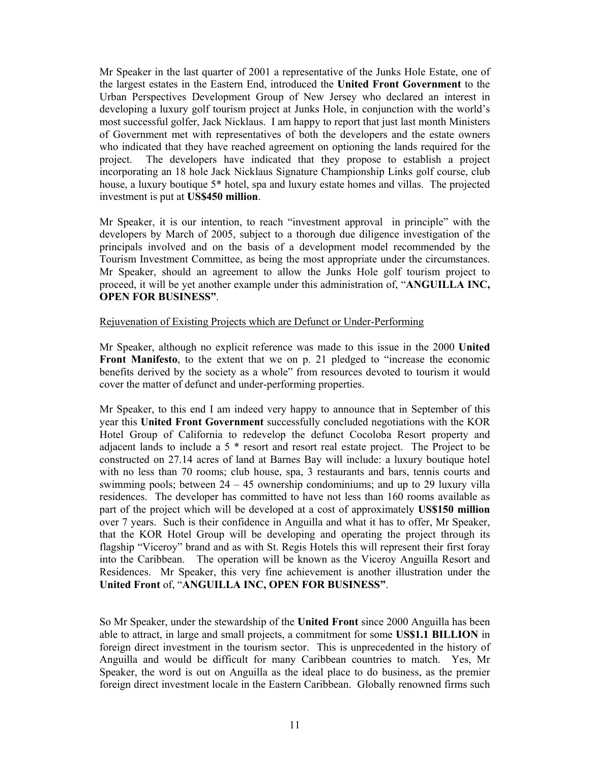Mr Speaker in the last quarter of 2001 a representative of the Junks Hole Estate, one of the largest estates in the Eastern End, introduced the **United Front Government** to the Urban Perspectives Development Group of New Jersey who declared an interest in developing a luxury golf tourism project at Junks Hole, in conjunction with the world's most successful golfer, Jack Nicklaus. I am happy to report that just last month Ministers of Government met with representatives of both the developers and the estate owners who indicated that they have reached agreement on optioning the lands required for the project. The developers have indicated that they propose to establish a project incorporating an 18 hole Jack Nicklaus Signature Championship Links golf course, club house, a luxury boutique 5* hotel, spa and luxury estate homes and villas. The projected investment is put at **US$450 million**.

Mr Speaker, it is our intention, to reach "investment approval in principle" with the developers by March of 2005, subject to a thorough due diligence investigation of the principals involved and on the basis of a development model recommended by the Tourism Investment Committee, as being the most appropriate under the circumstances. Mr Speaker, should an agreement to allow the Junks Hole golf tourism project to proceed, it will be yet another example under this administration of, "**ANGUILLA INC, OPEN FOR BUSINESS"**.

<u>Rejuvenation of Existing Projects which are Defunct or Under-Performing</u>

Mr Speaker, although no explicit reference was made to this issue in the 2000 **United Front Manifesto**, to the extent that we on p. 21 pledged to "increase the economic benefits derived by the society as a whole" from resources devoted to tourism it would cover the matter of defunct and under-performing properties.

Mr Speaker, to this end I am indeed very happy to announce that in September of this year this **United Front Government** successfully concluded negotiations with the KOR Hotel Group of California to redevelop the defunct Cocoloba Resort property and adjacent lands to include a 5 * resort and resort real estate project. The Project to be constructed on 27.14 acres of land at Barnes Bay will include: a luxury boutique hotel with no less than 70 rooms; club house, spa, 3 restaurants and bars, tennis courts and swimming pools; between 24 – 45 ownership condominiums; and up to 29 luxury villa residences. The developer has committed to have not less than 160 rooms available as part of the project which will be developed at a cost of approximately **US$150 million** over 7 years. Such is their confidence in Anguilla and what it has to offer, Mr Speaker, that the KOR Hotel Group will be developing and operating the project through its flagship "Viceroy" brand and as with St. Regis Hotels this will represent their first foray into the Caribbean. The operation will be known as the Viceroy Anguilla Resort and Residences. Mr Speaker, this very fine achievement is another illustration under the **United Front** of, "**ANGUILLA INC, OPEN FOR BUSINESS"**.

So Mr Speaker, under the stewardship of the **United Front** since 2000 Anguilla has been able to attract, in large and small projects, a commitment for some **US$1.1 BILLION** in foreign direct investment in the tourism sector. This is unprecedented in the history of Anguilla and would be difficult for many Caribbean countries to match. Yes, Mr Speaker, the word is out on Anguilla as the ideal place to do business, as the premier foreign direct investment locale in the Eastern Caribbean. Globally renowned firms such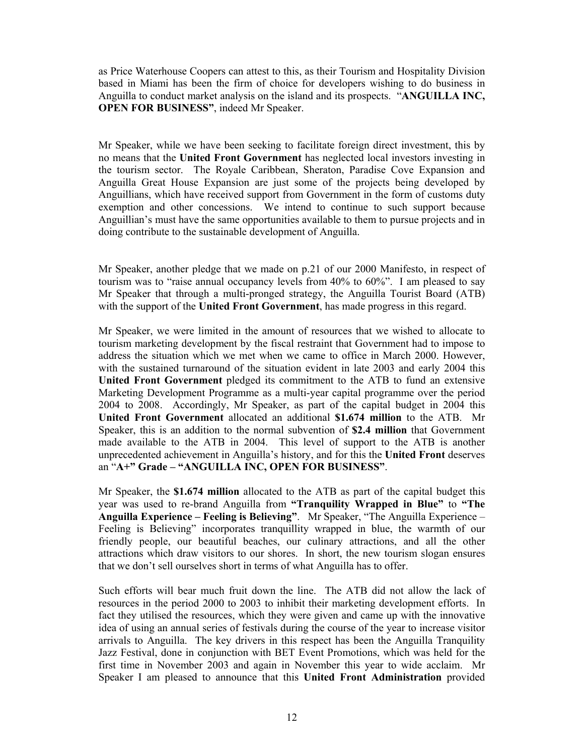as Price Waterhouse Coopers can attest to this, as their Tourism and Hospitality Division based in Miami has been the firm of choice for developers wishing to do business in Anguilla to conduct market analysis on the island and its prospects. "**ANGUILLA INC, OPEN FOR BUSINESS"**, indeed Mr Speaker.

Mr Speaker, while we have been seeking to facilitate foreign direct investment, this by no means that the **United Front Government** has neglected local investors investing in the tourism sector. The Royale Caribbean, Sheraton, Paradise Cove Expansion and Anguilla Great House Expansion are just some of the projects being developed by Anguillians, which have received support from Government in the form of customs duty exemption and other concessions. We intend to continue to such support because Anguillian's must have the same opportunities available to them to pursue projects and in doing contribute to the sustainable development of Anguilla.

Mr Speaker, another pledge that we made on p.21 of our 2000 Manifesto, in respect of tourism was to "raise annual occupancy levels from 40% to 60%". I am pleased to say Mr Speaker that through a multi-pronged strategy, the Anguilla Tourist Board (ATB) with the support of the **United Front Government**, has made progress in this regard.

Mr Speaker, we were limited in the amount of resources that we wished to allocate to tourism marketing development by the fiscal restraint that Government had to impose to address the situation which we met when we came to office in March 2000. However, with the sustained turnaround of the situation evident in late 2003 and early 2004 this **United Front Government** pledged its commitment to the ATB to fund an extensive Marketing Development Programme as a multi-year capital programme over the period 2004 to 2008. Accordingly, Mr Speaker, as part of the capital budget in 2004 this **United Front Government** allocated an additional **$1.674 million** to the ATB. Mr Speaker, this is an addition to the normal subvention of **$2.4 million** that Government made available to the ATB in 2004. This level of support to the ATB is another unprecedented achievement in Anguilla's history, and for this the **United Front** deserves an "**A+" Grade – "ANGUILLA INC, OPEN FOR BUSINESS"**.

Mr Speaker, the **$1.674 million** allocated to the ATB as part of the capital budget this year was used to re-brand Anguilla from **"Tranquility Wrapped in Blue"** to **"The Anguilla Experience – Feeling is Believing"**. Mr Speaker, "The Anguilla Experience – Feeling is Believing" incorporates tranquillity wrapped in blue, the warmth of our friendly people, our beautiful beaches, our culinary attractions, and all the other attractions which draw visitors to our shores. In short, the new tourism slogan ensures that we don't sell ourselves short in terms of what Anguilla has to offer.

Such efforts will bear much fruit down the line. The ATB did not allow the lack of resources in the period 2000 to 2003 to inhibit their marketing development efforts. In fact they utilised the resources, which they were given and came up with the innovative idea of using an annual series of festivals during the course of the year to increase visitor arrivals to Anguilla. The key drivers in this respect has been the Anguilla Tranquility Jazz Festival, done in conjunction with BET Event Promotions, which was held for the first time in November 2003 and again in November this year to wide acclaim. Mr Speaker I am pleased to announce that this **United Front Administration** provided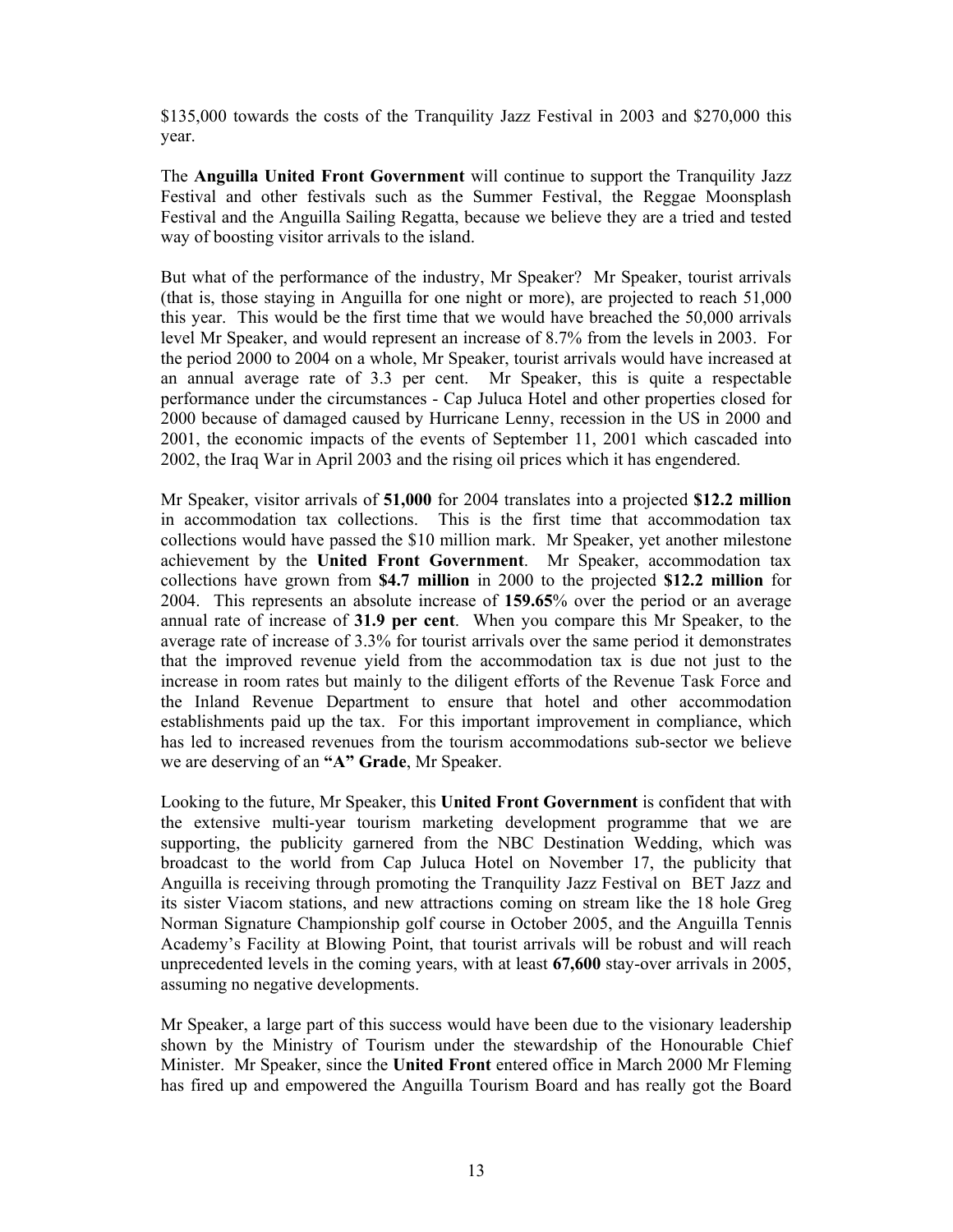$135,000 towards the costs of the Tranquility Jazz Festival in 2003 and $270,000 this year.

The **Anguilla United Front Government** will continue to support the Tranquility Jazz Festival and other festivals such as the Summer Festival, the Reggae Moonsplash Festival and the Anguilla Sailing Regatta, because we believe they are a tried and tested way of boosting visitor arrivals to the island.

But what of the performance of the industry, Mr Speaker? Mr Speaker, tourist arrivals (that is, those staying in Anguilla for one night or more), are projected to reach 51,000 this year. This would be the first time that we would have breached the 50,000 arrivals level Mr Speaker, and would represent an increase of 8.7% from the levels in 2003. For the period 2000 to 2004 on a whole, Mr Speaker, tourist arrivals would have increased at an annual average rate of 3.3 per cent. Mr Speaker, this is quite a respectable performance under the circumstances - Cap Juluca Hotel and other properties closed for 2000 because of damaged caused by Hurricane Lenny, recession in the US in 2000 and 2001, the economic impacts of the events of September 11, 2001 which cascaded into 2002, the Iraq War in April 2003 and the rising oil prices which it has engendered.

Mr Speaker, visitor arrivals of **51,000** for 2004 translates into a projected **$12.2 million** in accommodation tax collections. This is the first time that accommodation tax collections would have passed the $10 million mark. Mr Speaker, yet another milestone achievement by the **United Front Government**. Mr Speaker, accommodation tax collections have grown from **$4.7 million** in 2000 to the projected **$12.2 million** for 2004. This represents an absolute increase of **159.65**% over the period or an average annual rate of increase of **31.9 per cent**. When you compare this Mr Speaker, to the average rate of increase of 3.3% for tourist arrivals over the same period it demonstrates that the improved revenue yield from the accommodation tax is due not just to the increase in room rates but mainly to the diligent efforts of the Revenue Task Force and the Inland Revenue Department to ensure that hotel and other accommodation establishments paid up the tax. For this important improvement in compliance, which has led to increased revenues from the tourism accommodations sub-sector we believe we are deserving of an **"A" Grade**, Mr Speaker.

Looking to the future, Mr Speaker, this **United Front Government** is confident that with the extensive multi-year tourism marketing development programme that we are supporting, the publicity garnered from the NBC Destination Wedding, which was broadcast to the world from Cap Juluca Hotel on November 17, the publicity that Anguilla is receiving through promoting the Tranquility Jazz Festival on BET Jazz and its sister Viacom stations, and new attractions coming on stream like the 18 hole Greg Norman Signature Championship golf course in October 2005, and the Anguilla Tennis Academy's Facility at Blowing Point, that tourist arrivals will be robust and will reach unprecedented levels in the coming years, with at least **67,600** stay-over arrivals in 2005, assuming no negative developments.

Mr Speaker, a large part of this success would have been due to the visionary leadership shown by the Ministry of Tourism under the stewardship of the Honourable Chief Minister. Mr Speaker, since the **United Front** entered office in March 2000 Mr Fleming has fired up and empowered the Anguilla Tourism Board and has really got the Board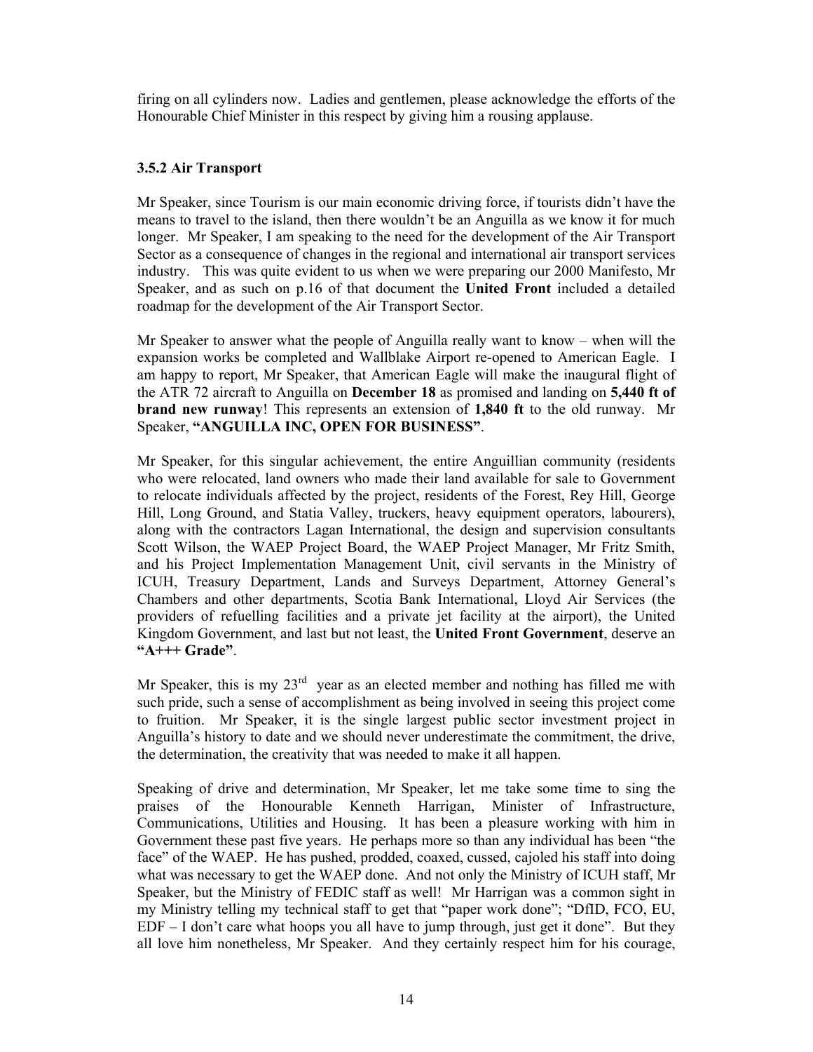firing on all cylinders now. Ladies and gentlemen, please acknowledge the efforts of the Honourable Chief Minister in this respect by giving him a rousing applause.

### 3.5.2 Air Transport

Mr Speaker, since Tourism is our main economic driving force, if tourists didn't have the means to travel to the island, then there wouldn't be an Anguilla as we know it for much longer. Mr Speaker, I am speaking to the need for the development of the Air Transport Sector as a consequence of changes in the regional and international air transport services industry. This was quite evident to us when we were preparing our 2000 Manifesto, Mr Speaker, and as such on p.16 of that document the **United Front** included a detailed roadmap for the development of the Air Transport Sector.

Mr Speaker to answer what the people of Anguilla really want to know – when will the expansion works be completed and Wallblake Airport re-opened to American Eagle. I am happy to report, Mr Speaker, that American Eagle will make the inaugural flight of the ATR 72 aircraft to Anguilla on **December 18** as promised and landing on **5,440 ft of brand new runway**! This represents an extension of **1,840 ft** to the old runway. Mr Speaker, **"ANGUILLA INC, OPEN FOR BUSINESS"**.

Mr Speaker, for this singular achievement, the entire Anguillian community (residents who were relocated, land owners who made their land available for sale to Government to relocate individuals affected by the project, residents of the Forest, Rey Hill, George Hill, Long Ground, and Statia Valley, truckers, heavy equipment operators, labourers), along with the contractors Lagan International, the design and supervision consultants Scott Wilson, the WAEP Project Board, the WAEP Project Manager, Mr Fritz Smith, and his Project Implementation Management Unit, civil servants in the Ministry of ICUH, Treasury Department, Lands and Surveys Department, Attorney General's Chambers and other departments, Scotia Bank International, Lloyd Air Services (the providers of refuelling facilities and a private jet facility at the airport), the United Kingdom Government, and last but not least, the **United Front Government**, deserve an **"A+++ Grade"**.

Mr Speaker, this is my 23rd year as an elected member and nothing has filled me with such pride, such a sense of accomplishment as being involved in seeing this project come to fruition. Mr Speaker, it is the single largest public sector investment project in Anguilla's history to date and we should never underestimate the commitment, the drive, the determination, the creativity that was needed to make it all happen.

Speaking of drive and determination, Mr Speaker, let me take some time to sing the praises of the Honourable Kenneth Harrigan, Minister of Infrastructure, Communications, Utilities and Housing. It has been a pleasure working with him in Government these past five years. He perhaps more so than any individual has been "the face" of the WAEP. He has pushed, prodded, coaxed, cussed, cajoled his staff into doing what was necessary to get the WAEP done. And not only the Ministry of ICUH staff, Mr Speaker, but the Ministry of FEDIC staff as well! Mr Harrigan was a common sight in my Ministry telling my technical staff to get that "paper work done"; "DfID, FCO, EU, EDF – I don't care what hoops you all have to jump through, just get it done". But they all love him nonetheless, Mr Speaker. And they certainly respect him for his courage,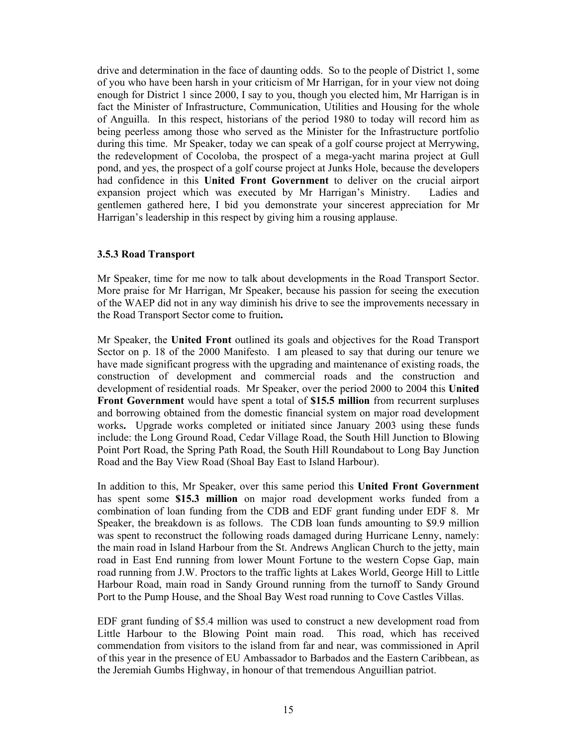drive and determination in the face of daunting odds. So to the people of District 1, some of you who have been harsh in your criticism of Mr Harrigan, for in your view not doing enough for District 1 since 2000, I say to you, though you elected him, Mr Harrigan is in fact the Minister of Infrastructure, Communication, Utilities and Housing for the whole of Anguilla. In this respect, historians of the period 1980 to today will record him as being peerless among those who served as the Minister for the Infrastructure portfolio during this time. Mr Speaker, today we can speak of a golf course project at Merrywing, the redevelopment of Cocoloba, the prospect of a mega-yacht marina project at Gull pond, and yes, the prospect of a golf course project at Junks Hole, because the developers had confidence in this **United Front Government** to deliver on the crucial airport expansion project which was executed by Mr Harrigan's Ministry. Ladies and gentlemen gathered here, I bid you demonstrate your sincerest appreciation for Mr Harrigan's leadership in this respect by giving him a rousing applause.

### 3.5.3 Road Transport

Mr Speaker, time for me now to talk about developments in the Road Transport Sector. More praise for Mr Harrigan, Mr Speaker, because his passion for seeing the execution of the WAEP did not in any way diminish his drive to see the improvements necessary in the Road Transport Sector come to fruition**.**

Mr Speaker, the **United Front** outlined its goals and objectives for the Road Transport Sector on p. 18 of the 2000 Manifesto. I am pleased to say that during our tenure we have made significant progress with the upgrading and maintenance of existing roads, the construction of development and commercial roads and the construction and development of residential roads. Mr Speaker, over the period 2000 to 2004 this **United Front Government** would have spent a total of **$15.5 million** from recurrent surpluses and borrowing obtained from the domestic financial system on major road development works**.** Upgrade works completed or initiated since January 2003 using these funds include: the Long Ground Road, Cedar Village Road, the South Hill Junction to Blowing Point Port Road, the Spring Path Road, the South Hill Roundabout to Long Bay Junction Road and the Bay View Road (Shoal Bay East to Island Harbour).

In addition to this, Mr Speaker, over this same period this **United Front Government** has spent some **$15.3 million** on major road development works funded from a combination of loan funding from the CDB and EDF grant funding under EDF 8. Mr Speaker, the breakdown is as follows. The CDB loan funds amounting to $9.9 million was spent to reconstruct the following roads damaged during Hurricane Lenny, namely: the main road in Island Harbour from the St. Andrews Anglican Church to the jetty, main road in East End running from lower Mount Fortune to the western Copse Gap, main road running from J.W. Proctors to the traffic lights at Lakes World, George Hill to Little Harbour Road, main road in Sandy Ground running from the turnoff to Sandy Ground Port to the Pump House, and the Shoal Bay West road running to Cove Castles Villas.

EDF grant funding of $5.4 million was used to construct a new development road from Little Harbour to the Blowing Point main road. This road, which has received commendation from visitors to the island from far and near, was commissioned in April of this year in the presence of EU Ambassador to Barbados and the Eastern Caribbean, as the Jeremiah Gumbs Highway, in honour of that tremendous Anguillian patriot.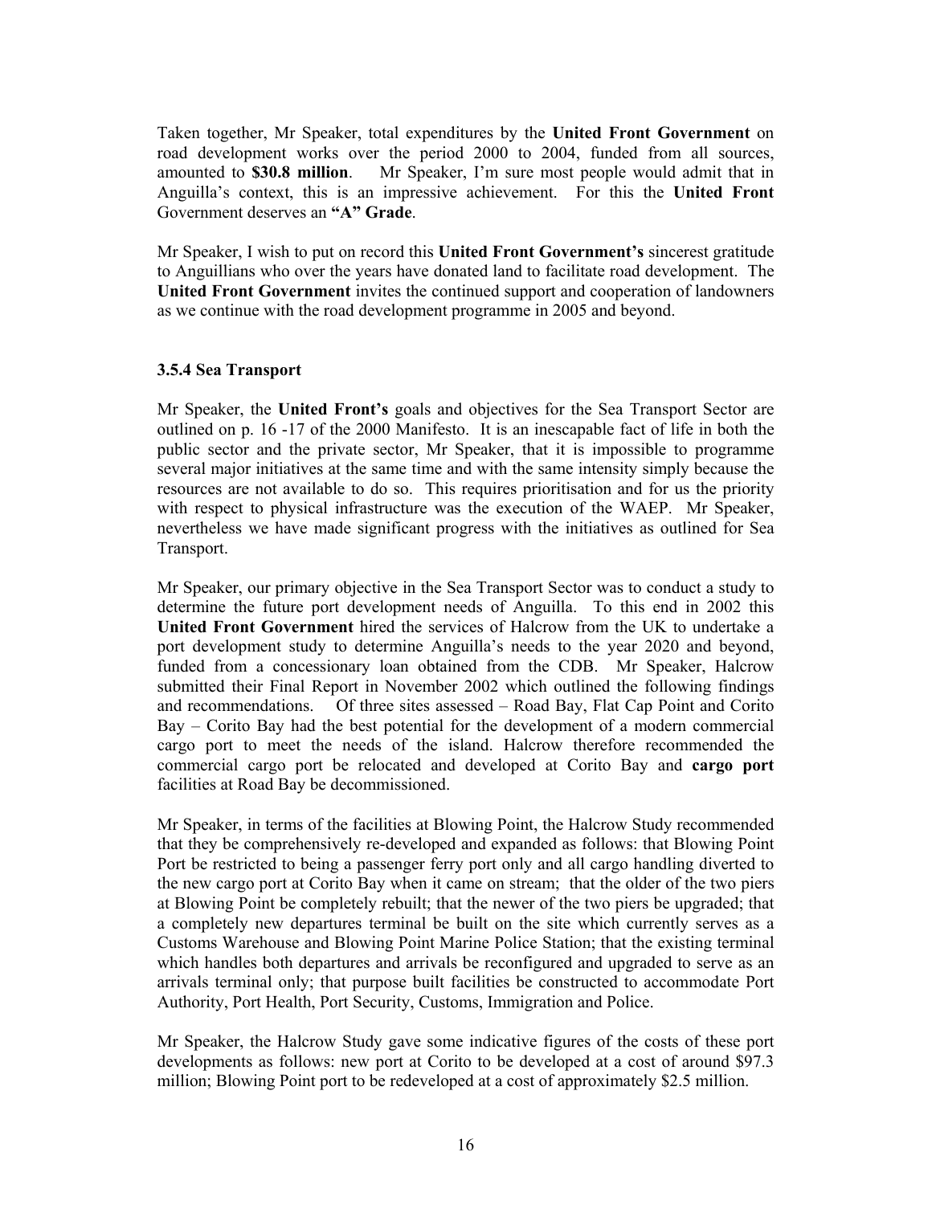Taken together, Mr Speaker, total expenditures by the **United Front Government** on road development works over the period 2000 to 2004, funded from all sources, amounted to **$30.8 million**. Mr Speaker, I'm sure most people would admit that in Anguilla's context, this is an impressive achievement. For this the **United Front** Government deserves an **"A" Grade**.

Mr Speaker, I wish to put on record this **United Front Government's** sincerest gratitude to Anguillians who over the years have donated land to facilitate road development. The **United Front Government** invites the continued support and cooperation of landowners as we continue with the road development programme in 2005 and beyond.

### 3.5.4 Sea Transport

Mr Speaker, the **United Front's** goals and objectives for the Sea Transport Sector are outlined on p. 16 -17 of the 2000 Manifesto. It is an inescapable fact of life in both the public sector and the private sector, Mr Speaker, that it is impossible to programme several major initiatives at the same time and with the same intensity simply because the resources are not available to do so. This requires prioritisation and for us the priority with respect to physical infrastructure was the execution of the WAEP. Mr Speaker, nevertheless we have made significant progress with the initiatives as outlined for Sea Transport.

Mr Speaker, our primary objective in the Sea Transport Sector was to conduct a study to determine the future port development needs of Anguilla. To this end in 2002 this **United Front Government** hired the services of Halcrow from the UK to undertake a port development study to determine Anguilla's needs to the year 2020 and beyond, funded from a concessionary loan obtained from the CDB. Mr Speaker, Halcrow submitted their Final Report in November 2002 which outlined the following findings and recommendations. Of three sites assessed – Road Bay, Flat Cap Point and Corito Bay – Corito Bay had the best potential for the development of a modern commercial cargo port to meet the needs of the island. Halcrow therefore recommended the commercial cargo port be relocated and developed at Corito Bay and **cargo port** facilities at Road Bay be decommissioned.

Mr Speaker, in terms of the facilities at Blowing Point, the Halcrow Study recommended that they be comprehensively re-developed and expanded as follows: that Blowing Point Port be restricted to being a passenger ferry port only and all cargo handling diverted to the new cargo port at Corito Bay when it came on stream; that the older of the two piers at Blowing Point be completely rebuilt; that the newer of the two piers be upgraded; that a completely new departures terminal be built on the site which currently serves as a Customs Warehouse and Blowing Point Marine Police Station; that the existing terminal which handles both departures and arrivals be reconfigured and upgraded to serve as an arrivals terminal only; that purpose built facilities be constructed to accommodate Port Authority, Port Health, Port Security, Customs, Immigration and Police.

Mr Speaker, the Halcrow Study gave some indicative figures of the costs of these port developments as follows: new port at Corito to be developed at a cost of around $97.3 million; Blowing Point port to be redeveloped at a cost of approximately $2.5 million.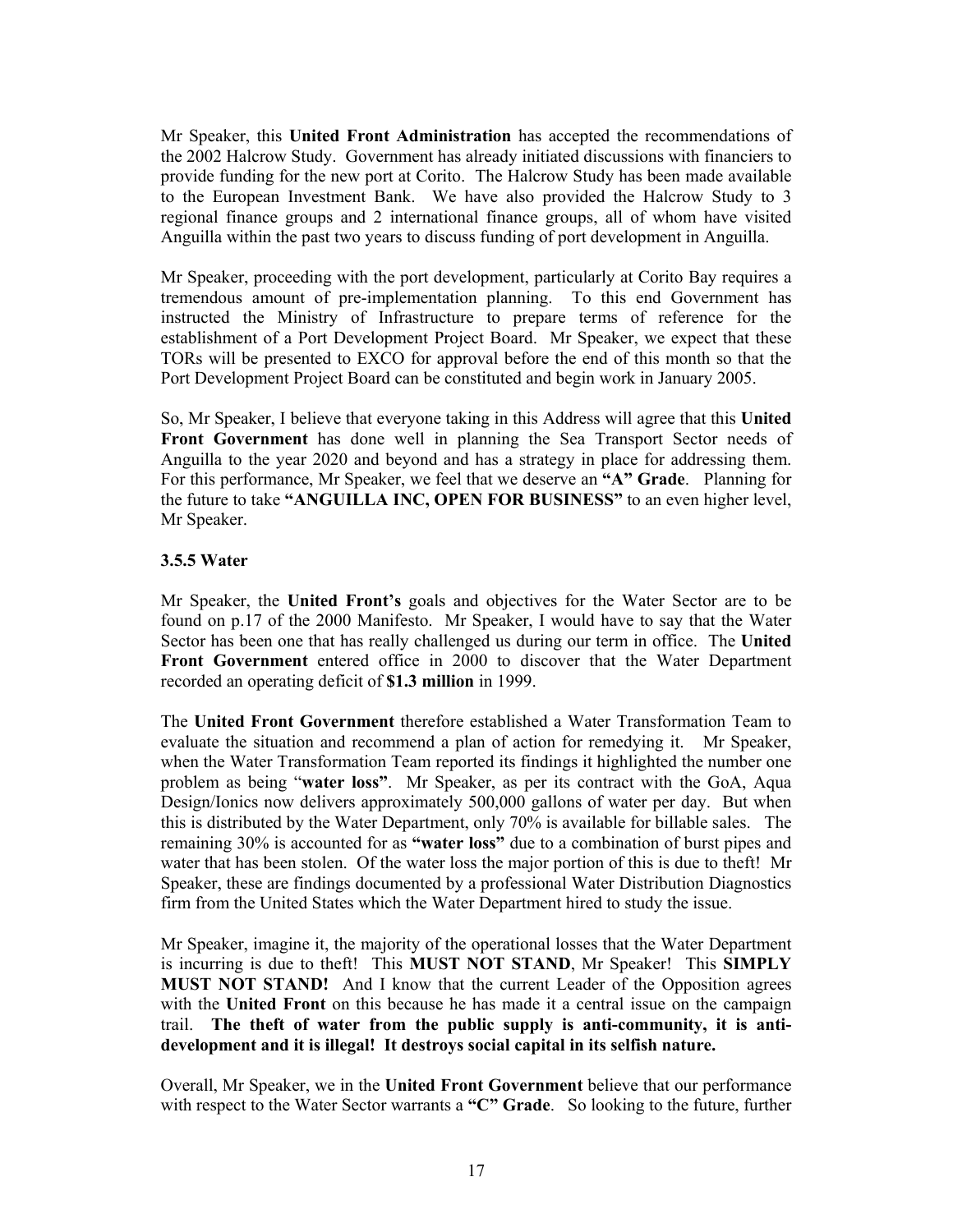Mr Speaker, this **United Front Administration** has accepted the recommendations of the 2002 Halcrow Study. Government has already initiated discussions with financiers to provide funding for the new port at Corito. The Halcrow Study has been made available to the European Investment Bank. We have also provided the Halcrow Study to 3 regional finance groups and 2 international finance groups, all of whom have visited Anguilla within the past two years to discuss funding of port development in Anguilla.

Mr Speaker, proceeding with the port development, particularly at Corito Bay requires a tremendous amount of pre-implementation planning. To this end Government has instructed the Ministry of Infrastructure to prepare terms of reference for the establishment of a Port Development Project Board. Mr Speaker, we expect that these TORs will be presented to EXCO for approval before the end of this month so that the Port Development Project Board can be constituted and begin work in January 2005.

So, Mr Speaker, I believe that everyone taking in this Address will agree that this **United Front Government** has done well in planning the Sea Transport Sector needs of Anguilla to the year 2020 and beyond and has a strategy in place for addressing them. For this performance, Mr Speaker, we feel that we deserve an **"A" Grade**. Planning for the future to take **"ANGUILLA INC, OPEN FOR BUSINESS"** to an even higher level, Mr Speaker.

### 3.5.5 Water

Mr Speaker, the **United Front's** goals and objectives for the Water Sector are to be found on p.17 of the 2000 Manifesto. Mr Speaker, I would have to say that the Water Sector has been one that has really challenged us during our term in office. The **United Front Government** entered office in 2000 to discover that the Water Department recorded an operating deficit of **$1.3 million** in 1999.

The **United Front Government** therefore established a Water Transformation Team to evaluate the situation and recommend a plan of action for remedying it. Mr Speaker, when the Water Transformation Team reported its findings it highlighted the number one problem as being "**water loss**". Mr Speaker, as per its contract with the GoA, Aqua Design/Ionics now delivers approximately 500,000 gallons of water per day. But when this is distributed by the Water Department, only 70% is available for billable sales. The remaining 30% is accounted for as **"water loss"** due to a combination of burst pipes and water that has been stolen. Of the water loss the major portion of this is due to theft! Mr Speaker, these are findings documented by a professional Water Distribution Diagnostics firm from the United States which the Water Department hired to study the issue.

Mr Speaker, imagine it, the majority of the operational losses that the Water Department is incurring is due to theft! This **MUST NOT STAND**, Mr Speaker! This **SIMPLY MUST NOT STAND!** And I know that the current Leader of the Opposition agrees with the **United Front** on this because he has made it a central issue on the campaign trail. **The theft of water from the public supply is anti-community, it is anti-development and it is illegal! It destroys social capital in its selfish nature.**

Overall, Mr Speaker, we in the **United Front Government** believe that our performance with respect to the Water Sector warrants a **"C" Grade**. So looking to the future, further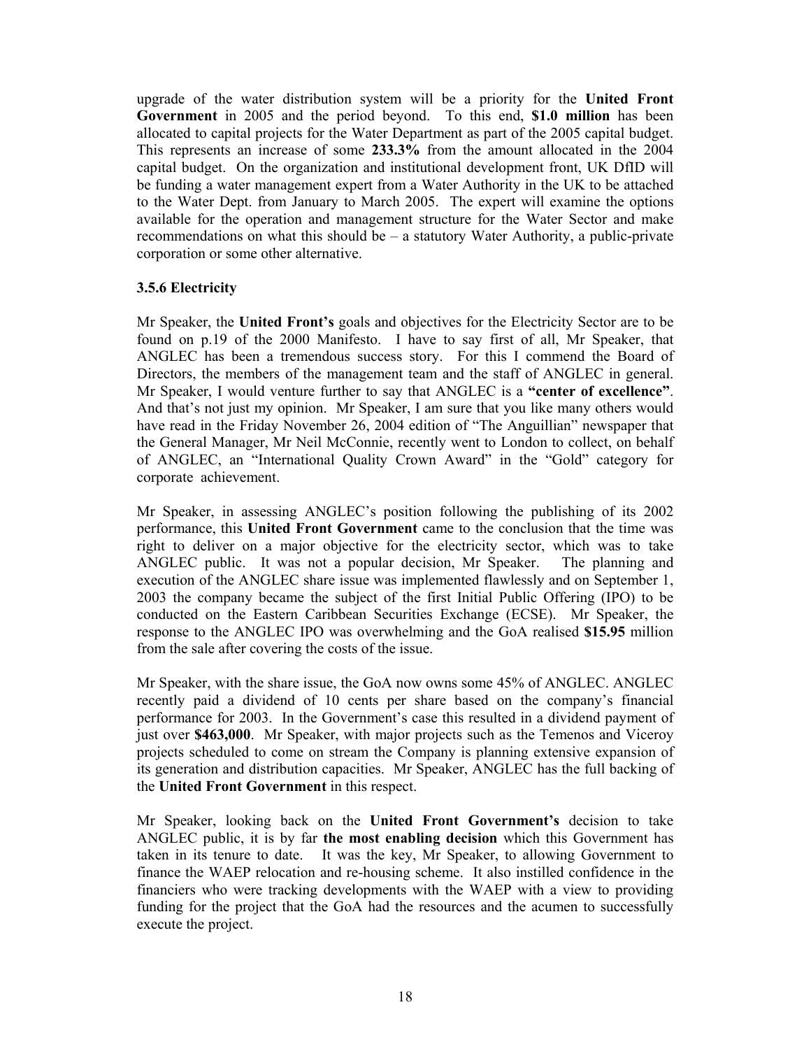upgrade of the water distribution system will be a priority for the **United Front Government** in 2005 and the period beyond. To this end, **$1.0 million** has been allocated to capital projects for the Water Department as part of the 2005 capital budget. This represents an increase of some **233.3%** from the amount allocated in the 2004 capital budget. On the organization and institutional development front, UK DfID will be funding a water management expert from a Water Authority in the UK to be attached to the Water Dept. from January to March 2005. The expert will examine the options available for the operation and management structure for the Water Sector and make recommendations on what this should be – a statutory Water Authority, a public-private corporation or some other alternative.

### 3.5.6 Electricity

Mr Speaker, the **United Front's** goals and objectives for the Electricity Sector are to be found on p.19 of the 2000 Manifesto. I have to say first of all, Mr Speaker, that ANGLEC has been a tremendous success story. For this I commend the Board of Directors, the members of the management team and the staff of ANGLEC in general. Mr Speaker, I would venture further to say that ANGLEC is a **"center of excellence"**. And that's not just my opinion. Mr Speaker, I am sure that you like many others would have read in the Friday November 26, 2004 edition of "The Anguillian" newspaper that the General Manager, Mr Neil McConnie, recently went to London to collect, on behalf of ANGLEC, an "International Quality Crown Award" in the "Gold" category for corporate achievement.

Mr Speaker, in assessing ANGLEC's position following the publishing of its 2002 performance, this **United Front Government** came to the conclusion that the time was right to deliver on a major objective for the electricity sector, which was to take ANGLEC public. It was not a popular decision, Mr Speaker. The planning and execution of the ANGLEC share issue was implemented flawlessly and on September 1, 2003 the company became the subject of the first Initial Public Offering (IPO) to be conducted on the Eastern Caribbean Securities Exchange (ECSE). Mr Speaker, the response to the ANGLEC IPO was overwhelming and the GoA realised **$15.95** million from the sale after covering the costs of the issue.

Mr Speaker, with the share issue, the GoA now owns some 45% of ANGLEC. ANGLEC recently paid a dividend of 10 cents per share based on the company's financial performance for 2003. In the Government's case this resulted in a dividend payment of just over **$463,000**. Mr Speaker, with major projects such as the Temenos and Viceroy projects scheduled to come on stream the Company is planning extensive expansion of its generation and distribution capacities. Mr Speaker, ANGLEC has the full backing of the **United Front Government** in this respect.

Mr Speaker, looking back on the **United Front Government's** decision to take ANGLEC public, it is by far **the most enabling decision** which this Government has taken in its tenure to date. It was the key, Mr Speaker, to allowing Government to finance the WAEP relocation and re-housing scheme. It also instilled confidence in the financiers who were tracking developments with the WAEP with a view to providing funding for the project that the GoA had the resources and the acumen to successfully execute the project.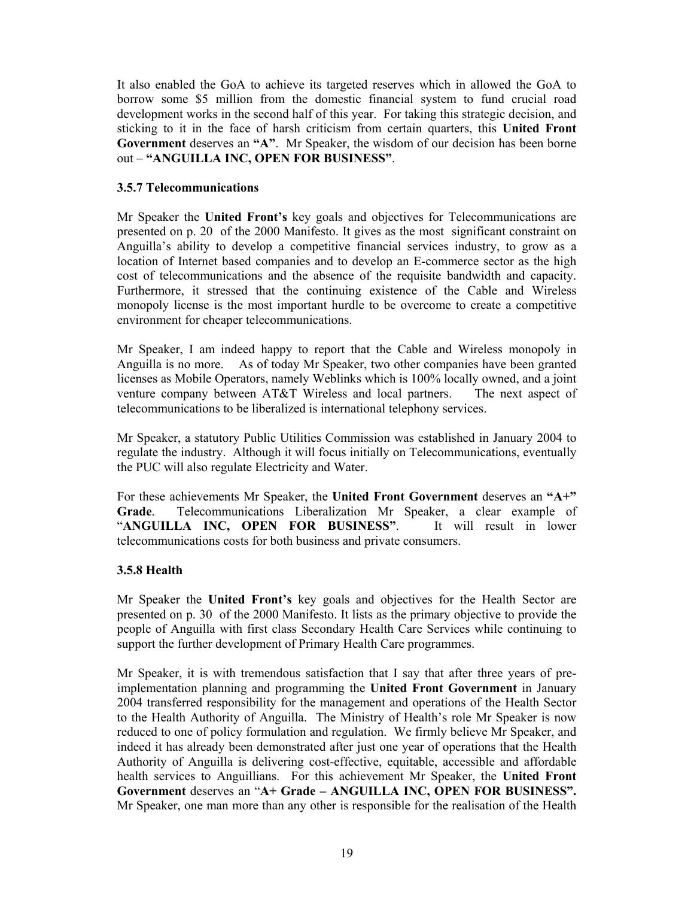It also enabled the GoA to achieve its targeted reserves which in allowed the GoA to borrow some $5 million from the domestic financial system to fund crucial road development works in the second half of this year. For taking this strategic decision, and sticking to it in the face of harsh criticism from certain quarters, this **United Front Government** deserves an **"A"**. Mr Speaker, the wisdom of our decision has been borne out – **"ANGUILLA INC, OPEN FOR BUSINESS"**.

### 3.5.7 Telecommunications

Mr Speaker the **United Front's** key goals and objectives for Telecommunications are presented on p. 20 of the 2000 Manifesto. It gives as the most significant constraint on Anguilla's ability to develop a competitive financial services industry, to grow as a location of Internet based companies and to develop an E-commerce sector as the high cost of telecommunications and the absence of the requisite bandwidth and capacity. Furthermore, it stressed that the continuing existence of the Cable and Wireless monopoly license is the most important hurdle to be overcome to create a competitive environment for cheaper telecommunications.

Mr Speaker, I am indeed happy to report that the Cable and Wireless monopoly in Anguilla is no more. As of today Mr Speaker, two other companies have been granted licenses as Mobile Operators, namely Weblinks which is 100% locally owned, and a joint venture company between AT&T Wireless and local partners. The next aspect of telecommunications to be liberalized is international telephony services.

Mr Speaker, a statutory Public Utilities Commission was established in January 2004 to regulate the industry. Although it will focus initially on Telecommunications, eventually the PUC will also regulate Electricity and Water.

For these achievements Mr Speaker, the **United Front Government** deserves an **"A+" Grade**. Telecommunications Liberalization Mr Speaker, a clear example of "**ANGUILLA INC, OPEN FOR BUSINESS"**. It will result in lower telecommunications costs for both business and private consumers.

### 3.5.8 Health

Mr Speaker the **United Front's** key goals and objectives for the Health Sector are presented on p. 30 of the 2000 Manifesto. It lists as the primary objective to provide the people of Anguilla with first class Secondary Health Care Services while continuing to support the further development of Primary Health Care programmes.

Mr Speaker, it is with tremendous satisfaction that I say that after three years of pre-implementation planning and programming the **United Front Government** in January 2004 transferred responsibility for the management and operations of the Health Sector to the Health Authority of Anguilla. The Ministry of Health's role Mr Speaker is now reduced to one of policy formulation and regulation. We firmly believe Mr Speaker, and indeed it has already been demonstrated after just one year of operations that the Health Authority of Anguilla is delivering cost-effective, equitable, accessible and affordable health services to Anguillians. For this achievement Mr Speaker, the **United Front Government** deserves an "**A+ Grade – ANGUILLA INC, OPEN FOR BUSINESS".** Mr Speaker, one man more than any other is responsible for the realisation of the Health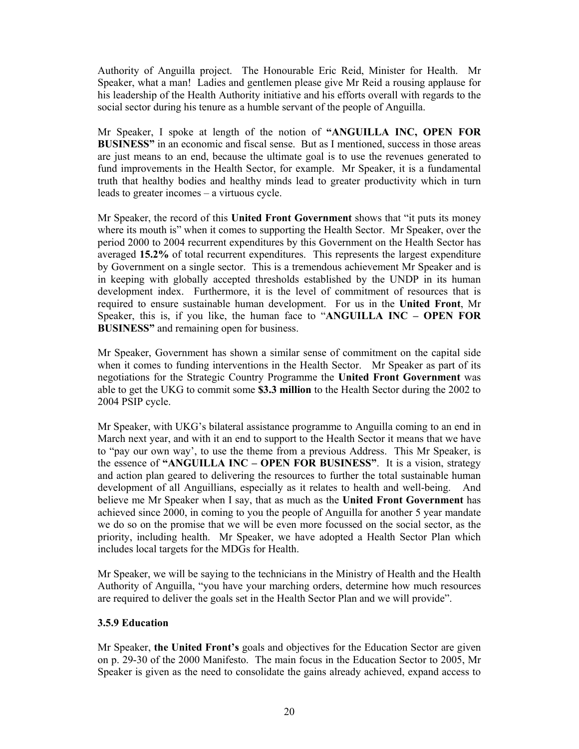Authority of Anguilla project. The Honourable Eric Reid, Minister for Health. Mr Speaker, what a man! Ladies and gentlemen please give Mr Reid a rousing applause for his leadership of the Health Authority initiative and his efforts overall with regards to the social sector during his tenure as a humble servant of the people of Anguilla.

Mr Speaker, I spoke at length of the notion of **"ANGUILLA INC, OPEN FOR BUSINESS"** in an economic and fiscal sense. But as I mentioned, success in those areas are just means to an end, because the ultimate goal is to use the revenues generated to fund improvements in the Health Sector, for example. Mr Speaker, it is a fundamental truth that healthy bodies and healthy minds lead to greater productivity which in turn leads to greater incomes – a virtuous cycle.

Mr Speaker, the record of this **United Front Government** shows that "it puts its money where its mouth is" when it comes to supporting the Health Sector. Mr Speaker, over the period 2000 to 2004 recurrent expenditures by this Government on the Health Sector has averaged **15.2%** of total recurrent expenditures. This represents the largest expenditure by Government on a single sector. This is a tremendous achievement Mr Speaker and is in keeping with globally accepted thresholds established by the UNDP in its human development index. Furthermore, it is the level of commitment of resources that is required to ensure sustainable human development. For us in the **United Front**, Mr Speaker, this is, if you like, the human face to "**ANGUILLA INC – OPEN FOR BUSINESS"** and remaining open for business.

Mr Speaker, Government has shown a similar sense of commitment on the capital side when it comes to funding interventions in the Health Sector. Mr Speaker as part of its negotiations for the Strategic Country Programme the **United Front Government** was able to get the UKG to commit some **$3.3 million** to the Health Sector during the 2002 to 2004 PSIP cycle.

Mr Speaker, with UKG's bilateral assistance programme to Anguilla coming to an end in March next year, and with it an end to support to the Health Sector it means that we have to "pay our own way', to use the theme from a previous Address. This Mr Speaker, is the essence of **"ANGUILLA INC – OPEN FOR BUSINESS"**. It is a vision, strategy and action plan geared to delivering the resources to further the total sustainable human development of all Anguillians, especially as it relates to health and well-being. And believe me Mr Speaker when I say, that as much as the **United Front Government** has achieved since 2000, in coming to you the people of Anguilla for another 5 year mandate we do so on the promise that we will be even more focussed on the social sector, as the priority, including health. Mr Speaker, we have adopted a Health Sector Plan which includes local targets for the MDGs for Health.

Mr Speaker, we will be saying to the technicians in the Ministry of Health and the Health Authority of Anguilla, "you have your marching orders, determine how much resources are required to deliver the goals set in the Health Sector Plan and we will provide".

### 3.5.9 Education

Mr Speaker, **the United Front's** goals and objectives for the Education Sector are given on p. 29-30 of the 2000 Manifesto. The main focus in the Education Sector to 2005, Mr Speaker is given as the need to consolidate the gains already achieved, expand access to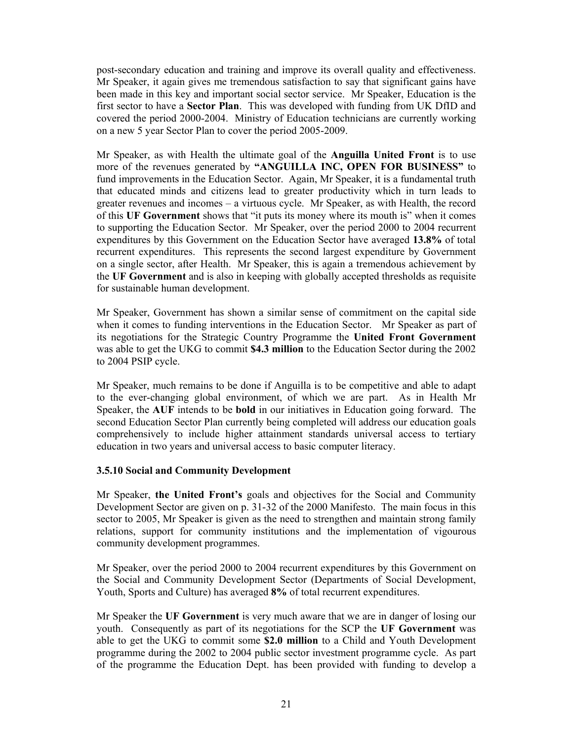post-secondary education and training and improve its overall quality and effectiveness. Mr Speaker, it again gives me tremendous satisfaction to say that significant gains have been made in this key and important social sector service. Mr Speaker, Education is the first sector to have a **Sector Plan**. This was developed with funding from UK DfID and covered the period 2000-2004. Ministry of Education technicians are currently working on a new 5 year Sector Plan to cover the period 2005-2009.

Mr Speaker, as with Health the ultimate goal of the **Anguilla United Front** is to use more of the revenues generated by **"ANGUILLA INC, OPEN FOR BUSINESS"** to fund improvements in the Education Sector. Again, Mr Speaker, it is a fundamental truth that educated minds and citizens lead to greater productivity which in turn leads to greater revenues and incomes – a virtuous cycle. Mr Speaker, as with Health, the record of this **UF Government** shows that "it puts its money where its mouth is" when it comes to supporting the Education Sector. Mr Speaker, over the period 2000 to 2004 recurrent expenditures by this Government on the Education Sector have averaged **13.8%** of total recurrent expenditures. This represents the second largest expenditure by Government on a single sector, after Health. Mr Speaker, this is again a tremendous achievement by the **UF Government** and is also in keeping with globally accepted thresholds as requisite for sustainable human development.

Mr Speaker, Government has shown a similar sense of commitment on the capital side when it comes to funding interventions in the Education Sector. Mr Speaker as part of its negotiations for the Strategic Country Programme the **United Front Government** was able to get the UKG to commit **$4.3 million** to the Education Sector during the 2002 to 2004 PSIP cycle.

Mr Speaker, much remains to be done if Anguilla is to be competitive and able to adapt to the ever-changing global environment, of which we are part. As in Health Mr Speaker, the **AUF** intends to be **bold** in our initiatives in Education going forward. The second Education Sector Plan currently being completed will address our education goals comprehensively to include higher attainment standards universal access to tertiary education in two years and universal access to basic computer literacy.

### 3.5.10 Social and Community Development

Mr Speaker, **the United Front's** goals and objectives for the Social and Community Development Sector are given on p. 31-32 of the 2000 Manifesto. The main focus in this sector to 2005, Mr Speaker is given as the need to strengthen and maintain strong family relations, support for community institutions and the implementation of vigourous community development programmes.

Mr Speaker, over the period 2000 to 2004 recurrent expenditures by this Government on the Social and Community Development Sector (Departments of Social Development, Youth, Sports and Culture) has averaged **8%** of total recurrent expenditures.

Mr Speaker the **UF Government** is very much aware that we are in danger of losing our youth. Consequently as part of its negotiations for the SCP the **UF Government** was able to get the UKG to commit some **$2.0 million** to a Child and Youth Development programme during the 2002 to 2004 public sector investment programme cycle. As part of the programme the Education Dept. has been provided with funding to develop a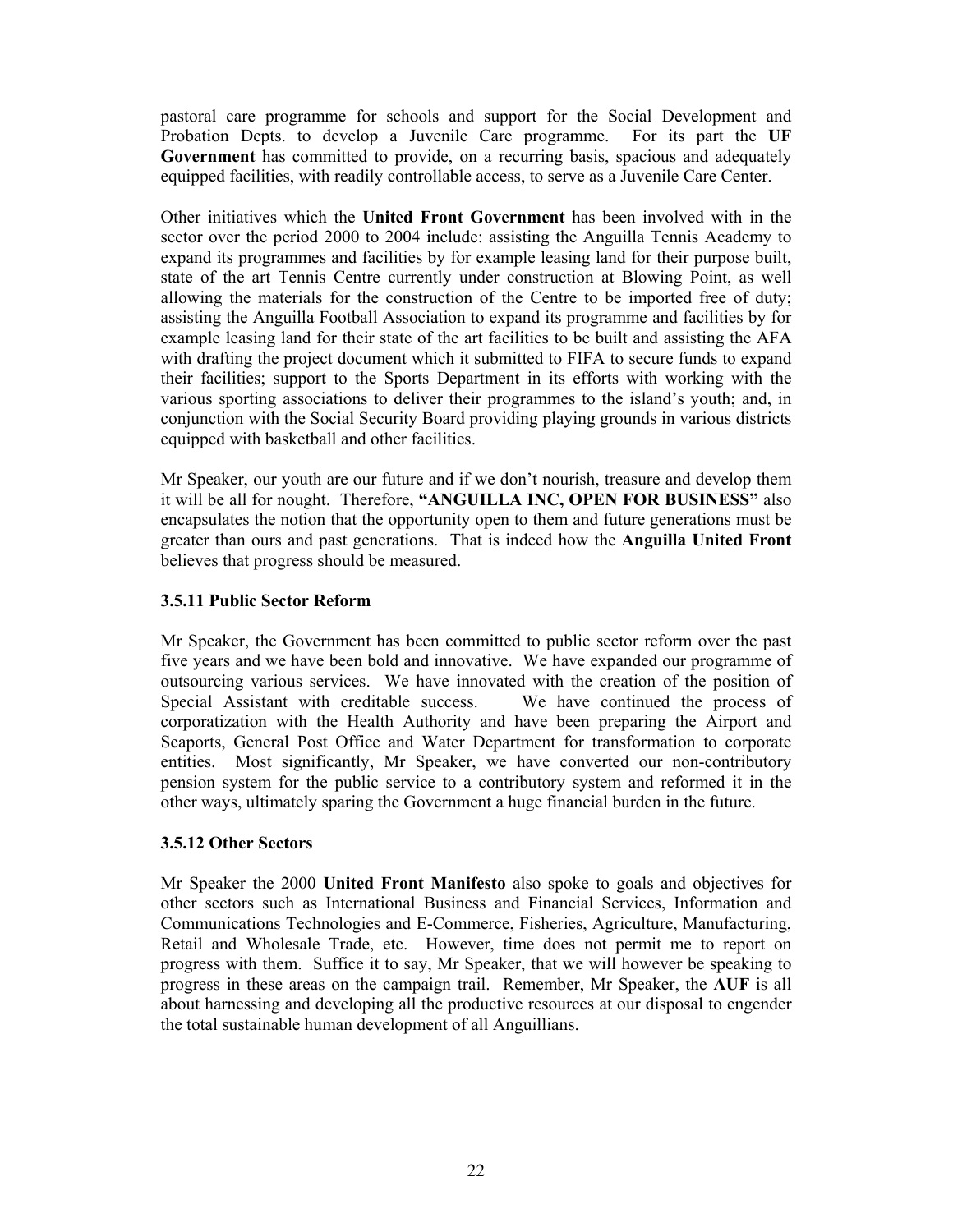pastoral care programme for schools and support for the Social Development and Probation Depts. to develop a Juvenile Care programme. For its part the **UF Government** has committed to provide, on a recurring basis, spacious and adequately equipped facilities, with readily controllable access, to serve as a Juvenile Care Center.

Other initiatives which the **United Front Government** has been involved with in the sector over the period 2000 to 2004 include: assisting the Anguilla Tennis Academy to expand its programmes and facilities by for example leasing land for their purpose built, state of the art Tennis Centre currently under construction at Blowing Point, as well allowing the materials for the construction of the Centre to be imported free of duty; assisting the Anguilla Football Association to expand its programme and facilities by for example leasing land for their state of the art facilities to be built and assisting the AFA with drafting the project document which it submitted to FIFA to secure funds to expand their facilities; support to the Sports Department in its efforts with working with the various sporting associations to deliver their programmes to the island's youth; and, in conjunction with the Social Security Board providing playing grounds in various districts equipped with basketball and other facilities.

Mr Speaker, our youth are our future and if we don't nourish, treasure and develop them it will be all for nought. Therefore, **"ANGUILLA INC, OPEN FOR BUSINESS"** also encapsulates the notion that the opportunity open to them and future generations must be greater than ours and past generations. That is indeed how the **Anguilla United Front** believes that progress should be measured.

### 3.5.11 Public Sector Reform

Mr Speaker, the Government has been committed to public sector reform over the past five years and we have been bold and innovative. We have expanded our programme of outsourcing various services. We have innovated with the creation of the position of Special Assistant with creditable success. We have continued the process of corporatization with the Health Authority and have been preparing the Airport and Seaports, General Post Office and Water Department for transformation to corporate entities. Most significantly, Mr Speaker, we have converted our non-contributory pension system for the public service to a contributory system and reformed it in the other ways, ultimately sparing the Government a huge financial burden in the future.

### 3.5.12 Other Sectors

Mr Speaker the 2000 **United Front Manifesto** also spoke to goals and objectives for other sectors such as International Business and Financial Services, Information and Communications Technologies and E-Commerce, Fisheries, Agriculture, Manufacturing, Retail and Wholesale Trade, etc. However, time does not permit me to report on progress with them. Suffice it to say, Mr Speaker, that we will however be speaking to progress in these areas on the campaign trail. Remember, Mr Speaker, the **AUF** is all about harnessing and developing all the productive resources at our disposal to engender the total sustainable human development of all Anguillians.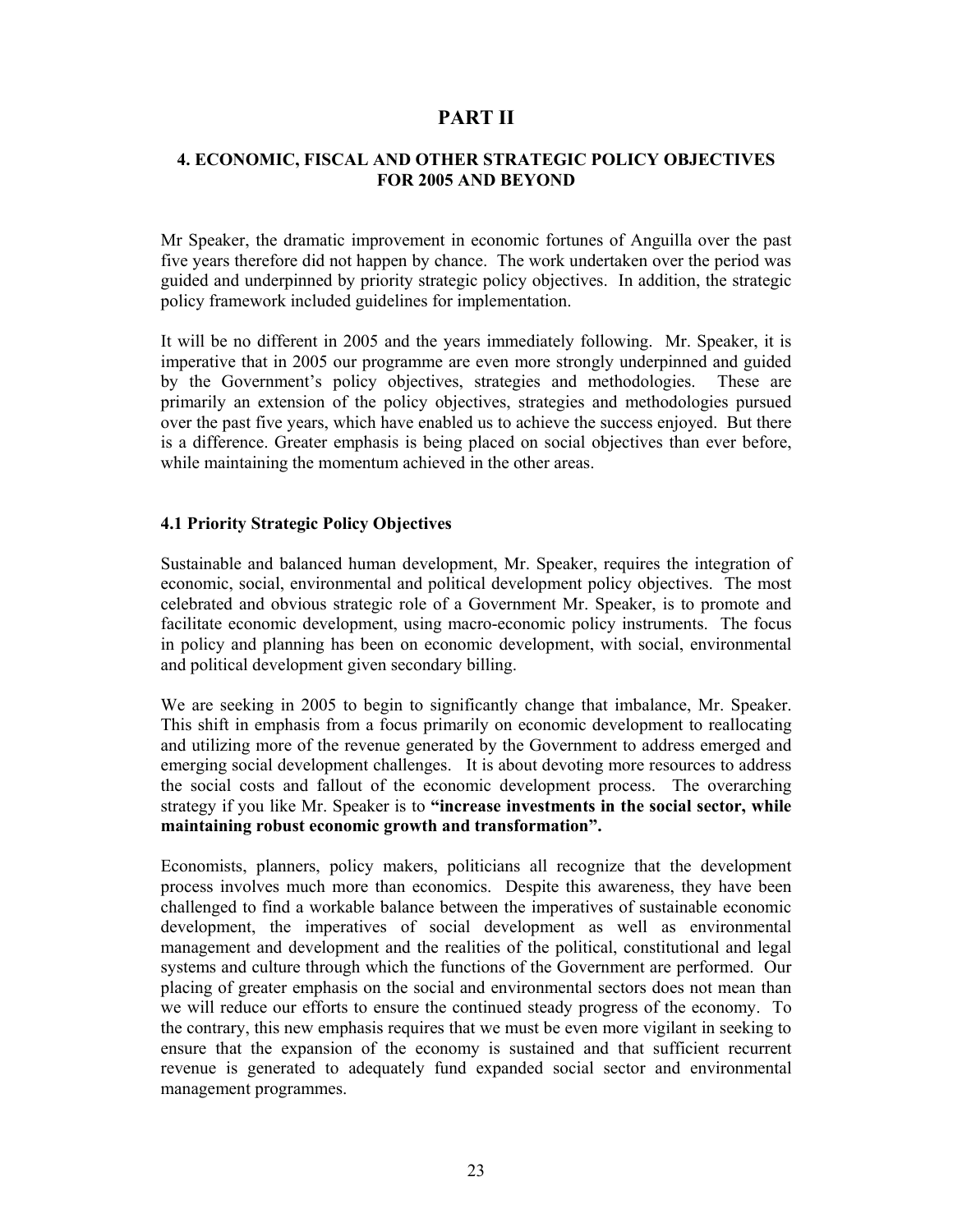# PART II

## 4. ECONOMIC, FISCAL AND OTHER STRATEGIC POLICY OBJECTIVES FOR 2005 AND BEYOND

Mr Speaker, the dramatic improvement in economic fortunes of Anguilla over the past five years therefore did not happen by chance. The work undertaken over the period was guided and underpinned by priority strategic policy objectives. In addition, the strategic policy framework included guidelines for implementation.

It will be no different in 2005 and the years immediately following. Mr. Speaker, it is imperative that in 2005 our programme are even more strongly underpinned and guided by the Government's policy objectives, strategies and methodologies. These are primarily an extension of the policy objectives, strategies and methodologies pursued over the past five years, which have enabled us to achieve the success enjoyed. But there is a difference. Greater emphasis is being placed on social objectives than ever before, while maintaining the momentum achieved in the other areas.

### 4.1 Priority Strategic Policy Objectives

Sustainable and balanced human development, Mr. Speaker, requires the integration of economic, social, environmental and political development policy objectives. The most celebrated and obvious strategic role of a Government Mr. Speaker, is to promote and facilitate economic development, using macro-economic policy instruments. The focus in policy and planning has been on economic development, with social, environmental and political development given secondary billing.

We are seeking in 2005 to begin to significantly change that imbalance, Mr. Speaker. This shift in emphasis from a focus primarily on economic development to reallocating and utilizing more of the revenue generated by the Government to address emerged and emerging social development challenges. It is about devoting more resources to address the social costs and fallout of the economic development process. The overarching strategy if you like Mr. Speaker is to **"increase investments in the social sector, while maintaining robust economic growth and transformation".**

Economists, planners, policy makers, politicians all recognize that the development process involves much more than economics. Despite this awareness, they have been challenged to find a workable balance between the imperatives of sustainable economic development, the imperatives of social development as well as environmental management and development and the realities of the political, constitutional and legal systems and culture through which the functions of the Government are performed. Our placing of greater emphasis on the social and environmental sectors does not mean than we will reduce our efforts to ensure the continued steady progress of the economy. To the contrary, this new emphasis requires that we must be even more vigilant in seeking to ensure that the expansion of the economy is sustained and that sufficient recurrent revenue is generated to adequately fund expanded social sector and environmental management programmes.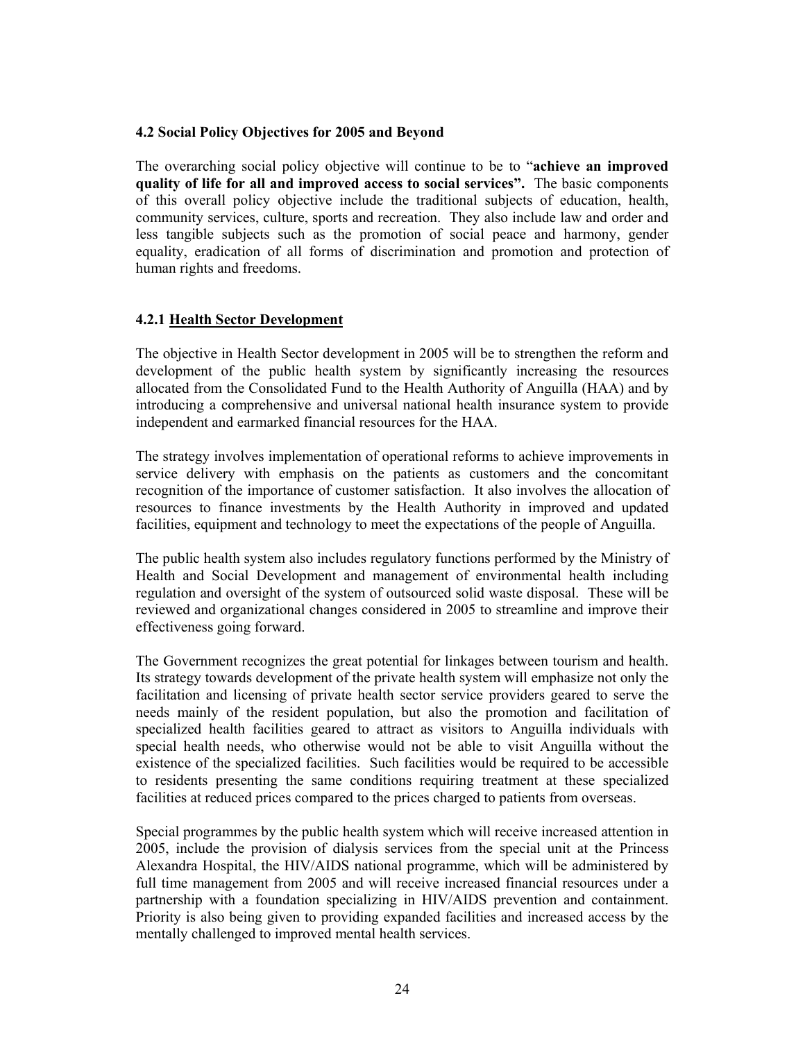### 4.2 Social Policy Objectives for 2005 and Beyond

The overarching social policy objective will continue to be to "**achieve an improved quality of life for all and improved access to social services".** The basic components of this overall policy objective include the traditional subjects of education, health, community services, culture, sports and recreation. They also include law and order and less tangible subjects such as the promotion of social peace and harmony, gender equality, eradication of all forms of discrimination and promotion and protection of human rights and freedoms.

#### 4.2.1 Health Sector Development

The objective in Health Sector development in 2005 will be to strengthen the reform and development of the public health system by significantly increasing the resources allocated from the Consolidated Fund to the Health Authority of Anguilla (HAA) and by introducing a comprehensive and universal national health insurance system to provide independent and earmarked financial resources for the HAA.

The strategy involves implementation of operational reforms to achieve improvements in service delivery with emphasis on the patients as customers and the concomitant recognition of the importance of customer satisfaction. It also involves the allocation of resources to finance investments by the Health Authority in improved and updated facilities, equipment and technology to meet the expectations of the people of Anguilla.

The public health system also includes regulatory functions performed by the Ministry of Health and Social Development and management of environmental health including regulation and oversight of the system of outsourced solid waste disposal. These will be reviewed and organizational changes considered in 2005 to streamline and improve their effectiveness going forward.

The Government recognizes the great potential for linkages between tourism and health. Its strategy towards development of the private health system will emphasize not only the facilitation and licensing of private health sector service providers geared to serve the needs mainly of the resident population, but also the promotion and facilitation of specialized health facilities geared to attract as visitors to Anguilla individuals with special health needs, who otherwise would not be able to visit Anguilla without the existence of the specialized facilities. Such facilities would be required to be accessible to residents presenting the same conditions requiring treatment at these specialized facilities at reduced prices compared to the prices charged to patients from overseas.

Special programmes by the public health system which will receive increased attention in 2005, include the provision of dialysis services from the special unit at the Princess Alexandra Hospital, the HIV/AIDS national programme, which will be administered by full time management from 2005 and will receive increased financial resources under a partnership with a foundation specializing in HIV/AIDS prevention and containment. Priority is also being given to providing expanded facilities and increased access by the mentally challenged to improved mental health services.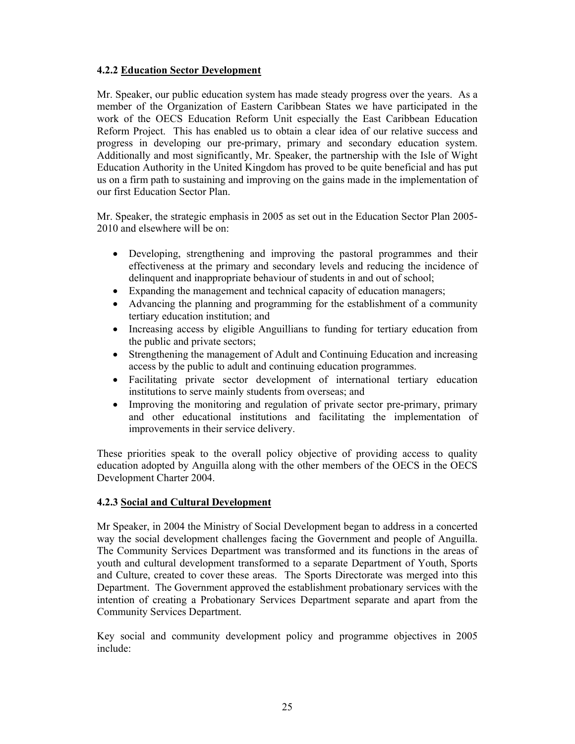### 4.2.2 Education Sector Development

Mr. Speaker, our public education system has made steady progress over the years. As a member of the Organization of Eastern Caribbean States we have participated in the work of the OECS Education Reform Unit especially the East Caribbean Education Reform Project. This has enabled us to obtain a clear idea of our relative success and progress in developing our pre-primary, primary and secondary education system. Additionally and most significantly, Mr. Speaker, the partnership with the Isle of Wight Education Authority in the United Kingdom has proved to be quite beneficial and has put us on a firm path to sustaining and improving on the gains made in the implementation of our first Education Sector Plan.

Mr. Speaker, the strategic emphasis in 2005 as set out in the Education Sector Plan 2005-2010 and elsewhere will be on:

- Developing, strengthening and improving the pastoral programmes and their effectiveness at the primary and secondary levels and reducing the incidence of delinquent and inappropriate behaviour of students in and out of school;
- Expanding the management and technical capacity of education managers;
- Advancing the planning and programming for the establishment of a community tertiary education institution; and
- Increasing access by eligible Anguillians to funding for tertiary education from the public and private sectors;
- Strengthening the management of Adult and Continuing Education and increasing access by the public to adult and continuing education programmes.
- Facilitating private sector development of international tertiary education institutions to serve mainly students from overseas; and
- Improving the monitoring and regulation of private sector pre-primary, primary and other educational institutions and facilitating the implementation of improvements in their service delivery.

These priorities speak to the overall policy objective of providing access to quality education adopted by Anguilla along with the other members of the OECS in the OECS Development Charter 2004.

### 4.2.3 Social and Cultural Development

Mr Speaker, in 2004 the Ministry of Social Development began to address in a concerted way the social development challenges facing the Government and people of Anguilla. The Community Services Department was transformed and its functions in the areas of youth and cultural development transformed to a separate Department of Youth, Sports and Culture, created to cover these areas. The Sports Directorate was merged into this Department. The Government approved the establishment probationary services with the intention of creating a Probationary Services Department separate and apart from the Community Services Department.

Key social and community development policy and programme objectives in 2005 include: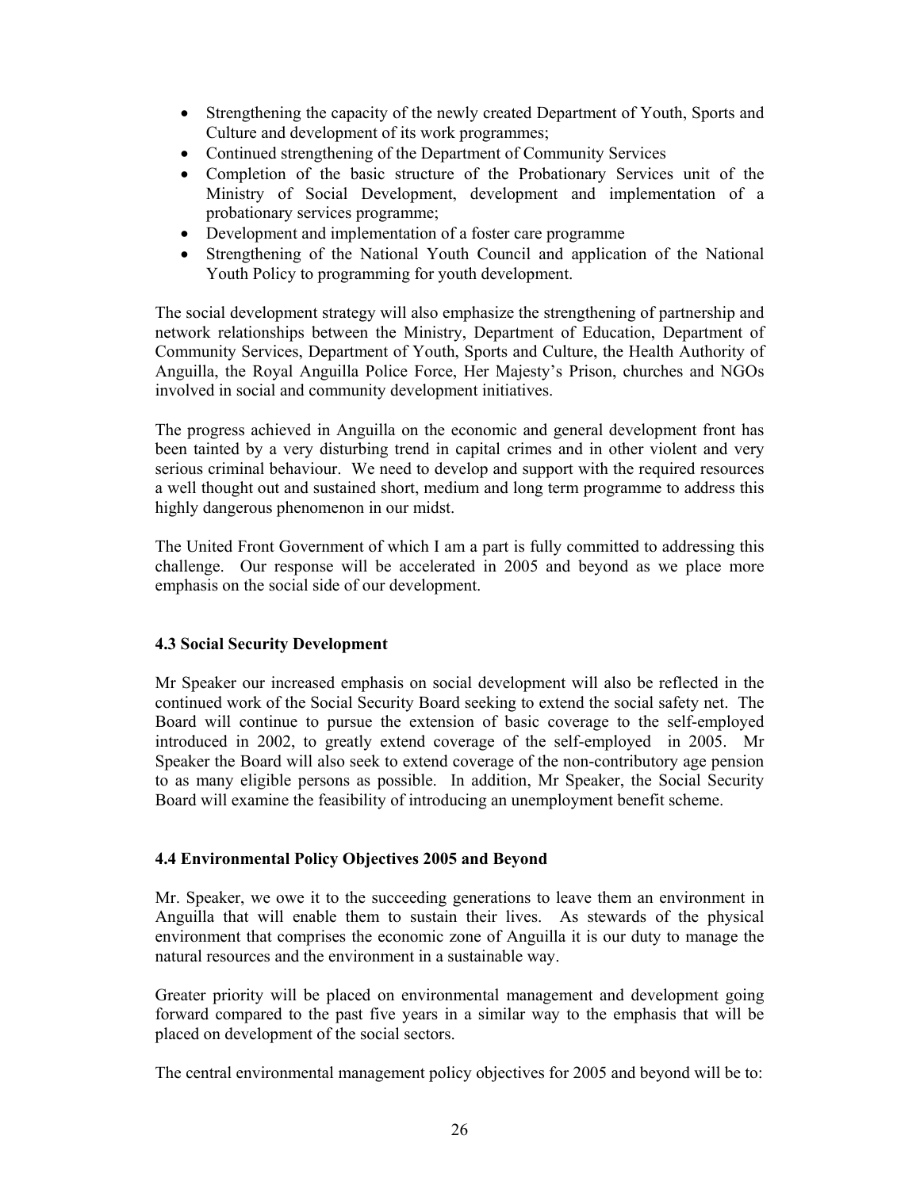- Strengthening the capacity of the newly created Department of Youth, Sports and Culture and development of its work programmes;
- Continued strengthening of the Department of Community Services
- Completion of the basic structure of the Probationary Services unit of the Ministry of Social Development, development and implementation of a probationary services programme;
- Development and implementation of a foster care programme
- Strengthening of the National Youth Council and application of the National Youth Policy to programming for youth development.

The social development strategy will also emphasize the strengthening of partnership and network relationships between the Ministry, Department of Education, Department of Community Services, Department of Youth, Sports and Culture, the Health Authority of Anguilla, the Royal Anguilla Police Force, Her Majesty's Prison, churches and NGOs involved in social and community development initiatives.

The progress achieved in Anguilla on the economic and general development front has been tainted by a very disturbing trend in capital crimes and in other violent and very serious criminal behaviour. We need to develop and support with the required resources a well thought out and sustained short, medium and long term programme to address this highly dangerous phenomenon in our midst.

The United Front Government of which I am a part is fully committed to addressing this challenge. Our response will be accelerated in 2005 and beyond as we place more emphasis on the social side of our development.

### 4.3 Social Security Development

Mr Speaker our increased emphasis on social development will also be reflected in the continued work of the Social Security Board seeking to extend the social safety net. The Board will continue to pursue the extension of basic coverage to the self-employed introduced in 2002, to greatly extend coverage of the self-employed in 2005. Mr Speaker the Board will also seek to extend coverage of the non-contributory age pension to as many eligible persons as possible. In addition, Mr Speaker, the Social Security Board will examine the feasibility of introducing an unemployment benefit scheme.

### 4.4 Environmental Policy Objectives 2005 and Beyond

Mr. Speaker, we owe it to the succeeding generations to leave them an environment in Anguilla that will enable them to sustain their lives. As stewards of the physical environment that comprises the economic zone of Anguilla it is our duty to manage the natural resources and the environment in a sustainable way.

Greater priority will be placed on environmental management and development going forward compared to the past five years in a similar way to the emphasis that will be placed on development of the social sectors.

The central environmental management policy objectives for 2005 and beyond will be to: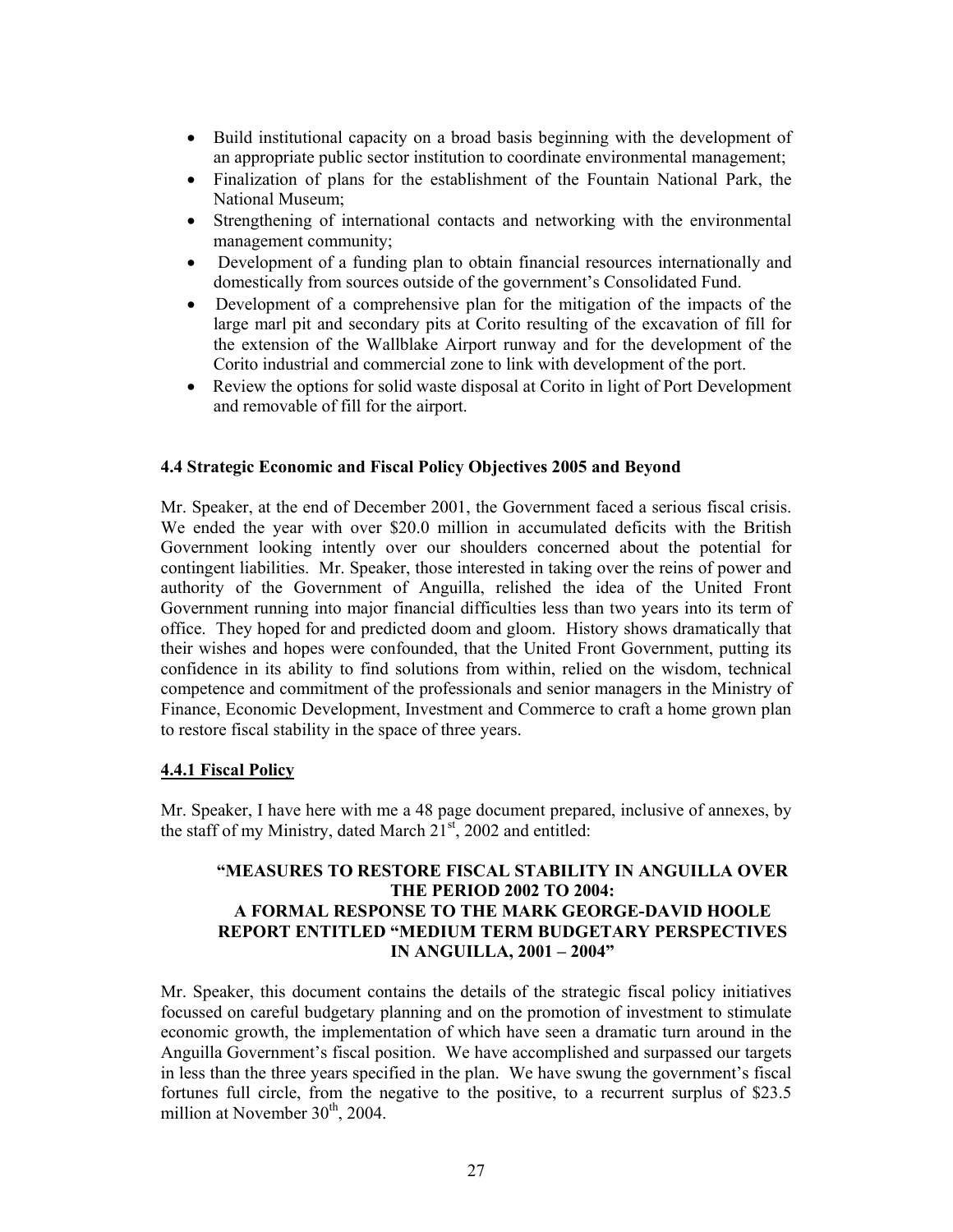- Build institutional capacity on a broad basis beginning with the development of an appropriate public sector institution to coordinate environmental management;
- Finalization of plans for the establishment of the Fountain National Park, the National Museum;
- Strengthening of international contacts and networking with the environmental management community;
- Development of a funding plan to obtain financial resources internationally and domestically from sources outside of the government's Consolidated Fund.
- Development of a comprehensive plan for the mitigation of the impacts of the large marl pit and secondary pits at Corito resulting of the excavation of fill for the extension of the Wallblake Airport runway and for the development of the Corito industrial and commercial zone to link with development of the port.
- Review the options for solid waste disposal at Corito in light of Port Development and removable of fill for the airport.

### 4.4 Strategic Economic and Fiscal Policy Objectives 2005 and Beyond

Mr. Speaker, at the end of December 2001, the Government faced a serious fiscal crisis. We ended the year with over $20.0 million in accumulated deficits with the British Government looking intently over our shoulders concerned about the potential for contingent liabilities. Mr. Speaker, those interested in taking over the reins of power and authority of the Government of Anguilla, relished the idea of the United Front Government running into major financial difficulties less than two years into its term of office. They hoped for and predicted doom and gloom. History shows dramatically that their wishes and hopes were confounded, that the United Front Government, putting its confidence in its ability to find solutions from within, relied on the wisdom, technical competence and commitment of the professionals and senior managers in the Ministry of Finance, Economic Development, Investment and Commerce to craft a home grown plan to restore fiscal stability in the space of three years.

#### 4.4.1 Fiscal Policy

Mr. Speaker, I have here with me a 48 page document prepared, inclusive of annexes, by the staff of my Ministry, dated March 21st, 2002 and entitled:

> **"MEASURES TO RESTORE FISCAL STABILITY IN ANGUILLA OVER THE PERIOD 2002 TO 2004: A FORMAL RESPONSE TO THE MARK GEORGE-DAVID HOOLE REPORT ENTITLED "MEDIUM TERM BUDGETARY PERSPECTIVES IN ANGUILLA, 2001 – 2004"**

Mr. Speaker, this document contains the details of the strategic fiscal policy initiatives focussed on careful budgetary planning and on the promotion of investment to stimulate economic growth, the implementation of which have seen a dramatic turn around in the Anguilla Government's fiscal position. We have accomplished and surpassed our targets in less than the three years specified in the plan. We have swung the government's fiscal fortunes full circle, from the negative to the positive, to a recurrent surplus of $23.5 million at November 30th, 2004.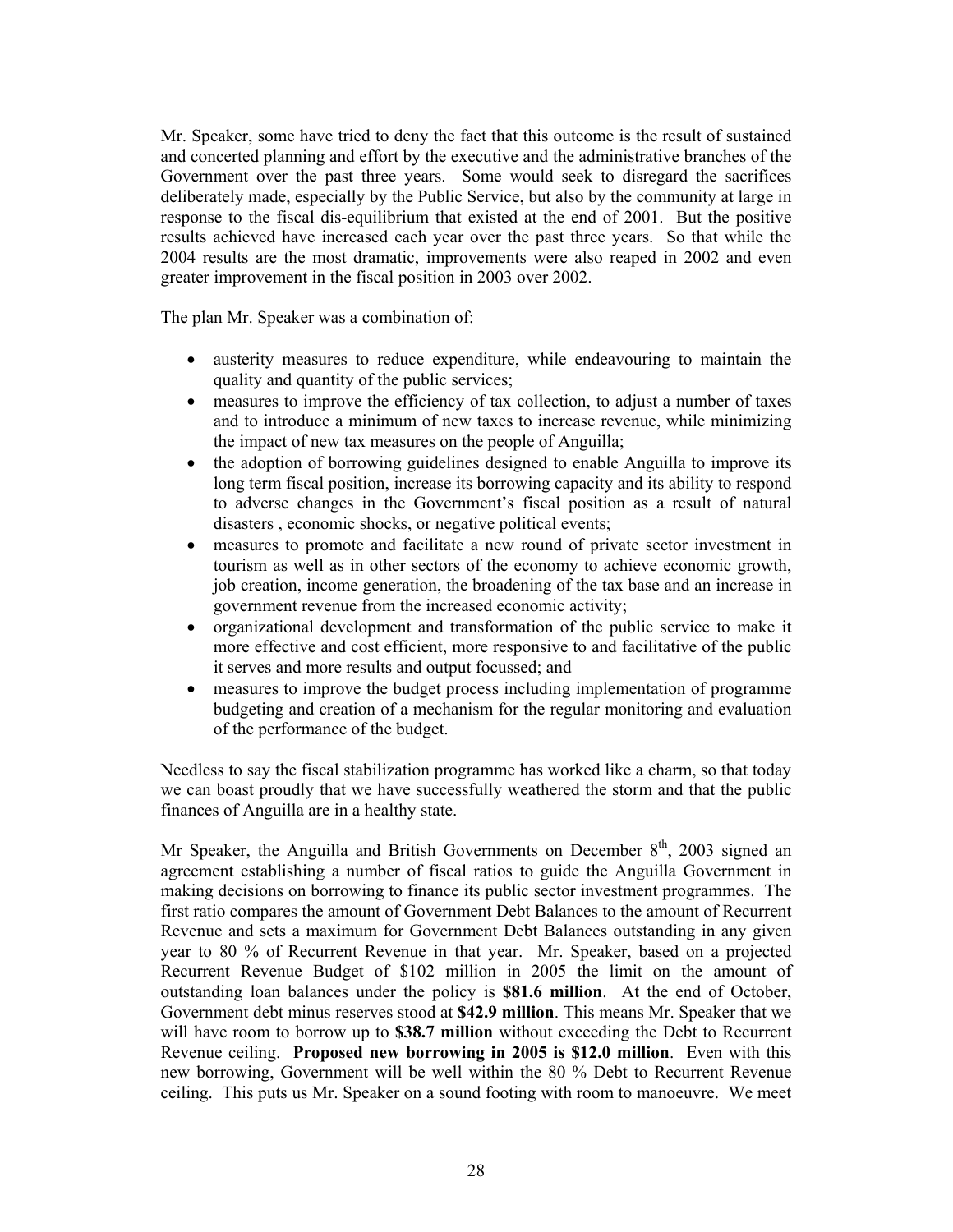Mr. Speaker, some have tried to deny the fact that this outcome is the result of sustained and concerted planning and effort by the executive and the administrative branches of the Government over the past three years. Some would seek to disregard the sacrifices deliberately made, especially by the Public Service, but also by the community at large in response to the fiscal dis-equilibrium that existed at the end of 2001. But the positive results achieved have increased each year over the past three years. So that while the 2004 results are the most dramatic, improvements were also reaped in 2002 and even greater improvement in the fiscal position in 2003 over 2002.

The plan Mr. Speaker was a combination of:

- austerity measures to reduce expenditure, while endeavouring to maintain the quality and quantity of the public services;
- measures to improve the efficiency of tax collection, to adjust a number of taxes and to introduce a minimum of new taxes to increase revenue, while minimizing the impact of new tax measures on the people of Anguilla;
- the adoption of borrowing guidelines designed to enable Anguilla to improve its long term fiscal position, increase its borrowing capacity and its ability to respond to adverse changes in the Government's fiscal position as a result of natural disasters , economic shocks, or negative political events;
- measures to promote and facilitate a new round of private sector investment in tourism as well as in other sectors of the economy to achieve economic growth, job creation, income generation, the broadening of the tax base and an increase in government revenue from the increased economic activity;
- organizational development and transformation of the public service to make it more effective and cost efficient, more responsive to and facilitative of the public it serves and more results and output focussed; and
- measures to improve the budget process including implementation of programme budgeting and creation of a mechanism for the regular monitoring and evaluation of the performance of the budget.

Needless to say the fiscal stabilization programme has worked like a charm, so that today we can boast proudly that we have successfully weathered the storm and that the public finances of Anguilla are in a healthy state.

Mr Speaker, the Anguilla and British Governments on December 8th, 2003 signed an agreement establishing a number of fiscal ratios to guide the Anguilla Government in making decisions on borrowing to finance its public sector investment programmes. The first ratio compares the amount of Government Debt Balances to the amount of Recurrent Revenue and sets a maximum for Government Debt Balances outstanding in any given year to 80 % of Recurrent Revenue in that year. Mr. Speaker, based on a projected Recurrent Revenue Budget of $102 million in 2005 the limit on the amount of outstanding loan balances under the policy is **$81.6 million**. At the end of October, Government debt minus reserves stood at **$42.9 million**. This means Mr. Speaker that we will have room to borrow up to **$38.7 million** without exceeding the Debt to Recurrent Revenue ceiling. **Proposed new borrowing in 2005 is $12.0 million**. Even with this new borrowing, Government will be well within the 80 % Debt to Recurrent Revenue ceiling. This puts us Mr. Speaker on a sound footing with room to manoeuvre. We meet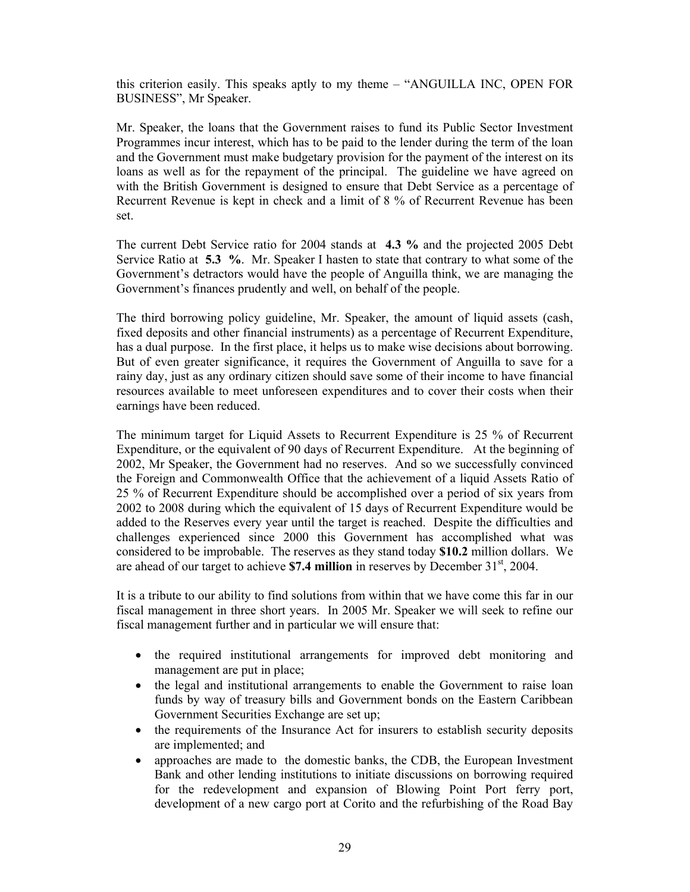this criterion easily. This speaks aptly to my theme – "ANGUILLA INC, OPEN FOR BUSINESS", Mr Speaker.

Mr. Speaker, the loans that the Government raises to fund its Public Sector Investment Programmes incur interest, which has to be paid to the lender during the term of the loan and the Government must make budgetary provision for the payment of the interest on its loans as well as for the repayment of the principal. The guideline we have agreed on with the British Government is designed to ensure that Debt Service as a percentage of Recurrent Revenue is kept in check and a limit of 8 % of Recurrent Revenue has been set.

The current Debt Service ratio for 2004 stands at **4.3 %** and the projected 2005 Debt Service Ratio at **5.3 %**. Mr. Speaker I hasten to state that contrary to what some of the Government's detractors would have the people of Anguilla think, we are managing the Government's finances prudently and well, on behalf of the people.

The third borrowing policy guideline, Mr. Speaker, the amount of liquid assets (cash, fixed deposits and other financial instruments) as a percentage of Recurrent Expenditure, has a dual purpose. In the first place, it helps us to make wise decisions about borrowing. But of even greater significance, it requires the Government of Anguilla to save for a rainy day, just as any ordinary citizen should save some of their income to have financial resources available to meet unforeseen expenditures and to cover their costs when their earnings have been reduced.

The minimum target for Liquid Assets to Recurrent Expenditure is 25 % of Recurrent Expenditure, or the equivalent of 90 days of Recurrent Expenditure. At the beginning of 2002, Mr Speaker, the Government had no reserves. And so we successfully convinced the Foreign and Commonwealth Office that the achievement of a liquid Assets Ratio of 25 % of Recurrent Expenditure should be accomplished over a period of six years from 2002 to 2008 during which the equivalent of 15 days of Recurrent Expenditure would be added to the Reserves every year until the target is reached. Despite the difficulties and challenges experienced since 2000 this Government has accomplished what was considered to be improbable. The reserves as they stand today **$10.2** million dollars. We are ahead of our target to achieve **$7.4 million** in reserves by December 31st, 2004.

It is a tribute to our ability to find solutions from within that we have come this far in our fiscal management in three short years. In 2005 Mr. Speaker we will seek to refine our fiscal management further and in particular we will ensure that:

- the required institutional arrangements for improved debt monitoring and management are put in place;
- the legal and institutional arrangements to enable the Government to raise loan funds by way of treasury bills and Government bonds on the Eastern Caribbean Government Securities Exchange are set up;
- the requirements of the Insurance Act for insurers to establish security deposits are implemented; and
- approaches are made to the domestic banks, the CDB, the European Investment Bank and other lending institutions to initiate discussions on borrowing required for the redevelopment and expansion of Blowing Point Port ferry port, development of a new cargo port at Corito and the refurbishing of the Road Bay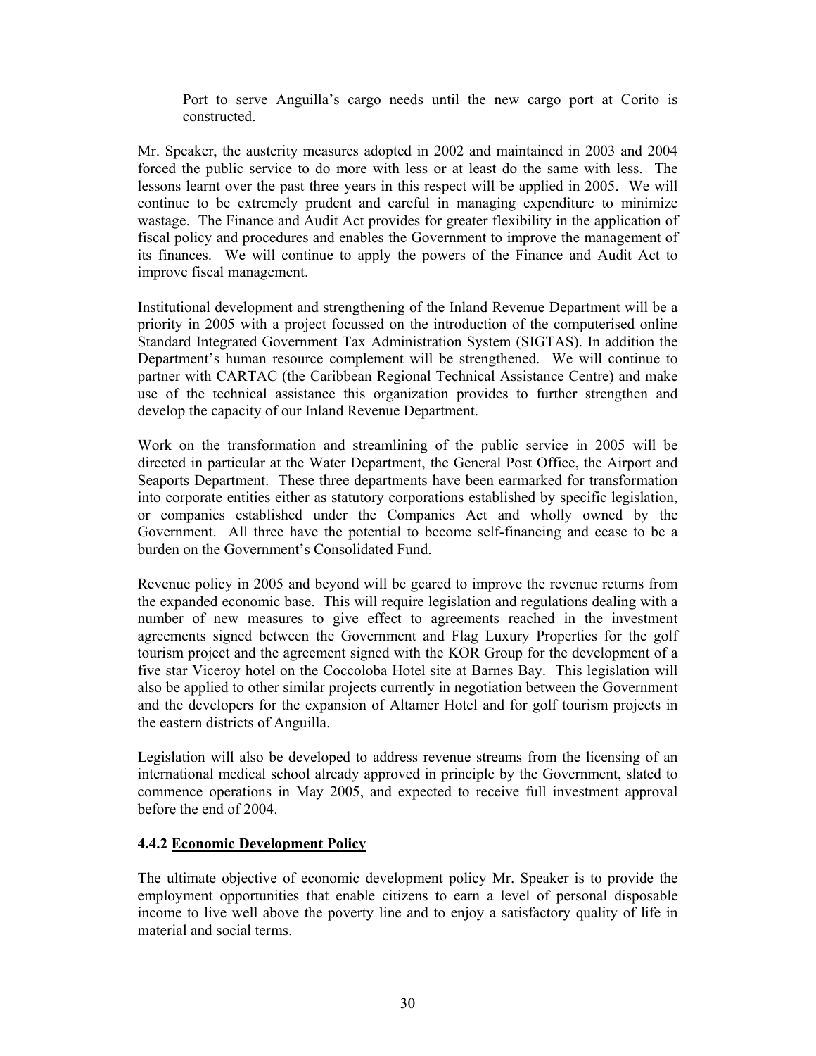Port to serve Anguilla's cargo needs until the new cargo port at Corito is constructed.

Mr. Speaker, the austerity measures adopted in 2002 and maintained in 2003 and 2004 forced the public service to do more with less or at least do the same with less. The lessons learnt over the past three years in this respect will be applied in 2005. We will continue to be extremely prudent and careful in managing expenditure to minimize wastage. The Finance and Audit Act provides for greater flexibility in the application of fiscal policy and procedures and enables the Government to improve the management of its finances. We will continue to apply the powers of the Finance and Audit Act to improve fiscal management.

Institutional development and strengthening of the Inland Revenue Department will be a priority in 2005 with a project focussed on the introduction of the computerised online Standard Integrated Government Tax Administration System (SIGTAS). In addition the Department's human resource complement will be strengthened. We will continue to partner with CARTAC (the Caribbean Regional Technical Assistance Centre) and make use of the technical assistance this organization provides to further strengthen and develop the capacity of our Inland Revenue Department.

Work on the transformation and streamlining of the public service in 2005 will be directed in particular at the Water Department, the General Post Office, the Airport and Seaports Department. These three departments have been earmarked for transformation into corporate entities either as statutory corporations established by specific legislation, or companies established under the Companies Act and wholly owned by the Government. All three have the potential to become self-financing and cease to be a burden on the Government's Consolidated Fund.

Revenue policy in 2005 and beyond will be geared to improve the revenue returns from the expanded economic base. This will require legislation and regulations dealing with a number of new measures to give effect to agreements reached in the investment agreements signed between the Government and Flag Luxury Properties for the golf tourism project and the agreement signed with the KOR Group for the development of a five star Viceroy hotel on the Coccoloba Hotel site at Barnes Bay. This legislation will also be applied to other similar projects currently in negotiation between the Government and the developers for the expansion of Altamer Hotel and for golf tourism projects in the eastern districts of Anguilla.

Legislation will also be developed to address revenue streams from the licensing of an international medical school already approved in principle by the Government, slated to commence operations in May 2005, and expected to receive full investment approval before the end of 2004.

#### 4.4.2 Economic Development Policy

The ultimate objective of economic development policy Mr. Speaker is to provide the employment opportunities that enable citizens to earn a level of personal disposable income to live well above the poverty line and to enjoy a satisfactory quality of life in material and social terms.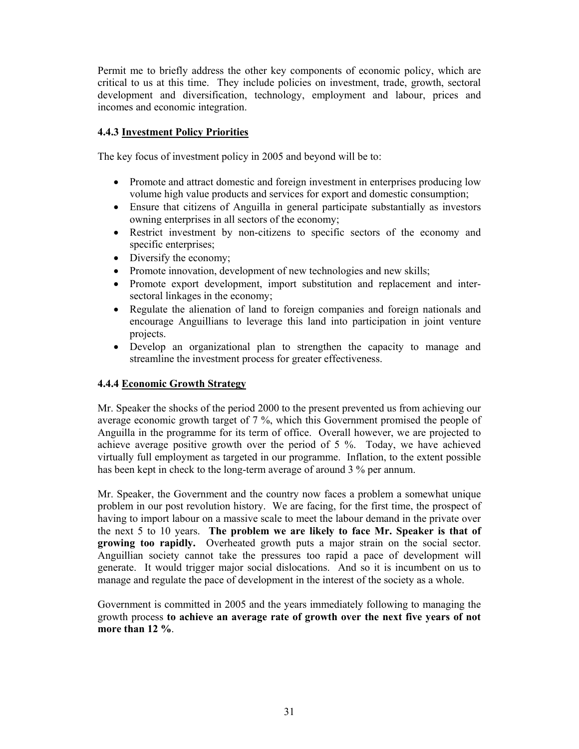Permit me to briefly address the other key components of economic policy, which are critical to us at this time. They include policies on investment, trade, growth, sectoral development and diversification, technology, employment and labour, prices and incomes and economic integration.

### 4.4.3 Investment Policy Priorities

The key focus of investment policy in 2005 and beyond will be to:

- Promote and attract domestic and foreign investment in enterprises producing low volume high value products and services for export and domestic consumption;
- Ensure that citizens of Anguilla in general participate substantially as investors owning enterprises in all sectors of the economy;
- Restrict investment by non-citizens to specific sectors of the economy and specific enterprises;
- Diversify the economy;
- Promote innovation, development of new technologies and new skills;
- Promote export development, import substitution and replacement and inter-sectoral linkages in the economy;
- Regulate the alienation of land to foreign companies and foreign nationals and encourage Anguillians to leverage this land into participation in joint venture projects.
- Develop an organizational plan to strengthen the capacity to manage and streamline the investment process for greater effectiveness.

### 4.4.4 Economic Growth Strategy

Mr. Speaker the shocks of the period 2000 to the present prevented us from achieving our average economic growth target of 7 %, which this Government promised the people of Anguilla in the programme for its term of office. Overall however, we are projected to achieve average positive growth over the period of 5 %. Today, we have achieved virtually full employment as targeted in our programme. Inflation, to the extent possible has been kept in check to the long-term average of around 3 % per annum.

Mr. Speaker, the Government and the country now faces a problem a somewhat unique problem in our post revolution history. We are facing, for the first time, the prospect of having to import labour on a massive scale to meet the labour demand in the private over the next 5 to 10 years. **The problem we are likely to face Mr. Speaker is that of growing too rapidly.** Overheated growth puts a major strain on the social sector. Anguillian society cannot take the pressures too rapid a pace of development will generate. It would trigger major social dislocations. And so it is incumbent on us to manage and regulate the pace of development in the interest of the society as a whole.

Government is committed in 2005 and the years immediately following to managing the growth process **to achieve an average rate of growth over the next five years of not more than 12 %**.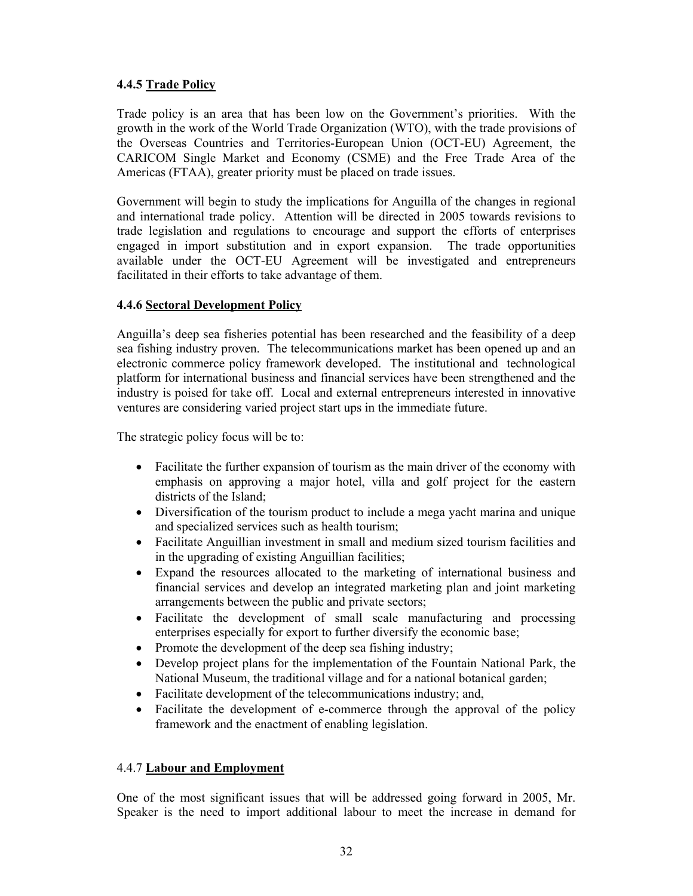#### 4.4.5 **Trade Policy**

Trade policy is an area that has been low on the Government's priorities. With the growth in the work of the World Trade Organization (WTO), with the trade provisions of the Overseas Countries and Territories-European Union (OCT-EU) Agreement, the CARICOM Single Market and Economy (CSME) and the Free Trade Area of the Americas (FTAA), greater priority must be placed on trade issues.

Government will begin to study the implications for Anguilla of the changes in regional and international trade policy. Attention will be directed in 2005 towards revisions to trade legislation and regulations to encourage and support the efforts of enterprises engaged in import substitution and in export expansion. The trade opportunities available under the OCT-EU Agreement will be investigated and entrepreneurs facilitated in their efforts to take advantage of them.

#### 4.4.6 **Sectoral Development Policy**

Anguilla's deep sea fisheries potential has been researched and the feasibility of a deep sea fishing industry proven. The telecommunications market has been opened up and an electronic commerce policy framework developed. The institutional and technological platform for international business and financial services have been strengthened and the industry is poised for take off. Local and external entrepreneurs interested in innovative ventures are considering varied project start ups in the immediate future.

The strategic policy focus will be to:

- Facilitate the further expansion of tourism as the main driver of the economy with emphasis on approving a major hotel, villa and golf project for the eastern districts of the Island;
- Diversification of the tourism product to include a mega yacht marina and unique and specialized services such as health tourism;
- Facilitate Anguillian investment in small and medium sized tourism facilities and in the upgrading of existing Anguillian facilities;
- Expand the resources allocated to the marketing of international business and financial services and develop an integrated marketing plan and joint marketing arrangements between the public and private sectors;
- Facilitate the development of small scale manufacturing and processing enterprises especially for export to further diversify the economic base;
- Promote the development of the deep sea fishing industry;
- Develop project plans for the implementation of the Fountain National Park, the National Museum, the traditional village and for a national botanical garden;
- Facilitate development of the telecommunications industry; and,
- Facilitate the development of e-commerce through the approval of the policy framework and the enactment of enabling legislation.

#### 4.4.7 **Labour and Employment**

One of the most significant issues that will be addressed going forward in 2005, Mr. Speaker is the need to import additional labour to meet the increase in demand for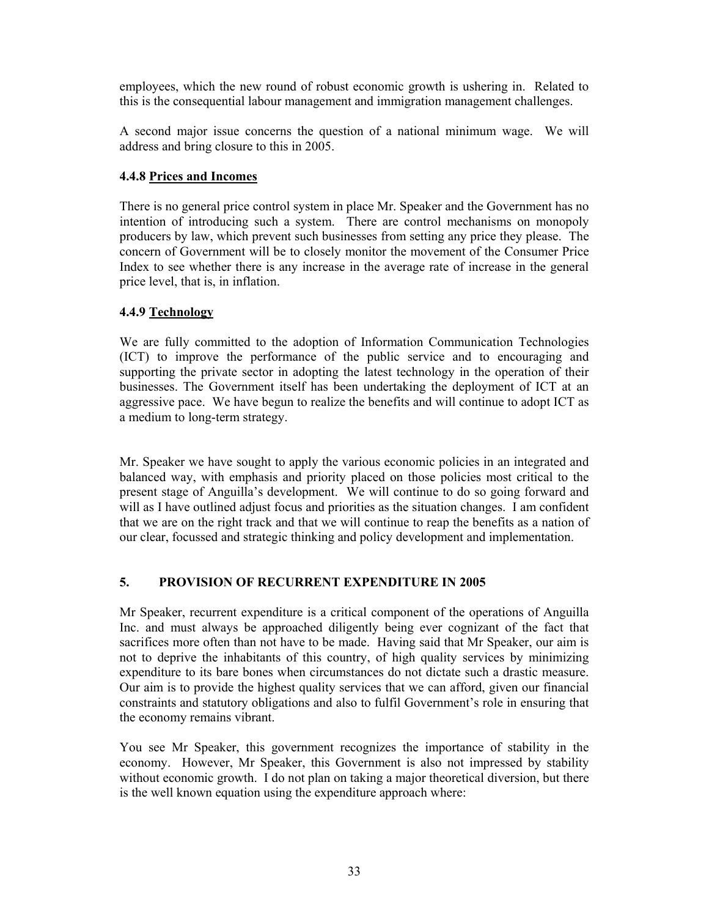employees, which the new round of robust economic growth is ushering in. Related to this is the consequential labour management and immigration management challenges.

A second major issue concerns the question of a national minimum wage. We will address and bring closure to this in 2005.

### 4.4.8 Prices and Incomes

There is no general price control system in place Mr. Speaker and the Government has no intention of introducing such a system. There are control mechanisms on monopoly producers by law, which prevent such businesses from setting any price they please. The concern of Government will be to closely monitor the movement of the Consumer Price Index to see whether there is any increase in the average rate of increase in the general price level, that is, in inflation.

### 4.4.9 Technology

We are fully committed to the adoption of Information Communication Technologies (ICT) to improve the performance of the public service and to encouraging and supporting the private sector in adopting the latest technology in the operation of their businesses. The Government itself has been undertaking the deployment of ICT at an aggressive pace. We have begun to realize the benefits and will continue to adopt ICT as a medium to long-term strategy.

Mr. Speaker we have sought to apply the various economic policies in an integrated and balanced way, with emphasis and priority placed on those policies most critical to the present stage of Anguilla's development. We will continue to do so going forward and will as I have outlined adjust focus and priorities as the situation changes. I am confident that we are on the right track and that we will continue to reap the benefits as a nation of our clear, focussed and strategic thinking and policy development and implementation.

## 5. PROVISION OF RECURRENT EXPENDITURE IN 2005

Mr Speaker, recurrent expenditure is a critical component of the operations of Anguilla Inc. and must always be approached diligently being ever cognizant of the fact that sacrifices more often than not have to be made. Having said that Mr Speaker, our aim is not to deprive the inhabitants of this country, of high quality services by minimizing expenditure to its bare bones when circumstances do not dictate such a drastic measure. Our aim is to provide the highest quality services that we can afford, given our financial constraints and statutory obligations and also to fulfil Government's role in ensuring that the economy remains vibrant.

You see Mr Speaker, this government recognizes the importance of stability in the economy. However, Mr Speaker, this Government is also not impressed by stability without economic growth. I do not plan on taking a major theoretical diversion, but there is the well known equation using the expenditure approach where: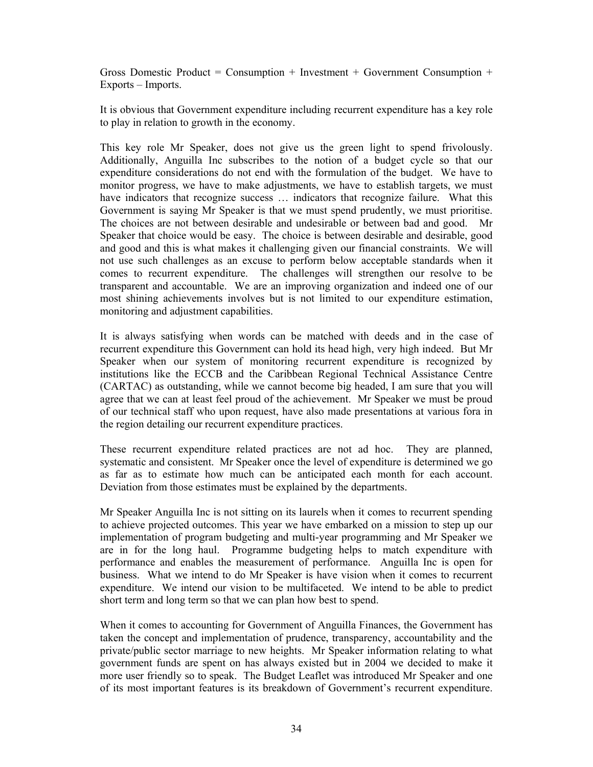Gross Domestic Product = Consumption + Investment + Government Consumption + Exports – Imports.

It is obvious that Government expenditure including recurrent expenditure has a key role to play in relation to growth in the economy.

This key role Mr Speaker, does not give us the green light to spend frivolously. Additionally, Anguilla Inc subscribes to the notion of a budget cycle so that our expenditure considerations do not end with the formulation of the budget. We have to monitor progress, we have to make adjustments, we have to establish targets, we must have indicators that recognize success … indicators that recognize failure. What this Government is saying Mr Speaker is that we must spend prudently, we must prioritise. The choices are not between desirable and undesirable or between bad and good. Mr Speaker that choice would be easy. The choice is between desirable and desirable, good and good and this is what makes it challenging given our financial constraints. We will not use such challenges as an excuse to perform below acceptable standards when it comes to recurrent expenditure. The challenges will strengthen our resolve to be transparent and accountable. We are an improving organization and indeed one of our most shining achievements involves but is not limited to our expenditure estimation, monitoring and adjustment capabilities.

It is always satisfying when words can be matched with deeds and in the case of recurrent expenditure this Government can hold its head high, very high indeed. But Mr Speaker when our system of monitoring recurrent expenditure is recognized by institutions like the ECCB and the Caribbean Regional Technical Assistance Centre (CARTAC) as outstanding, while we cannot become big headed, I am sure that you will agree that we can at least feel proud of the achievement. Mr Speaker we must be proud of our technical staff who upon request, have also made presentations at various fora in the region detailing our recurrent expenditure practices.

These recurrent expenditure related practices are not ad hoc. They are planned, systematic and consistent. Mr Speaker once the level of expenditure is determined we go as far as to estimate how much can be anticipated each month for each account. Deviation from those estimates must be explained by the departments.

Mr Speaker Anguilla Inc is not sitting on its laurels when it comes to recurrent spending to achieve projected outcomes. This year we have embarked on a mission to step up our implementation of program budgeting and multi-year programming and Mr Speaker we are in for the long haul. Programme budgeting helps to match expenditure with performance and enables the measurement of performance. Anguilla Inc is open for business. What we intend to do Mr Speaker is have vision when it comes to recurrent expenditure. We intend our vision to be multifaceted. We intend to be able to predict short term and long term so that we can plan how best to spend.

When it comes to accounting for Government of Anguilla Finances, the Government has taken the concept and implementation of prudence, transparency, accountability and the private/public sector marriage to new heights. Mr Speaker information relating to what government funds are spent on has always existed but in 2004 we decided to make it more user friendly so to speak. The Budget Leaflet was introduced Mr Speaker and one of its most important features is its breakdown of Government's recurrent expenditure.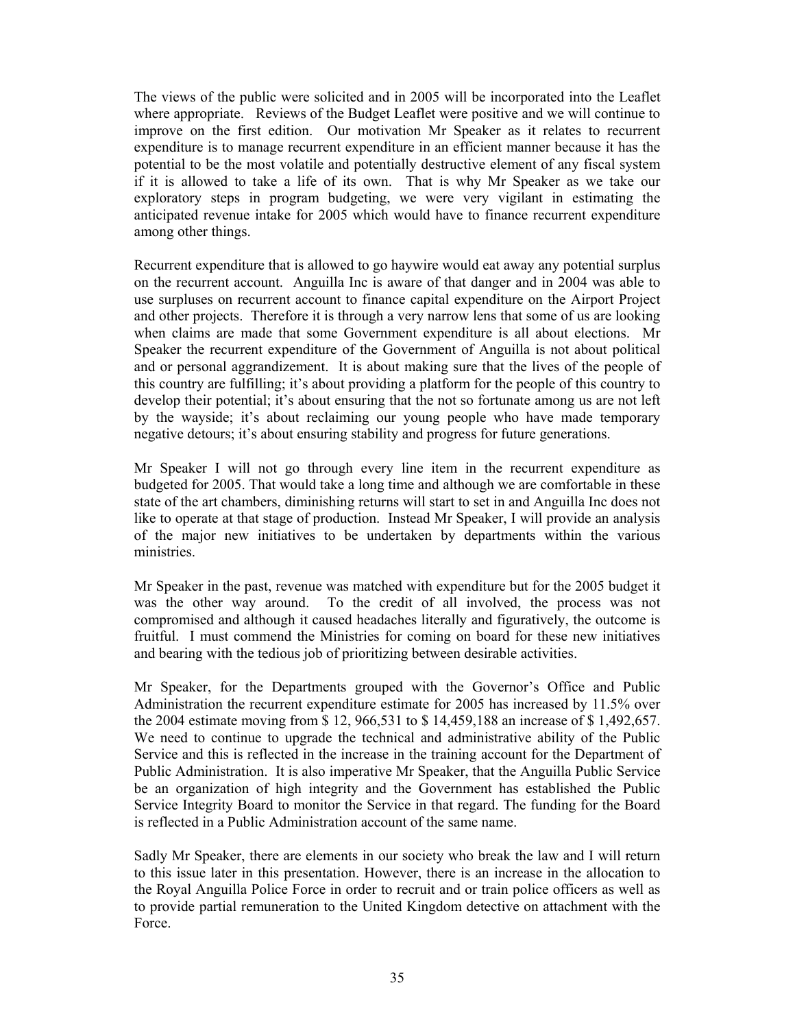The views of the public were solicited and in 2005 will be incorporated into the Leaflet where appropriate. Reviews of the Budget Leaflet were positive and we will continue to improve on the first edition. Our motivation Mr Speaker as it relates to recurrent expenditure is to manage recurrent expenditure in an efficient manner because it has the potential to be the most volatile and potentially destructive element of any fiscal system if it is allowed to take a life of its own. That is why Mr Speaker as we take our exploratory steps in program budgeting, we were very vigilant in estimating the anticipated revenue intake for 2005 which would have to finance recurrent expenditure among other things.

Recurrent expenditure that is allowed to go haywire would eat away any potential surplus on the recurrent account. Anguilla Inc is aware of that danger and in 2004 was able to use surpluses on recurrent account to finance capital expenditure on the Airport Project and other projects. Therefore it is through a very narrow lens that some of us are looking when claims are made that some Government expenditure is all about elections. Mr Speaker the recurrent expenditure of the Government of Anguilla is not about political and or personal aggrandizement. It is about making sure that the lives of the people of this country are fulfilling; it's about providing a platform for the people of this country to develop their potential; it's about ensuring that the not so fortunate among us are not left by the wayside; it's about reclaiming our young people who have made temporary negative detours; it's about ensuring stability and progress for future generations.

Mr Speaker I will not go through every line item in the recurrent expenditure as budgeted for 2005. That would take a long time and although we are comfortable in these state of the art chambers, diminishing returns will start to set in and Anguilla Inc does not like to operate at that stage of production. Instead Mr Speaker, I will provide an analysis of the major new initiatives to be undertaken by departments within the various ministries.

Mr Speaker in the past, revenue was matched with expenditure but for the 2005 budget it was the other way around. To the credit of all involved, the process was not compromised and although it caused headaches literally and figuratively, the outcome is fruitful. I must commend the Ministries for coming on board for these new initiatives and bearing with the tedious job of prioritizing between desirable activities.

Mr Speaker, for the Departments grouped with the Governor's Office and Public Administration the recurrent expenditure estimate for 2005 has increased by 11.5% over the 2004 estimate moving from $ 12, 966,531 to $ 14,459,188 an increase of $ 1,492,657. We need to continue to upgrade the technical and administrative ability of the Public Service and this is reflected in the increase in the training account for the Department of Public Administration. It is also imperative Mr Speaker, that the Anguilla Public Service be an organization of high integrity and the Government has established the Public Service Integrity Board to monitor the Service in that regard. The funding for the Board is reflected in a Public Administration account of the same name.

Sadly Mr Speaker, there are elements in our society who break the law and I will return to this issue later in this presentation. However, there is an increase in the allocation to the Royal Anguilla Police Force in order to recruit and or train police officers as well as to provide partial remuneration to the United Kingdom detective on attachment with the Force.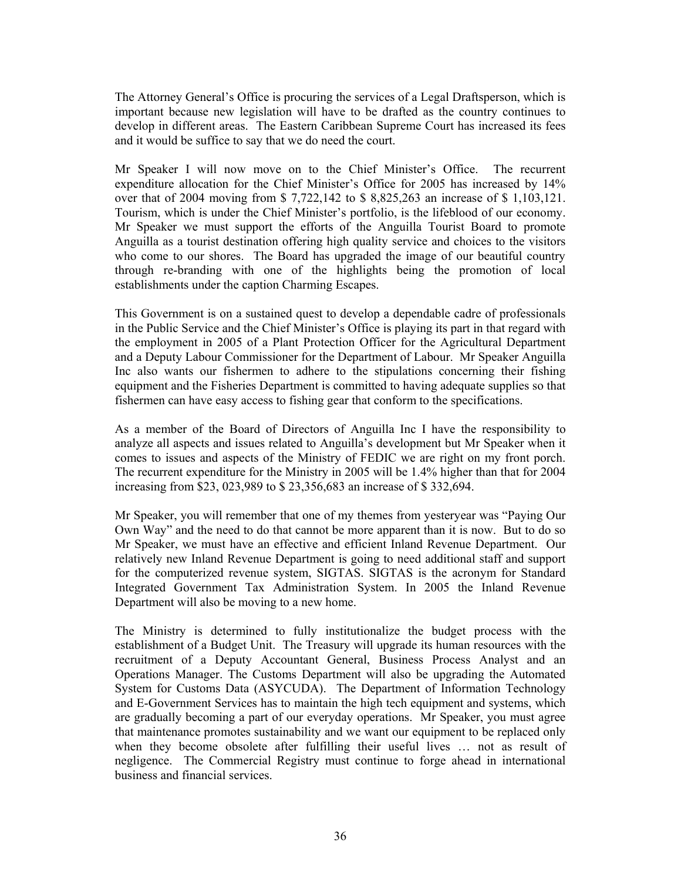The Attorney General's Office is procuring the services of a Legal Draftsperson, which is important because new legislation will have to be drafted as the country continues to develop in different areas. The Eastern Caribbean Supreme Court has increased its fees and it would be suffice to say that we do need the court.

Mr Speaker I will now move on to the Chief Minister's Office. The recurrent expenditure allocation for the Chief Minister's Office for 2005 has increased by 14% over that of 2004 moving from $ 7,722,142 to $ 8,825,263 an increase of $ 1,103,121. Tourism, which is under the Chief Minister's portfolio, is the lifeblood of our economy. Mr Speaker we must support the efforts of the Anguilla Tourist Board to promote Anguilla as a tourist destination offering high quality service and choices to the visitors who come to our shores. The Board has upgraded the image of our beautiful country through re-branding with one of the highlights being the promotion of local establishments under the caption Charming Escapes.

This Government is on a sustained quest to develop a dependable cadre of professionals in the Public Service and the Chief Minister's Office is playing its part in that regard with the employment in 2005 of a Plant Protection Officer for the Agricultural Department and a Deputy Labour Commissioner for the Department of Labour. Mr Speaker Anguilla Inc also wants our fishermen to adhere to the stipulations concerning their fishing equipment and the Fisheries Department is committed to having adequate supplies so that fishermen can have easy access to fishing gear that conform to the specifications.

As a member of the Board of Directors of Anguilla Inc I have the responsibility to analyze all aspects and issues related to Anguilla's development but Mr Speaker when it comes to issues and aspects of the Ministry of FEDIC we are right on my front porch. The recurrent expenditure for the Ministry in 2005 will be 1.4% higher than that for 2004 increasing from $23, 023,989 to $ 23,356,683 an increase of $ 332,694.

Mr Speaker, you will remember that one of my themes from yesteryear was "Paying Our Own Way" and the need to do that cannot be more apparent than it is now. But to do so Mr Speaker, we must have an effective and efficient Inland Revenue Department. Our relatively new Inland Revenue Department is going to need additional staff and support for the computerized revenue system, SIGTAS. SIGTAS is the acronym for Standard Integrated Government Tax Administration System. In 2005 the Inland Revenue Department will also be moving to a new home.

The Ministry is determined to fully institutionalize the budget process with the establishment of a Budget Unit. The Treasury will upgrade its human resources with the recruitment of a Deputy Accountant General, Business Process Analyst and an Operations Manager. The Customs Department will also be upgrading the Automated System for Customs Data (ASYCUDA). The Department of Information Technology and E-Government Services has to maintain the high tech equipment and systems, which are gradually becoming a part of our everyday operations. Mr Speaker, you must agree that maintenance promotes sustainability and we want our equipment to be replaced only when they become obsolete after fulfilling their useful lives … not as result of negligence. The Commercial Registry must continue to forge ahead in international business and financial services.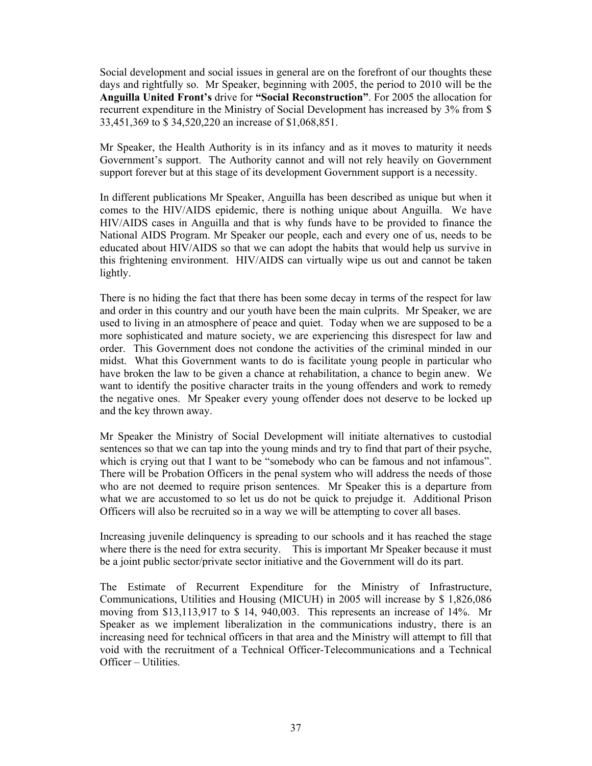Social development and social issues in general are on the forefront of our thoughts these days and rightfully so. Mr Speaker, beginning with 2005, the period to 2010 will be the **Anguilla United Front's** drive for **"Social Reconstruction"**. For 2005 the allocation for recurrent expenditure in the Ministry of Social Development has increased by 3% from $ 33,451,369 to $ 34,520,220 an increase of $1,068,851.

Mr Speaker, the Health Authority is in its infancy and as it moves to maturity it needs Government's support. The Authority cannot and will not rely heavily on Government support forever but at this stage of its development Government support is a necessity.

In different publications Mr Speaker, Anguilla has been described as unique but when it comes to the HIV/AIDS epidemic, there is nothing unique about Anguilla. We have HIV/AIDS cases in Anguilla and that is why funds have to be provided to finance the National AIDS Program. Mr Speaker our people, each and every one of us, needs to be educated about HIV/AIDS so that we can adopt the habits that would help us survive in this frightening environment. HIV/AIDS can virtually wipe us out and cannot be taken lightly.

There is no hiding the fact that there has been some decay in terms of the respect for law and order in this country and our youth have been the main culprits. Mr Speaker, we are used to living in an atmosphere of peace and quiet. Today when we are supposed to be a more sophisticated and mature society, we are experiencing this disrespect for law and order. This Government does not condone the activities of the criminal minded in our midst. What this Government wants to do is facilitate young people in particular who have broken the law to be given a chance at rehabilitation, a chance to begin anew. We want to identify the positive character traits in the young offenders and work to remedy the negative ones. Mr Speaker every young offender does not deserve to be locked up and the key thrown away.

Mr Speaker the Ministry of Social Development will initiate alternatives to custodial sentences so that we can tap into the young minds and try to find that part of their psyche, which is crying out that I want to be "somebody who can be famous and not infamous". There will be Probation Officers in the penal system who will address the needs of those who are not deemed to require prison sentences. Mr Speaker this is a departure from what we are accustomed to so let us do not be quick to prejudge it. Additional Prison Officers will also be recruited so in a way we will be attempting to cover all bases.

Increasing juvenile delinquency is spreading to our schools and it has reached the stage where there is the need for extra security. This is important Mr Speaker because it must be a joint public sector/private sector initiative and the Government will do its part.

The Estimate of Recurrent Expenditure for the Ministry of Infrastructure, Communications, Utilities and Housing (MICUH) in 2005 will increase by $ 1,826,086 moving from $13,113,917 to $ 14, 940,003. This represents an increase of 14%. Mr Speaker as we implement liberalization in the communications industry, there is an increasing need for technical officers in that area and the Ministry will attempt to fill that void with the recruitment of a Technical Officer-Telecommunications and a Technical Officer – Utilities.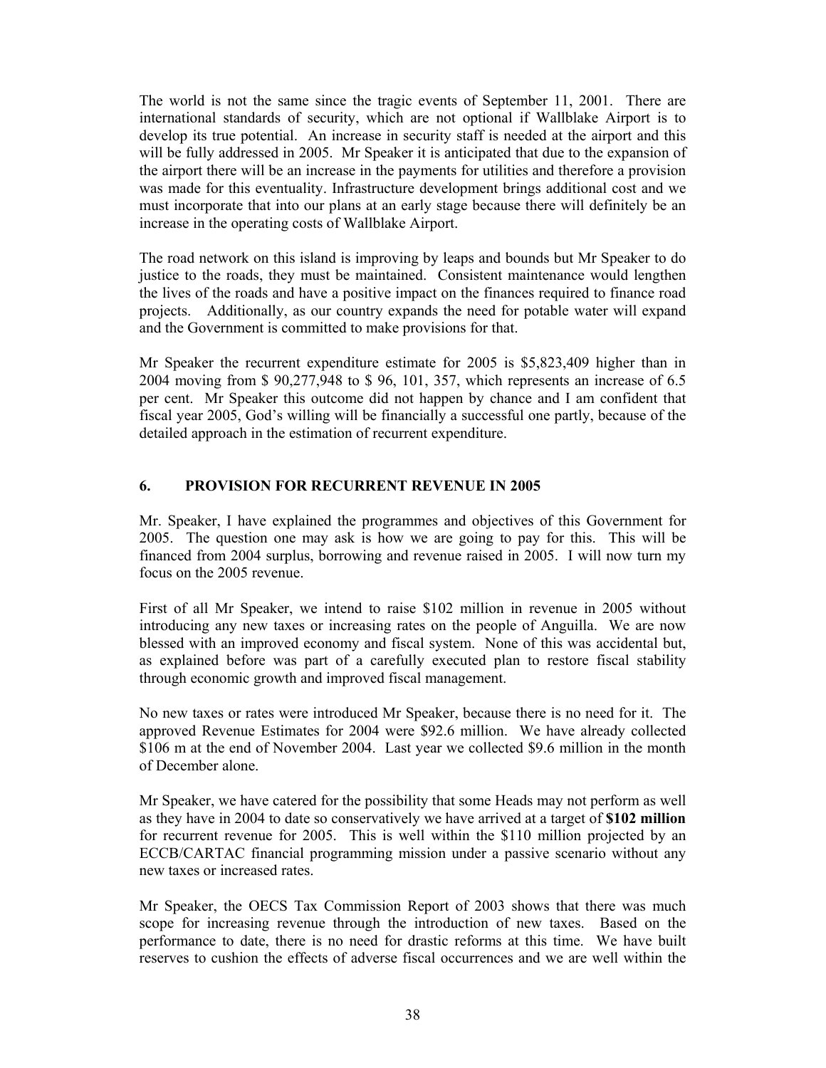The world is not the same since the tragic events of September 11, 2001. There are international standards of security, which are not optional if Wallblake Airport is to develop its true potential. An increase in security staff is needed at the airport and this will be fully addressed in 2005. Mr Speaker it is anticipated that due to the expansion of the airport there will be an increase in the payments for utilities and therefore a provision was made for this eventuality. Infrastructure development brings additional cost and we must incorporate that into our plans at an early stage because there will definitely be an increase in the operating costs of Wallblake Airport.

The road network on this island is improving by leaps and bounds but Mr Speaker to do justice to the roads, they must be maintained. Consistent maintenance would lengthen the lives of the roads and have a positive impact on the finances required to finance road projects. Additionally, as our country expands the need for potable water will expand and the Government is committed to make provisions for that.

Mr Speaker the recurrent expenditure estimate for 2005 is $5,823,409 higher than in 2004 moving from $ 90,277,948 to $ 96, 101, 357, which represents an increase of 6.5 per cent. Mr Speaker this outcome did not happen by chance and I am confident that fiscal year 2005, God's willing will be financially a successful one partly, because of the detailed approach in the estimation of recurrent expenditure.

## 6. PROVISION FOR RECURRENT REVENUE IN 2005

Mr. Speaker, I have explained the programmes and objectives of this Government for 2005. The question one may ask is how we are going to pay for this. This will be financed from 2004 surplus, borrowing and revenue raised in 2005. I will now turn my focus on the 2005 revenue.

First of all Mr Speaker, we intend to raise $102 million in revenue in 2005 without introducing any new taxes or increasing rates on the people of Anguilla. We are now blessed with an improved economy and fiscal system. None of this was accidental but, as explained before was part of a carefully executed plan to restore fiscal stability through economic growth and improved fiscal management.

No new taxes or rates were introduced Mr Speaker, because there is no need for it. The approved Revenue Estimates for 2004 were $92.6 million. We have already collected $106 m at the end of November 2004. Last year we collected $9.6 million in the month of December alone.

Mr Speaker, we have catered for the possibility that some Heads may not perform as well as they have in 2004 to date so conservatively we have arrived at a target of **$102 million** for recurrent revenue for 2005. This is well within the $110 million projected by an ECCB/CARTAC financial programming mission under a passive scenario without any new taxes or increased rates.

Mr Speaker, the OECS Tax Commission Report of 2003 shows that there was much scope for increasing revenue through the introduction of new taxes. Based on the performance to date, there is no need for drastic reforms at this time. We have built reserves to cushion the effects of adverse fiscal occurrences and we are well within the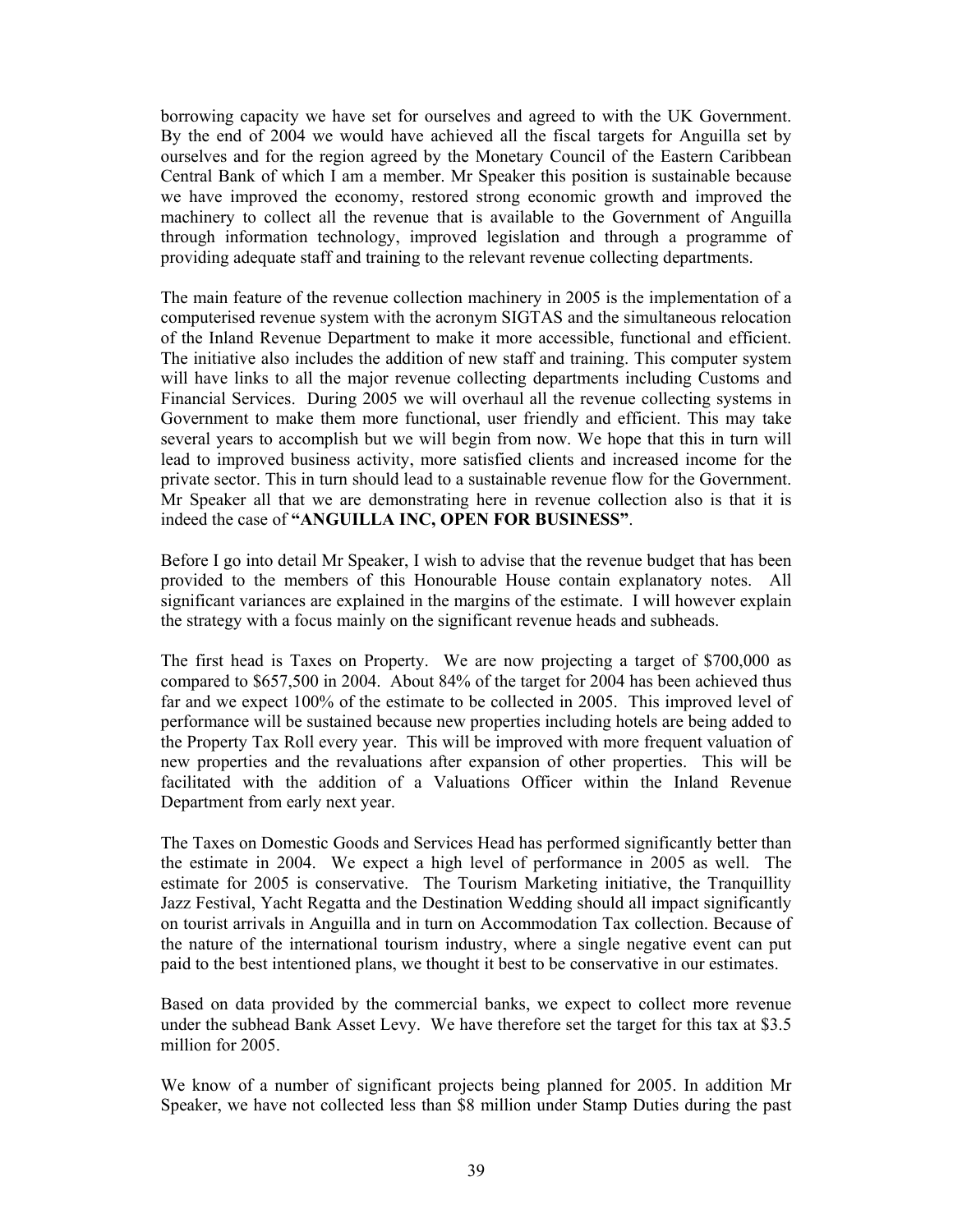borrowing capacity we have set for ourselves and agreed to with the UK Government. By the end of 2004 we would have achieved all the fiscal targets for Anguilla set by ourselves and for the region agreed by the Monetary Council of the Eastern Caribbean Central Bank of which I am a member. Mr Speaker this position is sustainable because we have improved the economy, restored strong economic growth and improved the machinery to collect all the revenue that is available to the Government of Anguilla through information technology, improved legislation and through a programme of providing adequate staff and training to the relevant revenue collecting departments.

The main feature of the revenue collection machinery in 2005 is the implementation of a computerised revenue system with the acronym SIGTAS and the simultaneous relocation of the Inland Revenue Department to make it more accessible, functional and efficient. The initiative also includes the addition of new staff and training. This computer system will have links to all the major revenue collecting departments including Customs and Financial Services. During 2005 we will overhaul all the revenue collecting systems in Government to make them more functional, user friendly and efficient. This may take several years to accomplish but we will begin from now. We hope that this in turn will lead to improved business activity, more satisfied clients and increased income for the private sector. This in turn should lead to a sustainable revenue flow for the Government. Mr Speaker all that we are demonstrating here in revenue collection also is that it is indeed the case of **"ANGUILLA INC, OPEN FOR BUSINESS"**.

Before I go into detail Mr Speaker, I wish to advise that the revenue budget that has been provided to the members of this Honourable House contain explanatory notes. All significant variances are explained in the margins of the estimate. I will however explain the strategy with a focus mainly on the significant revenue heads and subheads.

The first head is Taxes on Property. We are now projecting a target of $700,000 as compared to $657,500 in 2004. About 84% of the target for 2004 has been achieved thus far and we expect 100% of the estimate to be collected in 2005. This improved level of performance will be sustained because new properties including hotels are being added to the Property Tax Roll every year. This will be improved with more frequent valuation of new properties and the revaluations after expansion of other properties. This will be facilitated with the addition of a Valuations Officer within the Inland Revenue Department from early next year.

The Taxes on Domestic Goods and Services Head has performed significantly better than the estimate in 2004. We expect a high level of performance in 2005 as well. The estimate for 2005 is conservative. The Tourism Marketing initiative, the Tranquillity Jazz Festival, Yacht Regatta and the Destination Wedding should all impact significantly on tourist arrivals in Anguilla and in turn on Accommodation Tax collection. Because of the nature of the international tourism industry, where a single negative event can put paid to the best intentioned plans, we thought it best to be conservative in our estimates.

Based on data provided by the commercial banks, we expect to collect more revenue under the subhead Bank Asset Levy. We have therefore set the target for this tax at $3.5 million for 2005.

We know of a number of significant projects being planned for 2005. In addition Mr Speaker, we have not collected less than $8 million under Stamp Duties during the past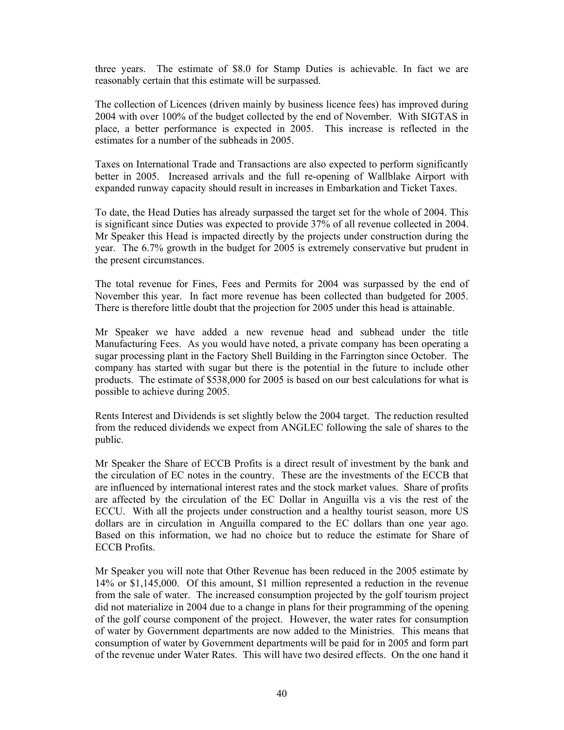three years. The estimate of $8.0 for Stamp Duties is achievable. In fact we are reasonably certain that this estimate will be surpassed.

The collection of Licences (driven mainly by business licence fees) has improved during 2004 with over 100% of the budget collected by the end of November. With SIGTAS in place, a better performance is expected in 2005. This increase is reflected in the estimates for a number of the subheads in 2005.

Taxes on International Trade and Transactions are also expected to perform significantly better in 2005. Increased arrivals and the full re-opening of Wallblake Airport with expanded runway capacity should result in increases in Embarkation and Ticket Taxes.

To date, the Head Duties has already surpassed the target set for the whole of 2004. This is significant since Duties was expected to provide 37% of all revenue collected in 2004. Mr Speaker this Head is impacted directly by the projects under construction during the year. The 6.7% growth in the budget for 2005 is extremely conservative but prudent in the present circumstances.

The total revenue for Fines, Fees and Permits for 2004 was surpassed by the end of November this year. In fact more revenue has been collected than budgeted for 2005. There is therefore little doubt that the projection for 2005 under this head is attainable.

Mr Speaker we have added a new revenue head and subhead under the title Manufacturing Fees. As you would have noted, a private company has been operating a sugar processing plant in the Factory Shell Building in the Farrington since October. The company has started with sugar but there is the potential in the future to include other products. The estimate of $538,000 for 2005 is based on our best calculations for what is possible to achieve during 2005.

Rents Interest and Dividends is set slightly below the 2004 target. The reduction resulted from the reduced dividends we expect from ANGLEC following the sale of shares to the public.

Mr Speaker the Share of ECCB Profits is a direct result of investment by the bank and the circulation of EC notes in the country. These are the investments of the ECCB that are influenced by international interest rates and the stock market values. Share of profits are affected by the circulation of the EC Dollar in Anguilla vis a vis the rest of the ECCU. With all the projects under construction and a healthy tourist season, more US dollars are in circulation in Anguilla compared to the EC dollars than one year ago. Based on this information, we had no choice but to reduce the estimate for Share of ECCB Profits.

Mr Speaker you will note that Other Revenue has been reduced in the 2005 estimate by 14% or $1,145,000. Of this amount, $1 million represented a reduction in the revenue from the sale of water. The increased consumption projected by the golf tourism project did not materialize in 2004 due to a change in plans for their programming of the opening of the golf course component of the project. However, the water rates for consumption of water by Government departments are now added to the Ministries. This means that consumption of water by Government departments will be paid for in 2005 and form part of the revenue under Water Rates. This will have two desired effects. On the one hand it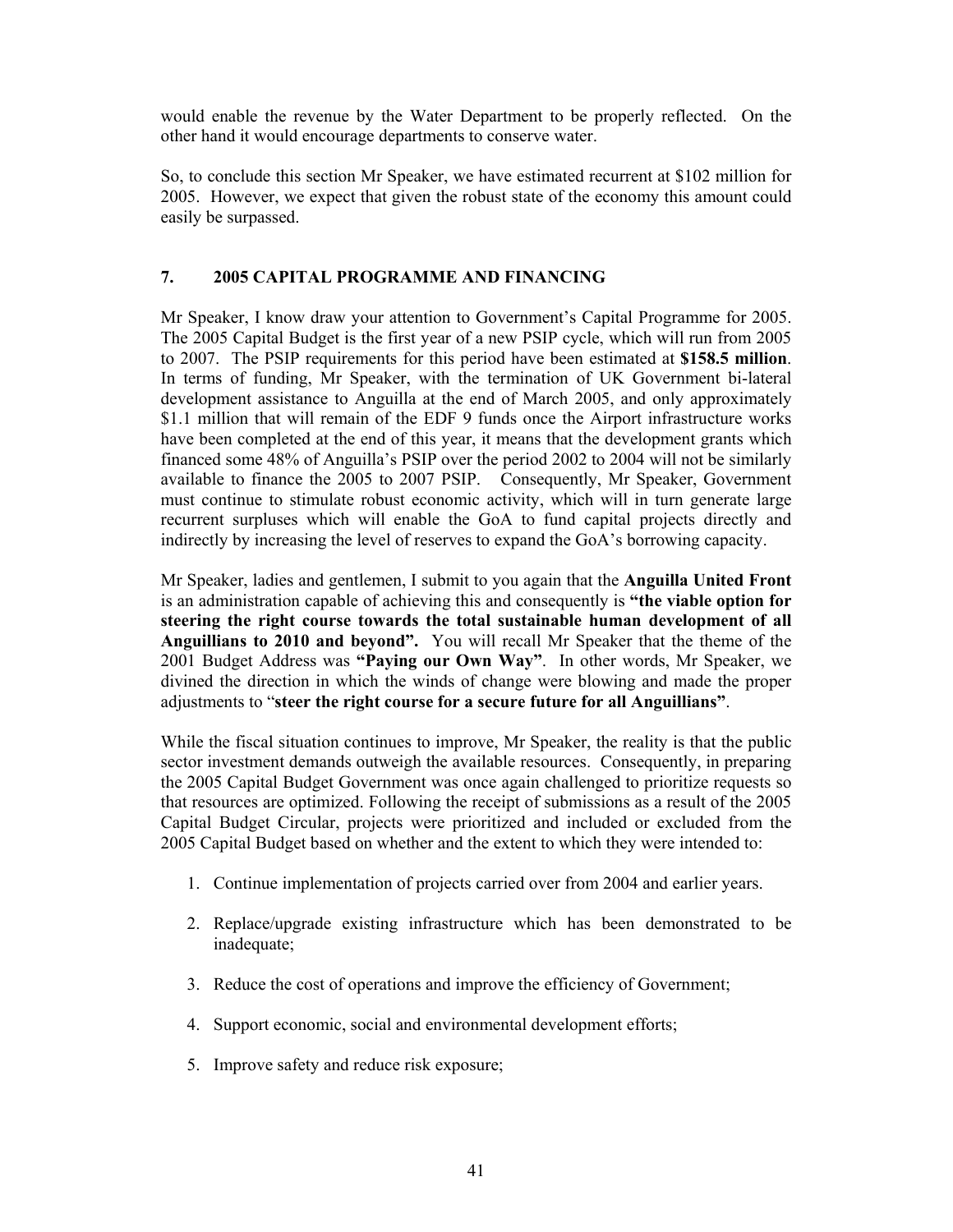would enable the revenue by the Water Department to be properly reflected. On the other hand it would encourage departments to conserve water.

So, to conclude this section Mr Speaker, we have estimated recurrent at $102 million for 2005. However, we expect that given the robust state of the economy this amount could easily be surpassed.

## 7. 2005 CAPITAL PROGRAMME AND FINANCING

Mr Speaker, I know draw your attention to Government's Capital Programme for 2005. The 2005 Capital Budget is the first year of a new PSIP cycle, which will run from 2005 to 2007. The PSIP requirements for this period have been estimated at **$158.5 million**. In terms of funding, Mr Speaker, with the termination of UK Government bi-lateral development assistance to Anguilla at the end of March 2005, and only approximately $1.1 million that will remain of the EDF 9 funds once the Airport infrastructure works have been completed at the end of this year, it means that the development grants which financed some 48% of Anguilla's PSIP over the period 2002 to 2004 will not be similarly available to finance the 2005 to 2007 PSIP. Consequently, Mr Speaker, Government must continue to stimulate robust economic activity, which will in turn generate large recurrent surpluses which will enable the GoA to fund capital projects directly and indirectly by increasing the level of reserves to expand the GoA's borrowing capacity.

Mr Speaker, ladies and gentlemen, I submit to you again that the **Anguilla United Front** is an administration capable of achieving this and consequently is **"the viable option for steering the right course towards the total sustainable human development of all Anguillians to 2010 and beyond".** You will recall Mr Speaker that the theme of the 2001 Budget Address was **"Paying our Own Way"**. In other words, Mr Speaker, we divined the direction in which the winds of change were blowing and made the proper adjustments to "**steer the right course for a secure future for all Anguillians"**.

While the fiscal situation continues to improve, Mr Speaker, the reality is that the public sector investment demands outweigh the available resources. Consequently, in preparing the 2005 Capital Budget Government was once again challenged to prioritize requests so that resources are optimized. Following the receipt of submissions as a result of the 2005 Capital Budget Circular, projects were prioritized and included or excluded from the 2005 Capital Budget based on whether and the extent to which they were intended to:

1. Continue implementation of projects carried over from 2004 and earlier years.
2. Replace/upgrade existing infrastructure which has been demonstrated to be inadequate;
3. Reduce the cost of operations and improve the efficiency of Government;
4. Support economic, social and environmental development efforts;
5. Improve safety and reduce risk exposure;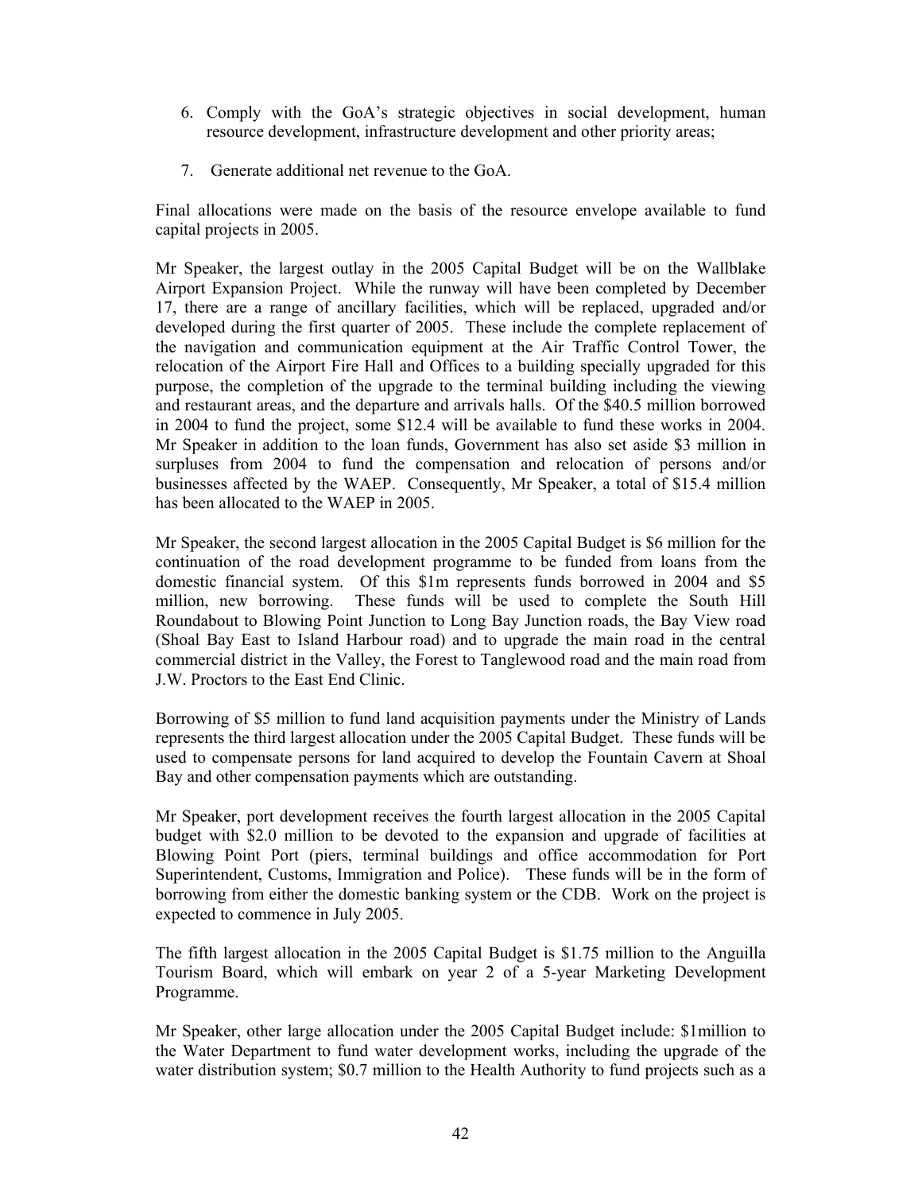6. Comply with the GoA's strategic objectives in social development, human resource development, infrastructure development and other priority areas;

7. Generate additional net revenue to the GoA.

Final allocations were made on the basis of the resource envelope available to fund capital projects in 2005.

Mr Speaker, the largest outlay in the 2005 Capital Budget will be on the Wallblake Airport Expansion Project. While the runway will have been completed by December 17, there are a range of ancillary facilities, which will be replaced, upgraded and/or developed during the first quarter of 2005. These include the complete replacement of the navigation and communication equipment at the Air Traffic Control Tower, the relocation of the Airport Fire Hall and Offices to a building specially upgraded for this purpose, the completion of the upgrade to the terminal building including the viewing and restaurant areas, and the departure and arrivals halls. Of the $40.5 million borrowed in 2004 to fund the project, some $12.4 will be available to fund these works in 2004. Mr Speaker in addition to the loan funds, Government has also set aside $3 million in surpluses from 2004 to fund the compensation and relocation of persons and/or businesses affected by the WAEP. Consequently, Mr Speaker, a total of $15.4 million has been allocated to the WAEP in 2005.

Mr Speaker, the second largest allocation in the 2005 Capital Budget is $6 million for the continuation of the road development programme to be funded from loans from the domestic financial system. Of this $1m represents funds borrowed in 2004 and $5 million, new borrowing. These funds will be used to complete the South Hill Roundabout to Blowing Point Junction to Long Bay Junction roads, the Bay View road (Shoal Bay East to Island Harbour road) and to upgrade the main road in the central commercial district in the Valley, the Forest to Tanglewood road and the main road from J.W. Proctors to the East End Clinic.

Borrowing of $5 million to fund land acquisition payments under the Ministry of Lands represents the third largest allocation under the 2005 Capital Budget. These funds will be used to compensate persons for land acquired to develop the Fountain Cavern at Shoal Bay and other compensation payments which are outstanding.

Mr Speaker, port development receives the fourth largest allocation in the 2005 Capital budget with $2.0 million to be devoted to the expansion and upgrade of facilities at Blowing Point Port (piers, terminal buildings and office accommodation for Port Superintendent, Customs, Immigration and Police). These funds will be in the form of borrowing from either the domestic banking system or the CDB. Work on the project is expected to commence in July 2005.

The fifth largest allocation in the 2005 Capital Budget is $1.75 million to the Anguilla Tourism Board, which will embark on year 2 of a 5-year Marketing Development Programme.

Mr Speaker, other large allocation under the 2005 Capital Budget include: $1million to the Water Department to fund water development works, including the upgrade of the water distribution system; $0.7 million to the Health Authority to fund projects such as a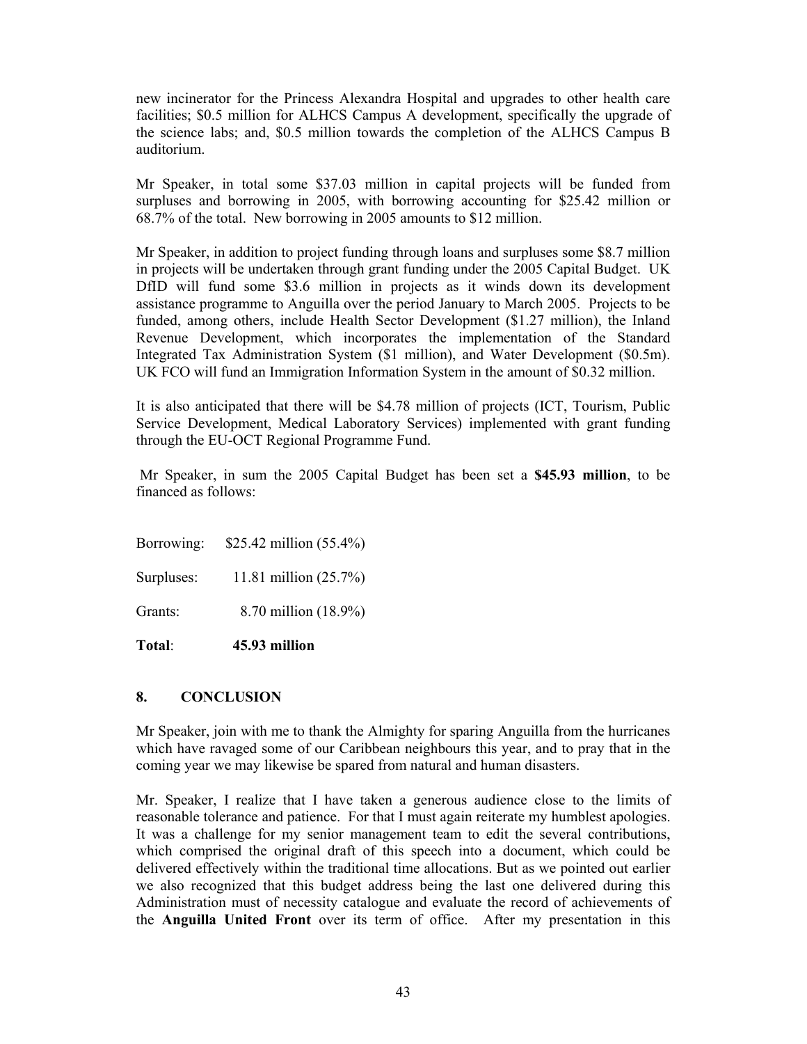new incinerator for the Princess Alexandra Hospital and upgrades to other health care facilities; $0.5 million for ALHCS Campus A development, specifically the upgrade of the science labs; and, $0.5 million towards the completion of the ALHCS Campus B auditorium.

Mr Speaker, in total some $37.03 million in capital projects will be funded from surpluses and borrowing in 2005, with borrowing accounting for $25.42 million or 68.7% of the total. New borrowing in 2005 amounts to $12 million.

Mr Speaker, in addition to project funding through loans and surpluses some $8.7 million in projects will be undertaken through grant funding under the 2005 Capital Budget. UK DfID will fund some $3.6 million in projects as it winds down its development assistance programme to Anguilla over the period January to March 2005. Projects to be funded, among others, include Health Sector Development ($1.27 million), the Inland Revenue Development, which incorporates the implementation of the Standard Integrated Tax Administration System ($1 million), and Water Development ($0.5m). UK FCO will fund an Immigration Information System in the amount of $0.32 million.

It is also anticipated that there will be $4.78 million of projects (ICT, Tourism, Public Service Development, Medical Laboratory Services) implemented with grant funding through the EU-OCT Regional Programme Fund.

Mr Speaker, in sum the 2005 Capital Budget has been set a **$45.93 million**, to be financed as follows:

| | |
|---|---|
| Borrowing: | $25.42 million (55.4%) |
| Surpluses: | 11.81 million (25.7%) |
| Grants: | 8.70 million (18.9%) |
| **Total**: | **45.93 million** |

## 8. CONCLUSION

Mr Speaker, join with me to thank the Almighty for sparing Anguilla from the hurricanes which have ravaged some of our Caribbean neighbours this year, and to pray that in the coming year we may likewise be spared from natural and human disasters.

Mr. Speaker, I realize that I have taken a generous audience close to the limits of reasonable tolerance and patience. For that I must again reiterate my humblest apologies. It was a challenge for my senior management team to edit the several contributions, which comprised the original draft of this speech into a document, which could be delivered effectively within the traditional time allocations. But as we pointed out earlier we also recognized that this budget address being the last one delivered during this Administration must of necessity catalogue and evaluate the record of achievements of the **Anguilla United Front** over its term of office. After my presentation in this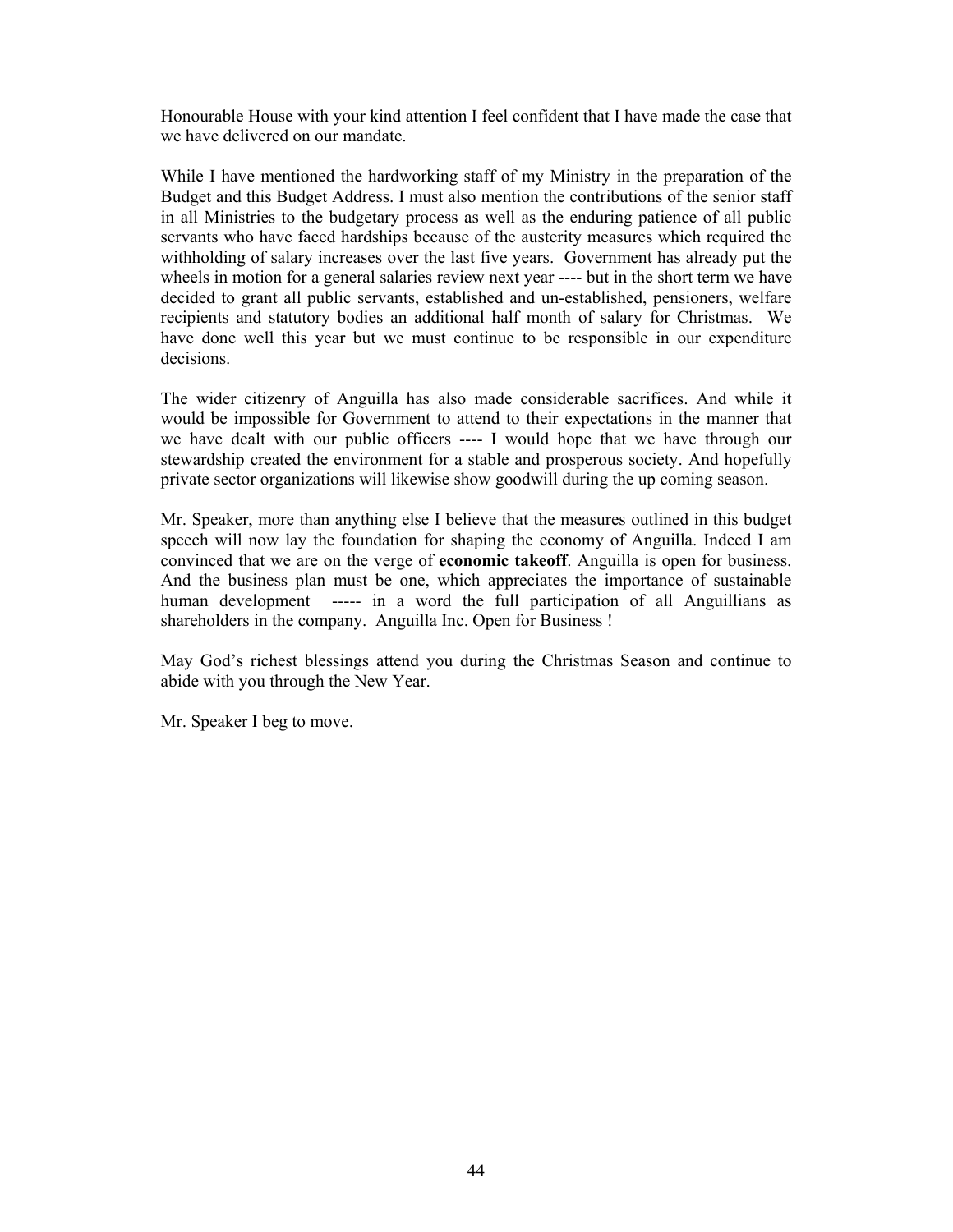Honourable House with your kind attention I feel confident that I have made the case that we have delivered on our mandate.

While I have mentioned the hardworking staff of my Ministry in the preparation of the Budget and this Budget Address. I must also mention the contributions of the senior staff in all Ministries to the budgetary process as well as the enduring patience of all public servants who have faced hardships because of the austerity measures which required the withholding of salary increases over the last five years. Government has already put the wheels in motion for a general salaries review next year ---- but in the short term we have decided to grant all public servants, established and un-established, pensioners, welfare recipients and statutory bodies an additional half month of salary for Christmas. We have done well this year but we must continue to be responsible in our expenditure decisions.

The wider citizenry of Anguilla has also made considerable sacrifices. And while it would be impossible for Government to attend to their expectations in the manner that we have dealt with our public officers ---- I would hope that we have through our stewardship created the environment for a stable and prosperous society. And hopefully private sector organizations will likewise show goodwill during the up coming season.

Mr. Speaker, more than anything else I believe that the measures outlined in this budget speech will now lay the foundation for shaping the economy of Anguilla. Indeed I am convinced that we are on the verge of **economic takeoff**. Anguilla is open for business. And the business plan must be one, which appreciates the importance of sustainable human development ----- in a word the full participation of all Anguillians as shareholders in the company. Anguilla Inc. Open for Business !

May God's richest blessings attend you during the Christmas Season and continue to abide with you through the New Year.

Mr. Speaker I beg to move.